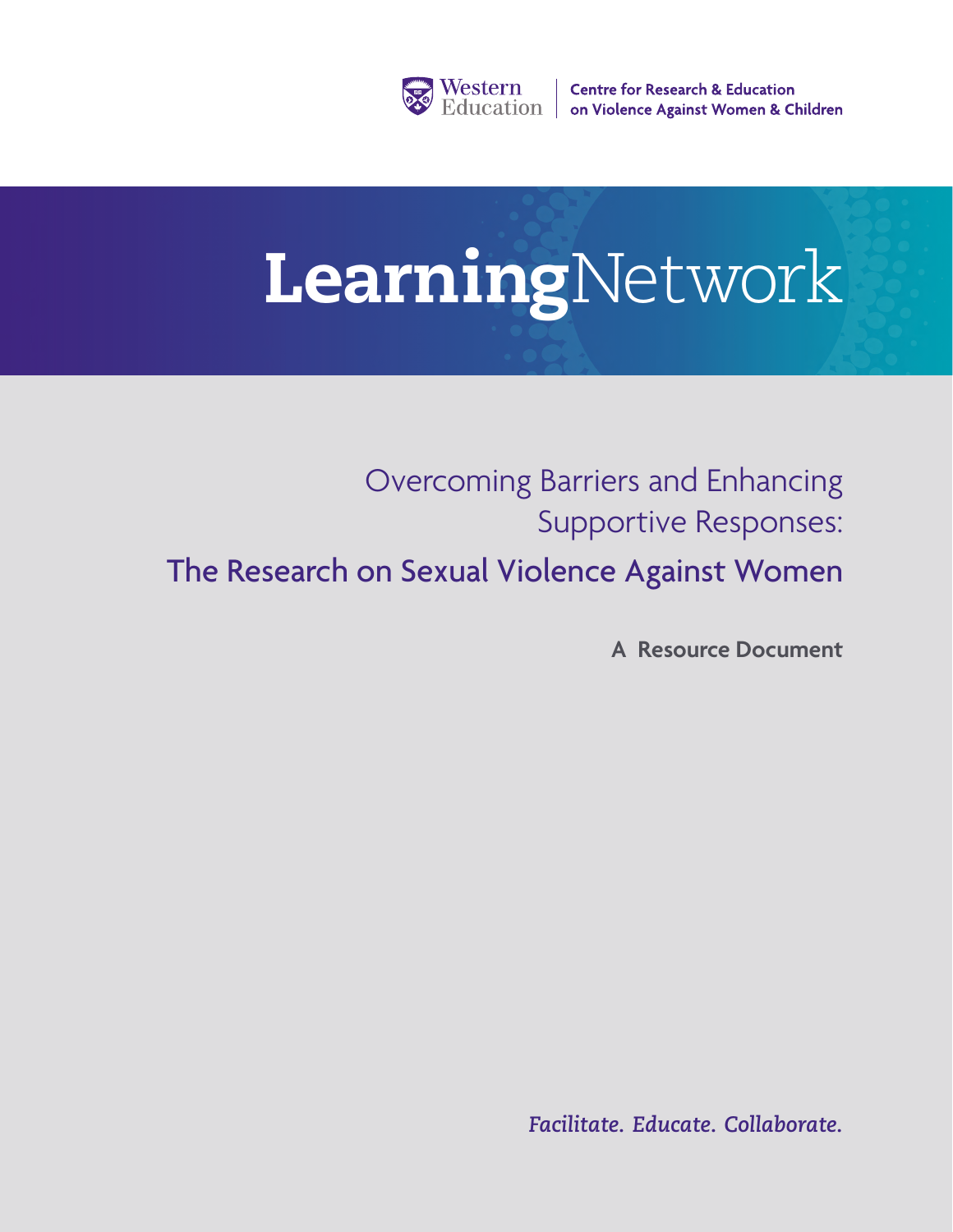Western Education | Centre for Research & Education on Violence Against Women & Children

# **Learning**Network

## Overcoming Barriers and Enhancing Supportive Responses:

## The Research on Sexual Violence Against Women

**A Resource Document**

*Facilitate. Educate. Collaborate.*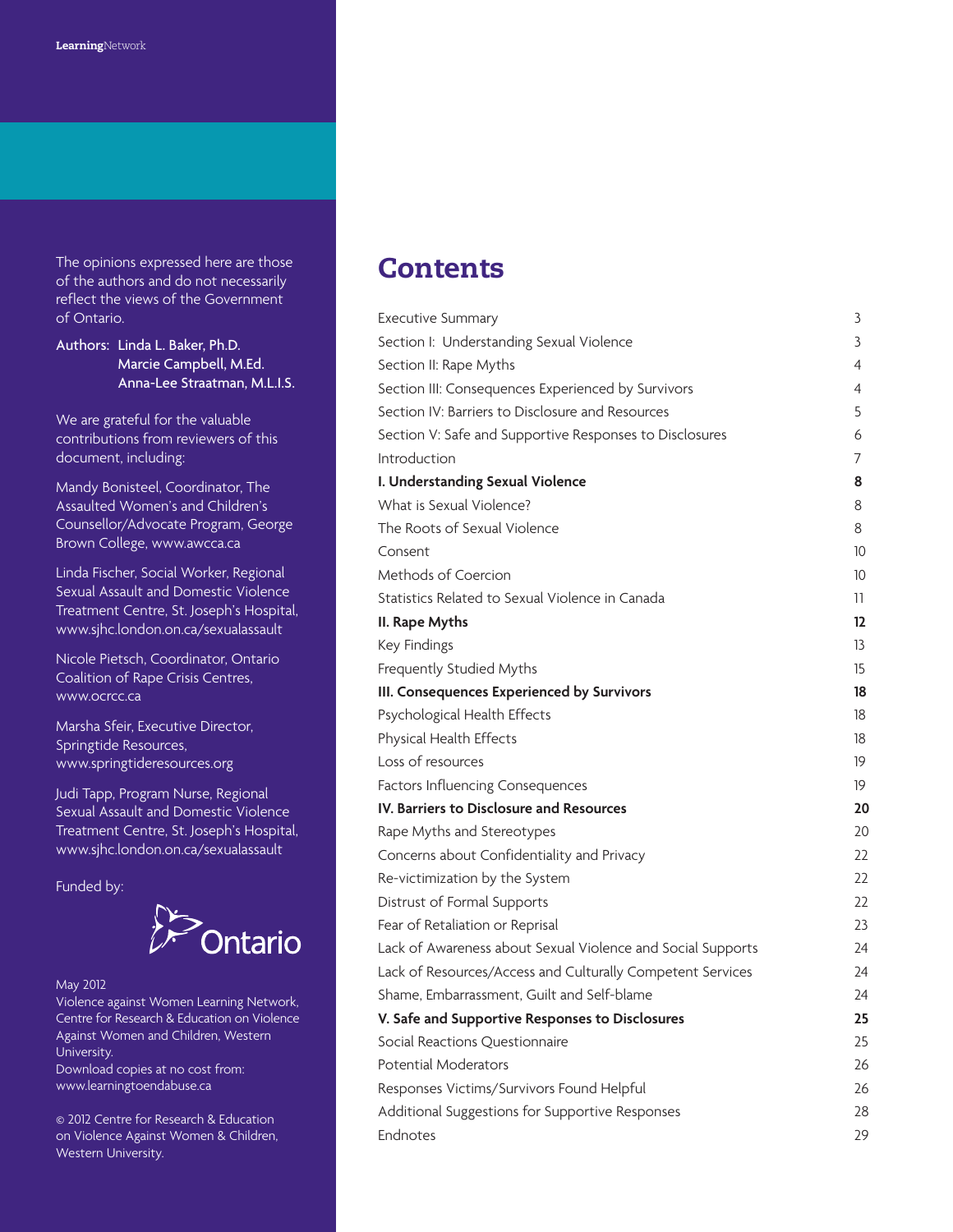LearningNetwork

The opinions expressed here are those of the authors and do not necessarily reflect the views of the Government of Ontario.

Authors: Linda L. Baker, Ph.D.
Marcie Campbell, M.Ed.
Anna-Lee Straatman, M.L.I.S.

We are grateful for the valuable contributions from reviewers of this document, including:

Mandy Bonisteel, Coordinator, The Assaulted Women's and Children's Counsellor/Advocate Program, George Brown College, www.awcca.ca

Linda Fischer, Social Worker, Regional Sexual Assault and Domestic Violence Treatment Centre, St. Joseph's Hospital, www.sjhc.london.on.ca/sexualassault

Nicole Pietsch, Coordinator, Ontario Coalition of Rape Crisis Centres, www.ocrcc.ca

Marsha Sfeir, Executive Director, Springtide Resources, www.springtideresources.org

Judi Tapp, Program Nurse, Regional Sexual Assault and Domestic Violence Treatment Centre, St. Joseph's Hospital, www.sjhc.london.on.ca/sexualassault

Funded by:

Ontario

May 2012
Violence against Women Learning Network, Centre for Research & Education on Violence Against Women and Children, Western University.
Download copies at no cost from: www.learningtoendabuse.ca

© 2012 Centre for Research & Education on Violence Against Women & Children, Western University.

# Contents

| | |
|---|---|
| Executive Summary | 3 |
| Section I: Understanding Sexual Violence | 3 |
| Section II: Rape Myths | 4 |
| Section III: Consequences Experienced by Survivors | 4 |
| Section IV: Barriers to Disclosure and Resources | 5 |
| Section V: Safe and Supportive Responses to Disclosures | 6 |
| Introduction | 7 |
| **I. Understanding Sexual Violence** | **8** |
| What is Sexual Violence? | 8 |
| The Roots of Sexual Violence | 8 |
| Consent | 10 |
| Methods of Coercion | 10 |
| Statistics Related to Sexual Violence in Canada | 11 |
| **II. Rape Myths** | **12** |
| Key Findings | 13 |
| Frequently Studied Myths | 15 |
| **III. Consequences Experienced by Survivors** | **18** |
| Psychological Health Effects | 18 |
| Physical Health Effects | 18 |
| Loss of resources | 19 |
| Factors Influencing Consequences | 19 |
| **IV. Barriers to Disclosure and Resources** | **20** |
| Rape Myths and Stereotypes | 20 |
| Concerns about Confidentiality and Privacy | 22 |
| Re-victimization by the System | 22 |
| Distrust of Formal Supports | 22 |
| Fear of Retaliation or Reprisal | 23 |
| Lack of Awareness about Sexual Violence and Social Supports | 24 |
| Lack of Resources/Access and Culturally Competent Services | 24 |
| Shame, Embarrassment, Guilt and Self-blame | 24 |
| **V. Safe and Supportive Responses to Disclosures** | **25** |
| Social Reactions Questionnaire | 25 |
| Potential Moderators | 26 |
| Responses Victims/Survivors Found Helpful | 26 |
| Additional Suggestions for Supportive Responses | 28 |
| Endnotes | 29 |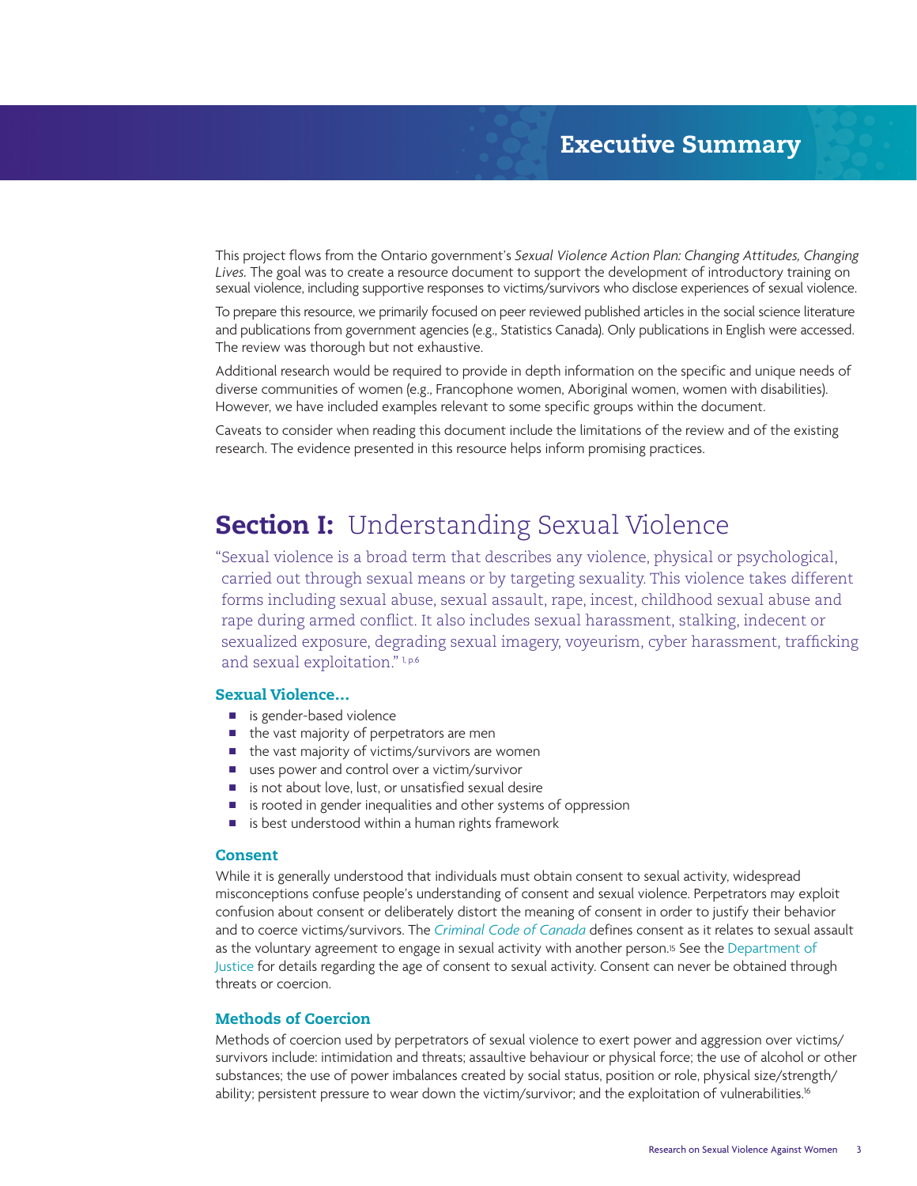# Executive Summary

This project flows from the Ontario government's *Sexual Violence Action Plan: Changing Attitudes, Changing Lives.* The goal was to create a resource document to support the development of introductory training on sexual violence, including supportive responses to victims/survivors who disclose experiences of sexual violence.

To prepare this resource, we primarily focused on peer reviewed published articles in the social science literature and publications from government agencies (e.g., Statistics Canada). Only publications in English were accessed. The review was thorough but not exhaustive.

Additional research would be required to provide in depth information on the specific and unique needs of diverse communities of women (e.g., Francophone women, Aboriginal women, women with disabilities). However, we have included examples relevant to some specific groups within the document.

Caveats to consider when reading this document include the limitations of the review and of the existing research. The evidence presented in this resource helps inform promising practices.

## Section I: Understanding Sexual Violence

"Sexual violence is a broad term that describes any violence, physical or psychological, carried out through sexual means or by targeting sexuality. This violence takes different forms including sexual abuse, sexual assault, rape, incest, childhood sexual abuse and rape during armed conflict. It also includes sexual harassment, stalking, indecent or sexualized exposure, degrading sexual imagery, voyeurism, cyber harassment, trafficking and sexual exploitation." [1, p.6]

### Sexual Violence...

- is gender-based violence
- the vast majority of perpetrators are men
- the vast majority of victims/survivors are women
- uses power and control over a victim/survivor
- is not about love, lust, or unsatisfied sexual desire
- is rooted in gender inequalities and other systems of oppression
- is best understood within a human rights framework

### Consent

While it is generally understood that individuals must obtain consent to sexual activity, widespread misconceptions confuse people's understanding of consent and sexual violence. Perpetrators may exploit confusion about consent or deliberately distort the meaning of consent in order to justify their behavior and to coerce victims/survivors. The *Criminal Code of Canada* defines consent as it relates to sexual assault as the voluntary agreement to engage in sexual activity with another person.[15] See the Department of Justice for details regarding the age of consent to sexual activity. Consent can never be obtained through threats or coercion.

### Methods of Coercion

Methods of coercion used by perpetrators of sexual violence to exert power and aggression over victims/survivors include: intimidation and threats; assaultive behaviour or physical force; the use of alcohol or other substances; the use of power imbalances created by social status, position or role, physical size/strength/ability; persistent pressure to wear down the victim/survivor; and the exploitation of vulnerabilities.[16]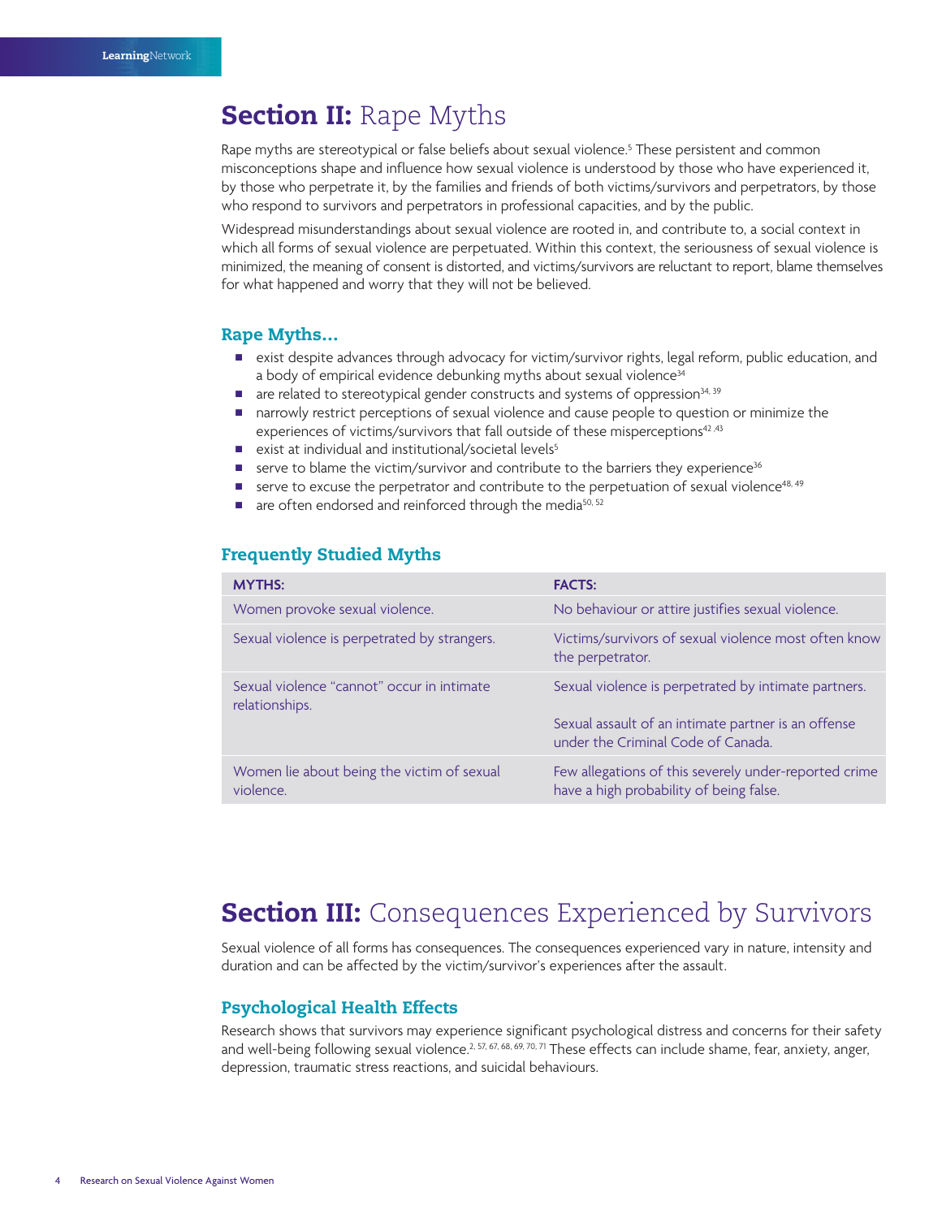# Section II: Rape Myths

Rape myths are stereotypical or false beliefs about sexual violence.[5] These persistent and common misconceptions shape and influence how sexual violence is understood by those who have experienced it, by those who perpetrate it, by the families and friends of both victims/survivors and perpetrators, by those who respond to survivors and perpetrators in professional capacities, and by the public.

Widespread misunderstandings about sexual violence are rooted in, and contribute to, a social context in which all forms of sexual violence are perpetuated. Within this context, the seriousness of sexual violence is minimized, the meaning of consent is distorted, and victims/survivors are reluctant to report, blame themselves for what happened and worry that they will not be believed.

## Rape Myths...

- exist despite advances through advocacy for victim/survivor rights, legal reform, public education, and a body of empirical evidence debunking myths about sexual violence[34]
- are related to stereotypical gender constructs and systems of oppression[34, 39]
- narrowly restrict perceptions of sexual violence and cause people to question or minimize the experiences of victims/survivors that fall outside of these misperceptions[42, 43]
- exist at individual and institutional/societal levels[5]
- serve to blame the victim/survivor and contribute to the barriers they experience[36]
- serve to excuse the perpetrator and contribute to the perpetuation of sexual violence[48, 49]
- are often endorsed and reinforced through the media[50, 52]

## Frequently Studied Myths

| MYTHS: | FACTS: |
| --- | --- |
| Women provoke sexual violence. | No behaviour or attire justifies sexual violence. |
| Sexual violence is perpetrated by strangers. | Victims/survivors of sexual violence most often know the perpetrator. |
| Sexual violence "cannot" occur in intimate relationships. | Sexual violence is perpetrated by intimate partners.<br><br>Sexual assault of an intimate partner is an offense under the Criminal Code of Canada. |
| Women lie about being the victim of sexual violence. | Few allegations of this severely under-reported crime have a high probability of being false. |

# Section III: Consequences Experienced by Survivors

Sexual violence of all forms has consequences. The consequences experienced vary in nature, intensity and duration and can be affected by the victim/survivor's experiences after the assault.

## Psychological Health Effects

Research shows that survivors may experience significant psychological distress and concerns for their safety and well-being following sexual violence.[2, 57, 67, 68, 69, 70, 71] These effects can include shame, fear, anxiety, anger, depression, traumatic stress reactions, and suicidal behaviours.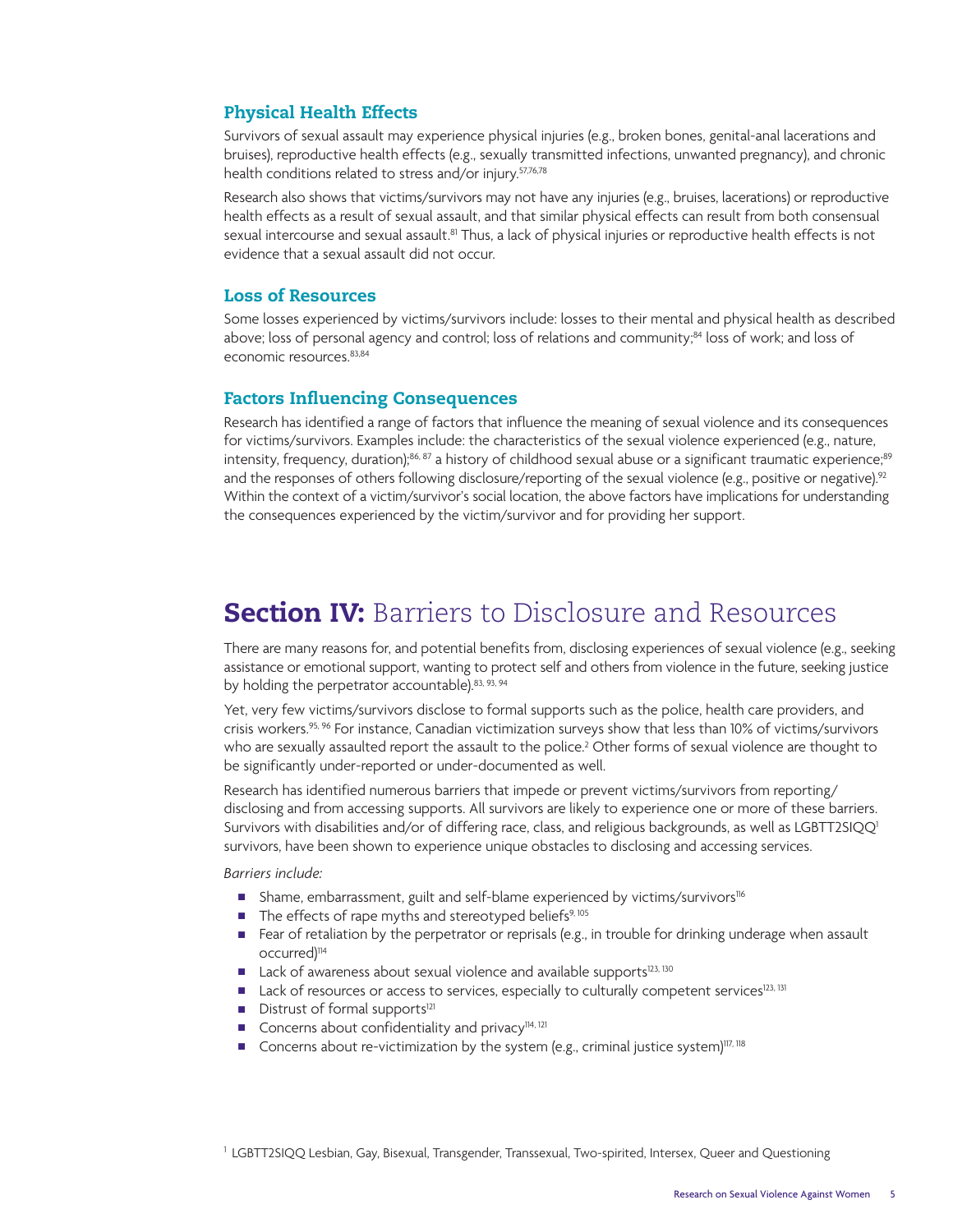### Physical Health Effects

Survivors of sexual assault may experience physical injuries (e.g., broken bones, genital-anal lacerations and bruises), reproductive health effects (e.g., sexually transmitted infections, unwanted pregnancy), and chronic health conditions related to stress and/or injury.[57,76,78]

Research also shows that victims/survivors may not have any injuries (e.g., bruises, lacerations) or reproductive health effects as a result of sexual assault, and that similar physical effects can result from both consensual sexual intercourse and sexual assault.[81] Thus, a lack of physical injuries or reproductive health effects is not evidence that a sexual assault did not occur.

### Loss of Resources

Some losses experienced by victims/survivors include: losses to their mental and physical health as described above; loss of personal agency and control; loss of relations and community;[84] loss of work; and loss of economic resources.[83,84]

### Factors Influencing Consequences

Research has identified a range of factors that influence the meaning of sexual violence and its consequences for victims/survivors. Examples include: the characteristics of the sexual violence experienced (e.g., nature, intensity, frequency, duration);[86, 87] a history of childhood sexual abuse or a significant traumatic experience;[89] and the responses of others following disclosure/reporting of the sexual violence (e.g., positive or negative).[92] Within the context of a victim/survivor's social location, the above factors have implications for understanding the consequences experienced by the victim/survivor and for providing her support.

## **Section IV:** Barriers to Disclosure and Resources

There are many reasons for, and potential benefits from, disclosing experiences of sexual violence (e.g., seeking assistance or emotional support, wanting to protect self and others from violence in the future, seeking justice by holding the perpetrator accountable).[83, 93, 94]

Yet, very few victims/survivors disclose to formal supports such as the police, health care providers, and crisis workers.[95, 96] For instance, Canadian victimization surveys show that less than 10% of victims/survivors who are sexually assaulted report the assault to the police.[2] Other forms of sexual violence are thought to be significantly under-reported or under-documented as well.

Research has identified numerous barriers that impede or prevent victims/survivors from reporting/disclosing and from accessing supports. All survivors are likely to experience one or more of these barriers. Survivors with disabilities and/or of differing race, class, and religious backgrounds, as well as LGBTT2SIQQ[1] survivors, have been shown to experience unique obstacles to disclosing and accessing services.

*Barriers include:*

- Shame, embarrassment, guilt and self-blame experienced by victims/survivors[116]
- The effects of rape myths and stereotyped beliefs[9, 105]
- Fear of retaliation by the perpetrator or reprisals (e.g., in trouble for drinking underage when assault occurred)[114]
- Lack of awareness about sexual violence and available supports[123, 130]
- Lack of resources or access to services, especially to culturally competent services[123, 131]
- Distrust of formal supports[121]
- Concerns about confidentiality and privacy[114, 121]
- Concerns about re-victimization by the system (e.g., criminal justice system)[117, 118]

[1] LGBTT2SIQQ Lesbian, Gay, Bisexual, Transgender, Transsexual, Two-spirited, Intersex, Queer and Questioning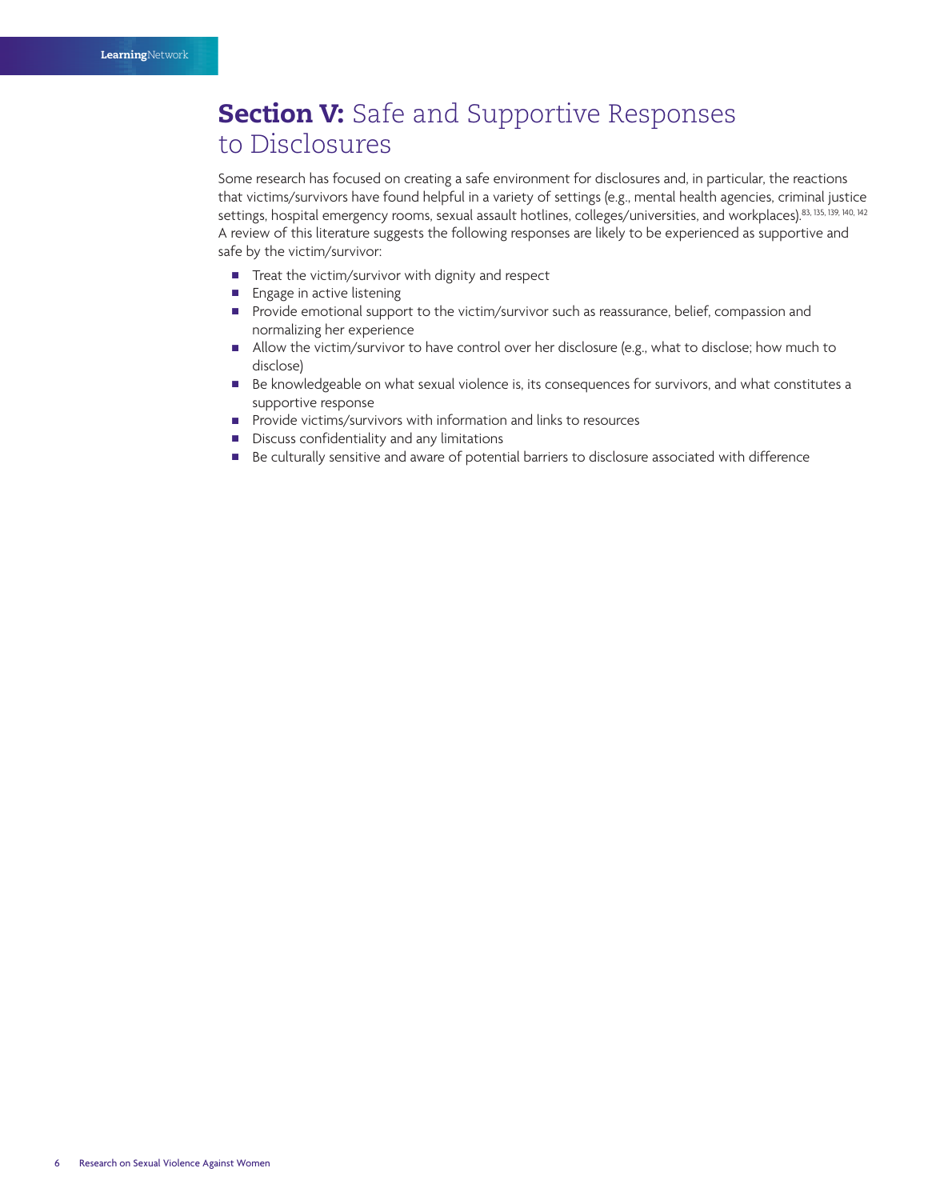## **Section V:** Safe and Supportive Responses to Disclosures

Some research has focused on creating a safe environment for disclosures and, in particular, the reactions that victims/survivors have found helpful in a variety of settings (e.g., mental health agencies, criminal justice settings, hospital emergency rooms, sexual assault hotlines, colleges/universities, and workplaces).[83, 135, 139, 140, 142] A review of this literature suggests the following responses are likely to be experienced as supportive and safe by the victim/survivor:

- Treat the victim/survivor with dignity and respect
- Engage in active listening
- Provide emotional support to the victim/survivor such as reassurance, belief, compassion and normalizing her experience
- Allow the victim/survivor to have control over her disclosure (e.g., what to disclose; how much to disclose)
- Be knowledgeable on what sexual violence is, its consequences for survivors, and what constitutes a supportive response
- Provide victims/survivors with information and links to resources
- Discuss confidentiality and any limitations
- Be culturally sensitive and aware of potential barriers to disclosure associated with difference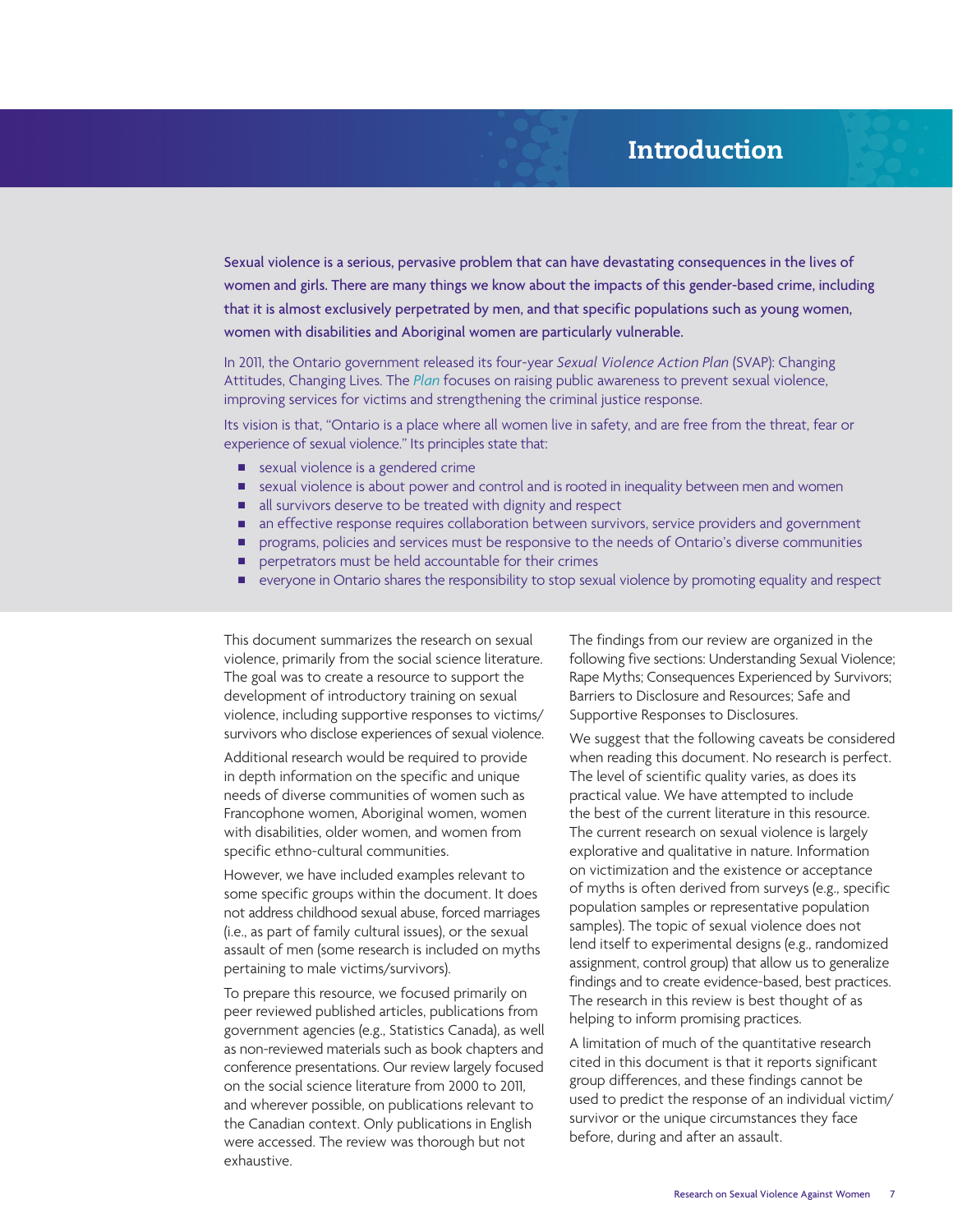# Introduction

**Sexual violence is a serious, pervasive problem that can have devastating consequences in the lives of women and girls. There are many things we know about the impacts of this gender-based crime, including that it is almost exclusively perpetrated by men, and that specific populations such as young women, women with disabilities and Aboriginal women are particularly vulnerable.**

In 2011, the Ontario government released its four-year *Sexual Violence Action Plan* (SVAP): Changing Attitudes, Changing Lives. The *Plan* focuses on raising public awareness to prevent sexual violence, improving services for victims and strengthening the criminal justice response.

Its vision is that, "Ontario is a place where all women live in safety, and are free from the threat, fear or experience of sexual violence." Its principles state that:

- sexual violence is a gendered crime
- sexual violence is about power and control and is rooted in inequality between men and women
- all survivors deserve to be treated with dignity and respect
- an effective response requires collaboration between survivors, service providers and government
- programs, policies and services must be responsive to the needs of Ontario's diverse communities
- perpetrators must be held accountable for their crimes
- everyone in Ontario shares the responsibility to stop sexual violence by promoting equality and respect

This document summarizes the research on sexual violence, primarily from the social science literature. The goal was to create a resource to support the development of introductory training on sexual violence, including supportive responses to victims/survivors who disclose experiences of sexual violence.

Additional research would be required to provide in depth information on the specific and unique needs of diverse communities of women such as Francophone women, Aboriginal women, women with disabilities, older women, and women from specific ethno-cultural communities.

However, we have included examples relevant to some specific groups within the document. It does not address childhood sexual abuse, forced marriages (i.e., as part of family cultural issues), or the sexual assault of men (some research is included on myths pertaining to male victims/survivors).

To prepare this resource, we focused primarily on peer reviewed published articles, publications from government agencies (e.g., Statistics Canada), as well as non-reviewed materials such as book chapters and conference presentations. Our review largely focused on the social science literature from 2000 to 2011, and wherever possible, on publications relevant to the Canadian context. Only publications in English were accessed. The review was thorough but not exhaustive.

The findings from our review are organized in the following five sections: Understanding Sexual Violence; Rape Myths; Consequences Experienced by Survivors; Barriers to Disclosure and Resources; Safe and Supportive Responses to Disclosures.

We suggest that the following caveats be considered when reading this document. No research is perfect. The level of scientific quality varies, as does its practical value. We have attempted to include the best of the current literature in this resource. The current research on sexual violence is largely explorative and qualitative in nature. Information on victimization and the existence or acceptance of myths is often derived from surveys (e.g., specific population samples or representative population samples). The topic of sexual violence does not lend itself to experimental designs (e.g., randomized assignment, control group) that allow us to generalize findings and to create evidence-based, best practices. The research in this review is best thought of as helping to inform promising practices.

A limitation of much of the quantitative research cited in this document is that it reports significant group differences, and these findings cannot be used to predict the response of an individual victim/survivor or the unique circumstances they face before, during and after an assault.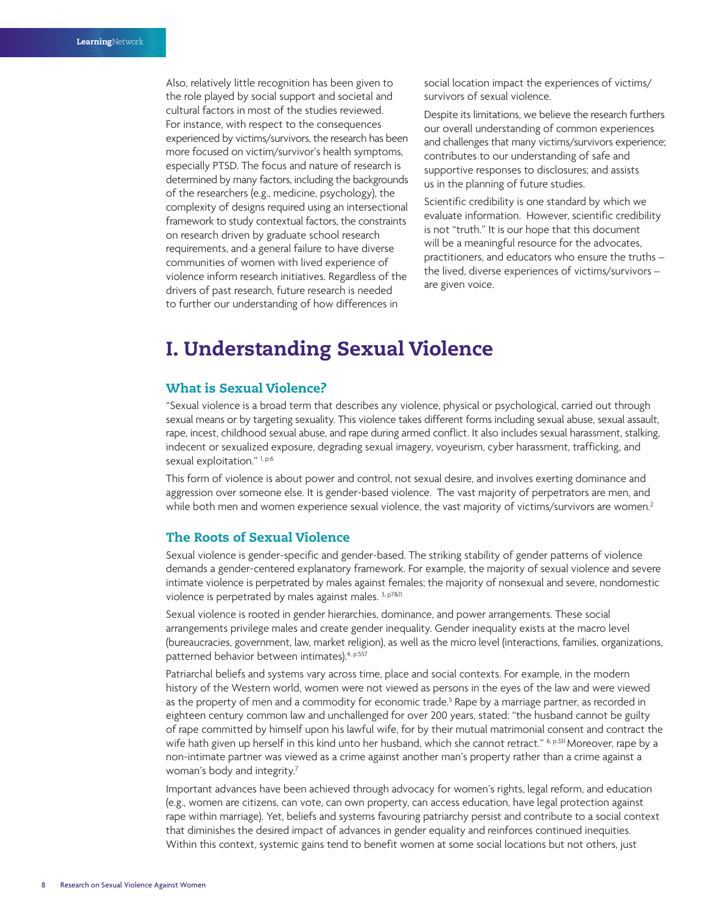Also, relatively little recognition has been given to the role played by social support and societal and cultural factors in most of the studies reviewed. For instance, with respect to the consequences experienced by victims/survivors, the research has been more focused on victim/survivor's health symptoms, especially PTSD. The focus and nature of research is determined by many factors, including the backgrounds of the researchers (e.g., medicine, psychology), the complexity of designs required using an intersectional framework to study contextual factors, the constraints on research driven by graduate school research requirements, and a general failure to have diverse communities of women with lived experience of violence inform research initiatives. Regardless of the drivers of past research, future research is needed to further our understanding of how differences in social location impact the experiences of victims/survivors of sexual violence.

Despite its limitations, we believe the research furthers our overall understanding of common experiences and challenges that many victims/survivors experience; contributes to our understanding of safe and supportive responses to disclosures; and assists us in the planning of future studies.

Scientific credibility is one standard by which we evaluate information. However, scientific credibility is not "truth." It is our hope that this document will be a meaningful resource for the advocates, practitioners, and educators who ensure the truths – the lived, diverse experiences of victims/survivors – are given voice.

# I. Understanding Sexual Violence

## What is Sexual Violence?

"Sexual violence is a broad term that describes any violence, physical or psychological, carried out through sexual means or by targeting sexuality. This violence takes different forms including sexual abuse, sexual assault, rape, incest, childhood sexual abuse, and rape during armed conflict. It also includes sexual harassment, stalking, indecent or sexualized exposure, degrading sexual imagery, voyeurism, cyber harassment, trafficking, and sexual exploitation." [1, p.6]

This form of violence is about power and control, not sexual desire, and involves exerting dominance and aggression over someone else. It is gender-based violence. The vast majority of perpetrators are men, and while both men and women experience sexual violence, the vast majority of victims/survivors are women.[2]

## The Roots of Sexual Violence

Sexual violence is gender-specific and gender-based. The striking stability of gender patterns of violence demands a gender-centered explanatory framework. For example, the majority of sexual violence and severe intimate violence is perpetrated by males against females; the majority of nonsexual and severe, nondomestic violence is perpetrated by males against males. [3, p7&11]

Sexual violence is rooted in gender hierarchies, dominance, and power arrangements. These social arrangements privilege males and create gender inequality. Gender inequality exists at the macro level (bureaucracies, government, law, market religion), as well as the micro level (interactions, families, organizations, patterned behavior between intimates).[4, p.557]

Patriarchal beliefs and systems vary across time, place and social contexts. For example, in the modern history of the Western world, women were not viewed as persons in the eyes of the law and were viewed as the property of men and a commodity for economic trade.[5] Rape by a marriage partner, as recorded in eighteen century common law and unchallenged for over 200 years, stated: "the husband cannot be guilty of rape committed by himself upon his lawful wife, for by their mutual matrimonial consent and contract the wife hath given up herself in this kind unto her husband, which she cannot retract." [6, p.331] Moreover, rape by a non-intimate partner was viewed as a crime against another man's property rather than a crime against a woman's body and integrity.[7]

Important advances have been achieved through advocacy for women's rights, legal reform, and education (e.g., women are citizens, can vote, can own property, can access education, have legal protection against rape within marriage). Yet, beliefs and systems favouring patriarchy persist and contribute to a social context that diminishes the desired impact of advances in gender equality and reinforces continued inequities. Within this context, systemic gains tend to benefit women at some social locations but not others, just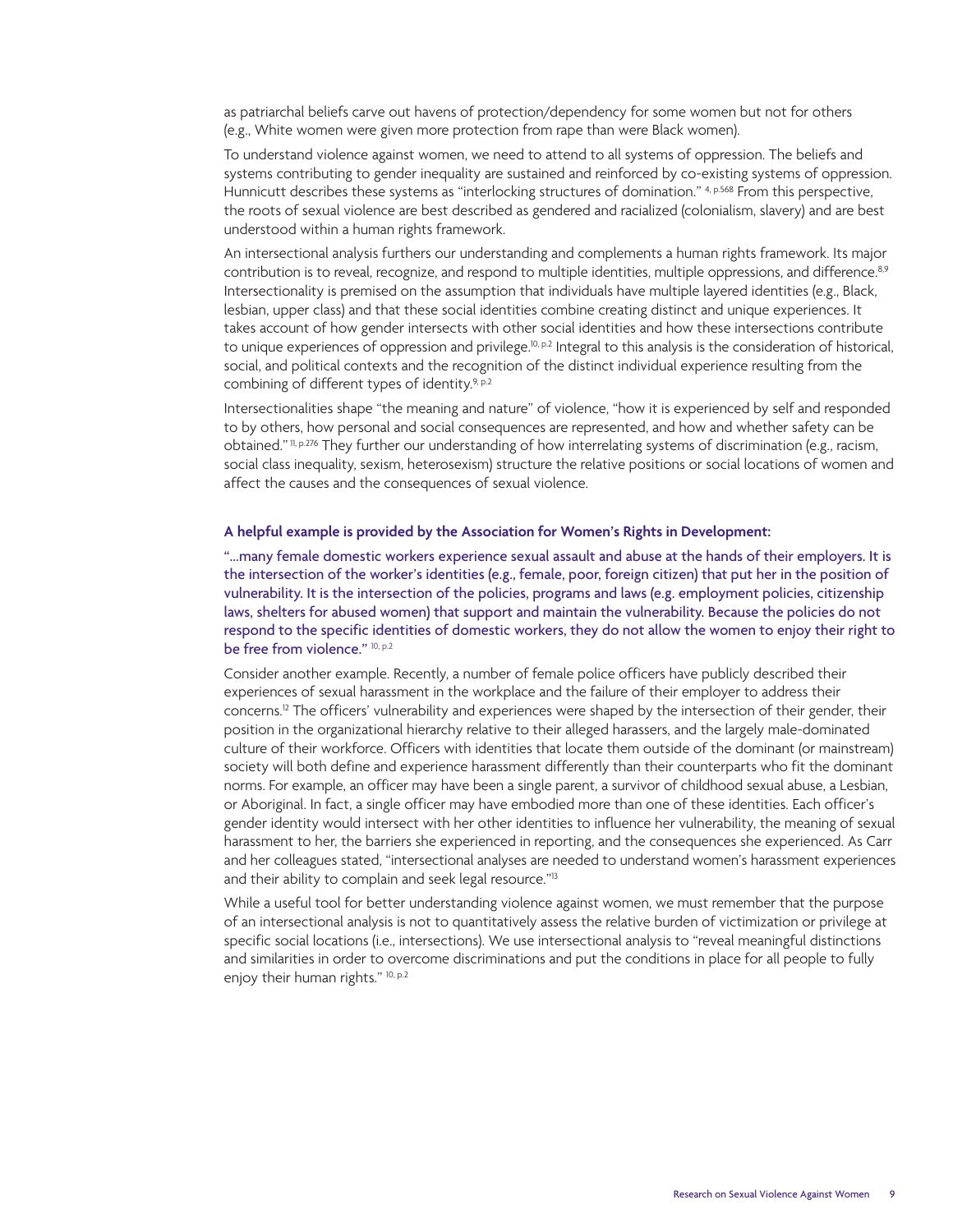as patriarchal beliefs carve out havens of protection/dependency for some women but not for others (e.g., White women were given more protection from rape than were Black women).

To understand violence against women, we need to attend to all systems of oppression. The beliefs and systems contributing to gender inequality are sustained and reinforced by co-existing systems of oppression. Hunnicutt describes these systems as "interlocking structures of domination." [4, p.568] From this perspective, the roots of sexual violence are best described as gendered and racialized (colonialism, slavery) and are best understood within a human rights framework.

An intersectional analysis furthers our understanding and complements a human rights framework. Its major contribution is to reveal, recognize, and respond to multiple identities, multiple oppressions, and difference.[8,9] Intersectionality is premised on the assumption that individuals have multiple layered identities (e.g., Black, lesbian, upper class) and that these social identities combine creating distinct and unique experiences. It takes account of how gender intersects with other social identities and how these intersections contribute to unique experiences of oppression and privilege.[10, p.2] Integral to this analysis is the consideration of historical, social, and political contexts and the recognition of the distinct individual experience resulting from the combining of different types of identity.[9, p.2]

Intersectionalities shape "the meaning and nature" of violence, "how it is experienced by self and responded to by others, how personal and social consequences are represented, and how and whether safety can be obtained." [11, p.276] They further our understanding of how interrelating systems of discrimination (e.g., racism, social class inequality, sexism, heterosexism) structure the relative positions or social locations of women and affect the causes and the consequences of sexual violence.

**A helpful example is provided by the Association for Women's Rights in Development:**

"…many female domestic workers experience sexual assault and abuse at the hands of their employers. It is the intersection of the worker's identities (e.g., female, poor, foreign citizen) that put her in the position of vulnerability. It is the intersection of the policies, programs and laws (e.g. employment policies, citizenship laws, shelters for abused women) that support and maintain the vulnerability. Because the policies do not respond to the specific identities of domestic workers, they do not allow the women to enjoy their right to be free from violence." [10, p.2]

Consider another example. Recently, a number of female police officers have publicly described their experiences of sexual harassment in the workplace and the failure of their employer to address their concerns.[12] The officers' vulnerability and experiences were shaped by the intersection of their gender, their position in the organizational hierarchy relative to their alleged harassers, and the largely male-dominated culture of their workforce. Officers with identities that locate them outside of the dominant (or mainstream) society will both define and experience harassment differently than their counterparts who fit the dominant norms. For example, an officer may have been a single parent, a survivor of childhood sexual abuse, a Lesbian, or Aboriginal. In fact, a single officer may have embodied more than one of these identities. Each officer's gender identity would intersect with her other identities to influence her vulnerability, the meaning of sexual harassment to her, the barriers she experienced in reporting, and the consequences she experienced. As Carr and her colleagues stated, "intersectional analyses are needed to understand women's harassment experiences and their ability to complain and seek legal resource."[13]

While a useful tool for better understanding violence against women, we must remember that the purpose of an intersectional analysis is not to quantitatively assess the relative burden of victimization or privilege at specific social locations (i.e., intersections). We use intersectional analysis to "reveal meaningful distinctions and similarities in order to overcome discriminations and put the conditions in place for all people to fully enjoy their human rights." [10, p.2]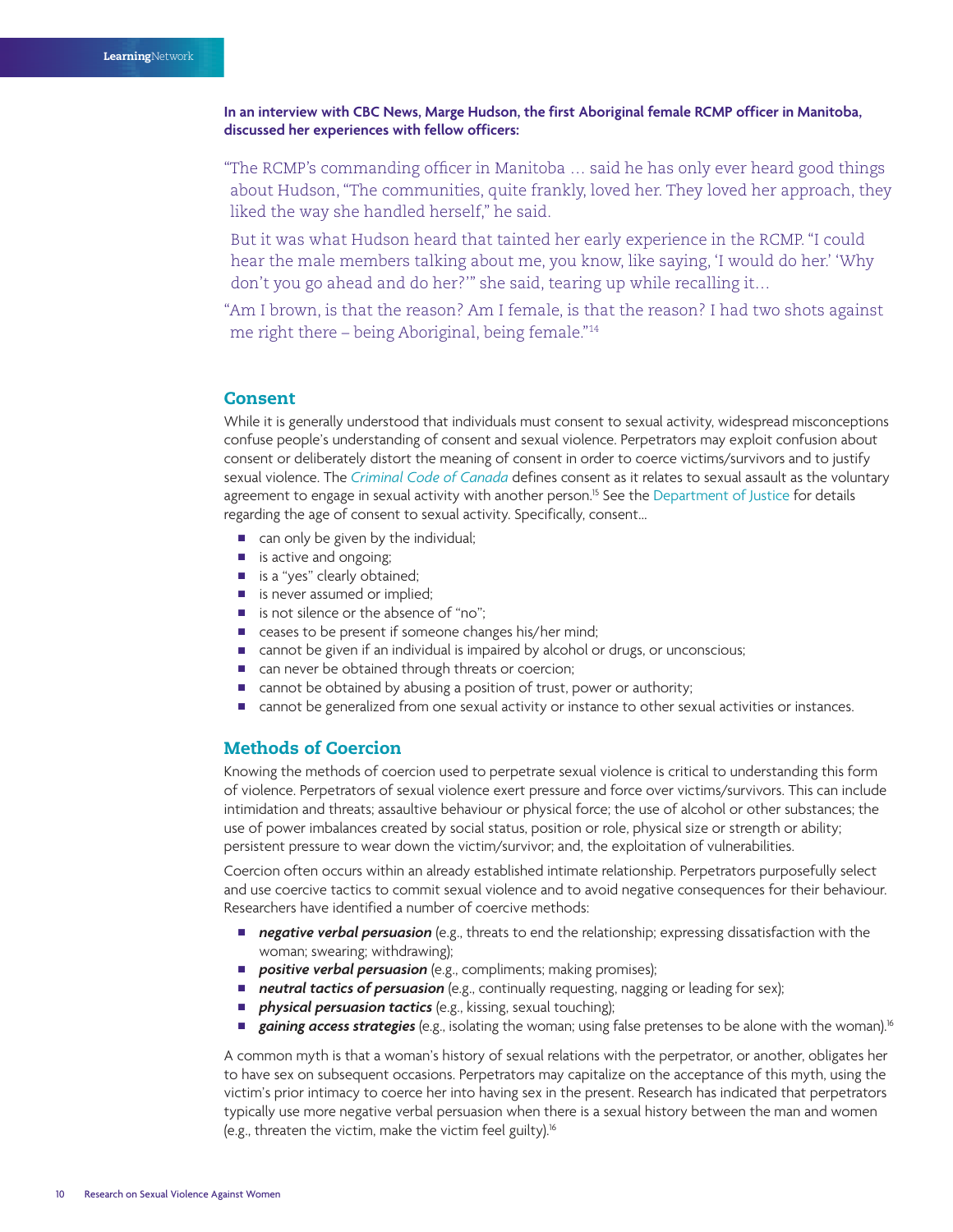**In an interview with CBC News, Marge Hudson, the first Aboriginal female RCMP officer in Manitoba, discussed her experiences with fellow officers:**

"The RCMP's commanding officer in Manitoba … said he has only ever heard good things about Hudson, "The communities, quite frankly, loved her. They loved her approach, they liked the way she handled herself," he said.

But it was what Hudson heard that tainted her early experience in the RCMP. "I could hear the male members talking about me, you know, like saying, 'I would do her.' 'Why don't you go ahead and do her?'" she said, tearing up while recalling it…

"Am I brown, is that the reason? Am I female, is that the reason? I had two shots against me right there – being Aboriginal, being female."[14]

## Consent

While it is generally understood that individuals must consent to sexual activity, widespread misconceptions confuse people's understanding of consent and sexual violence. Perpetrators may exploit confusion about consent or deliberately distort the meaning of consent in order to coerce victims/survivors and to justify sexual violence. The *Criminal Code of Canada* defines consent as it relates to sexual assault as the voluntary agreement to engage in sexual activity with another person.[15] See the Department of Justice for details regarding the age of consent to sexual activity. Specifically, consent…

- can only be given by the individual;
- is active and ongoing;
- is a "yes" clearly obtained;
- is never assumed or implied;
- is not silence or the absence of "no";
- ceases to be present if someone changes his/her mind;
- cannot be given if an individual is impaired by alcohol or drugs, or unconscious;
- can never be obtained through threats or coercion;
- cannot be obtained by abusing a position of trust, power or authority;
- cannot be generalized from one sexual activity or instance to other sexual activities or instances.

## Methods of Coercion

Knowing the methods of coercion used to perpetrate sexual violence is critical to understanding this form of violence. Perpetrators of sexual violence exert pressure and force over victims/survivors. This can include intimidation and threats; assaultive behaviour or physical force; the use of alcohol or other substances; the use of power imbalances created by social status, position or role, physical size or strength or ability; persistent pressure to wear down the victim/survivor; and, the exploitation of vulnerabilities.

Coercion often occurs within an already established intimate relationship. Perpetrators purposefully select and use coercive tactics to commit sexual violence and to avoid negative consequences for their behaviour. Researchers have identified a number of coercive methods:

- ***negative verbal persuasion*** (e.g., threats to end the relationship; expressing dissatisfaction with the woman; swearing; withdrawing);
- ***positive verbal persuasion*** (e.g., compliments; making promises);
- ***neutral tactics of persuasion*** (e.g., continually requesting, nagging or leading for sex);
- ***physical persuasion tactics*** (e.g., kissing, sexual touching);
- ***gaining access strategies*** (e.g., isolating the woman; using false pretenses to be alone with the woman).[16]

A common myth is that a woman's history of sexual relations with the perpetrator, or another, obligates her to have sex on subsequent occasions. Perpetrators may capitalize on the acceptance of this myth, using the victim's prior intimacy to coerce her into having sex in the present. Research has indicated that perpetrators typically use more negative verbal persuasion when there is a sexual history between the man and women (e.g., threaten the victim, make the victim feel guilty).[16]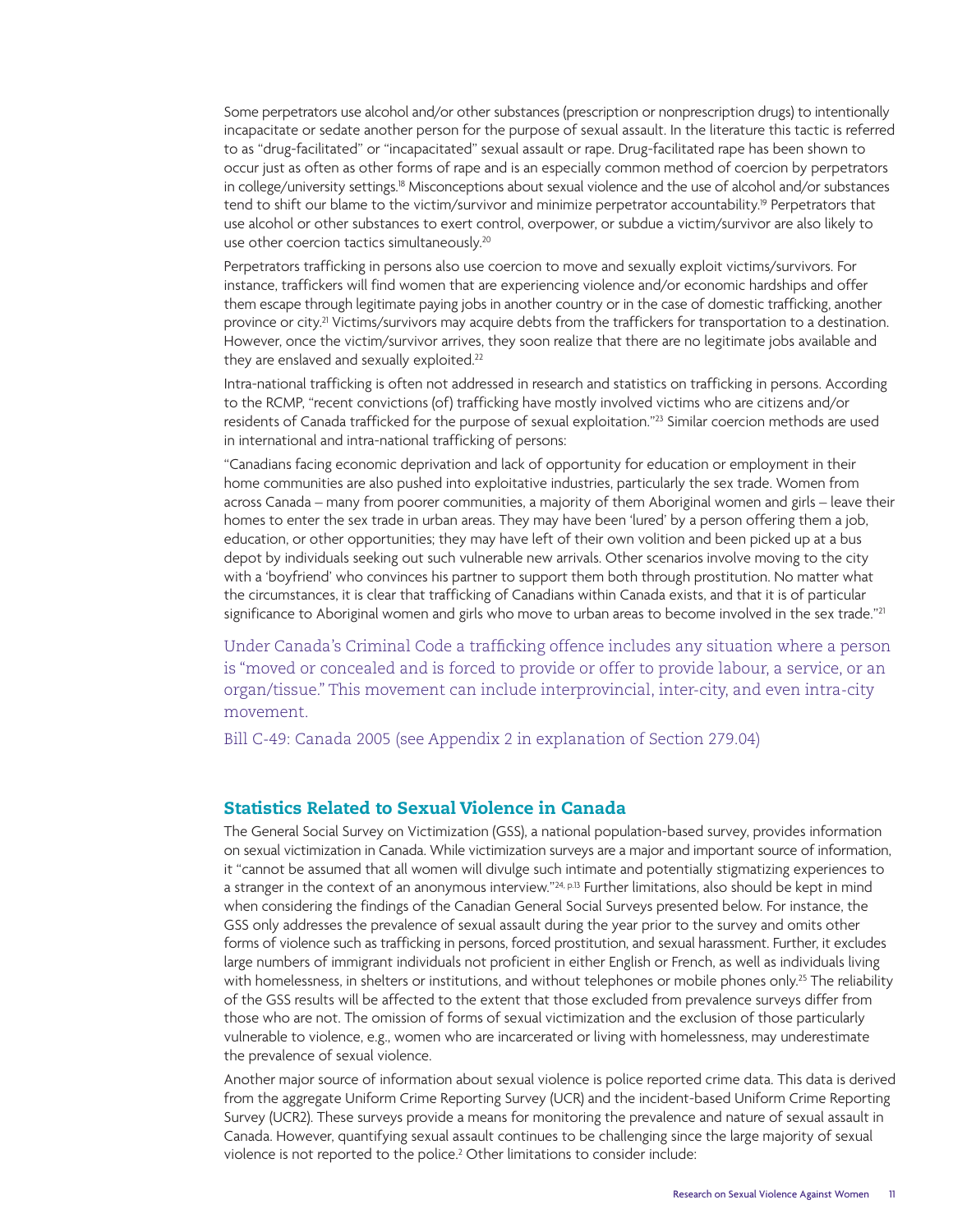Some perpetrators use alcohol and/or other substances (prescription or nonprescription drugs) to intentionally incapacitate or sedate another person for the purpose of sexual assault. In the literature this tactic is referred to as "drug-facilitated" or "incapacitated" sexual assault or rape. Drug-facilitated rape has been shown to occur just as often as other forms of rape and is an especially common method of coercion by perpetrators in college/university settings.[18] Misconceptions about sexual violence and the use of alcohol and/or substances tend to shift our blame to the victim/survivor and minimize perpetrator accountability.[19] Perpetrators that use alcohol or other substances to exert control, overpower, or subdue a victim/survivor are also likely to use other coercion tactics simultaneously.[20]

Perpetrators trafficking in persons also use coercion to move and sexually exploit victims/survivors. For instance, traffickers will find women that are experiencing violence and/or economic hardships and offer them escape through legitimate paying jobs in another country or in the case of domestic trafficking, another province or city.[21] Victims/survivors may acquire debts from the traffickers for transportation to a destination. However, once the victim/survivor arrives, they soon realize that there are no legitimate jobs available and they are enslaved and sexually exploited.[22]

Intra-national trafficking is often not addressed in research and statistics on trafficking in persons. According to the RCMP, "recent convictions (of) trafficking have mostly involved victims who are citizens and/or residents of Canada trafficked for the purpose of sexual exploitation."[23] Similar coercion methods are used in international and intra-national trafficking of persons:

"Canadians facing economic deprivation and lack of opportunity for education or employment in their home communities are also pushed into exploitative industries, particularly the sex trade. Women from across Canada – many from poorer communities, a majority of them Aboriginal women and girls – leave their homes to enter the sex trade in urban areas. They may have been 'lured' by a person offering them a job, education, or other opportunities; they may have left of their own volition and been picked up at a bus depot by individuals seeking out such vulnerable new arrivals. Other scenarios involve moving to the city with a 'boyfriend' who convinces his partner to support them both through prostitution. No matter what the circumstances, it is clear that trafficking of Canadians within Canada exists, and that it is of particular significance to Aboriginal women and girls who move to urban areas to become involved in the sex trade."[21]

Under Canada's Criminal Code a trafficking offence includes any situation where a person is "moved or concealed and is forced to provide or offer to provide labour, a service, or an organ/tissue." This movement can include interprovincial, inter-city, and even intra-city movement.

Bill C-49: Canada 2005 (see Appendix 2 in explanation of Section 279.04)

## Statistics Related to Sexual Violence in Canada

The General Social Survey on Victimization (GSS), a national population-based survey, provides information on sexual victimization in Canada. While victimization surveys are a major and important source of information, it "cannot be assumed that all women will divulge such intimate and potentially stigmatizing experiences to a stranger in the context of an anonymous interview."[24, p.13] Further limitations, also should be kept in mind when considering the findings of the Canadian General Social Surveys presented below. For instance, the GSS only addresses the prevalence of sexual assault during the year prior to the survey and omits other forms of violence such as trafficking in persons, forced prostitution, and sexual harassment. Further, it excludes large numbers of immigrant individuals not proficient in either English or French, as well as individuals living with homelessness, in shelters or institutions, and without telephones or mobile phones only.[25] The reliability of the GSS results will be affected to the extent that those excluded from prevalence surveys differ from those who are not. The omission of forms of sexual victimization and the exclusion of those particularly vulnerable to violence, e.g., women who are incarcerated or living with homelessness, may underestimate the prevalence of sexual violence.

Another major source of information about sexual violence is police reported crime data. This data is derived from the aggregate Uniform Crime Reporting Survey (UCR) and the incident-based Uniform Crime Reporting Survey (UCR2). These surveys provide a means for monitoring the prevalence and nature of sexual assault in Canada. However, quantifying sexual assault continues to be challenging since the large majority of sexual violence is not reported to the police.[2] Other limitations to consider include: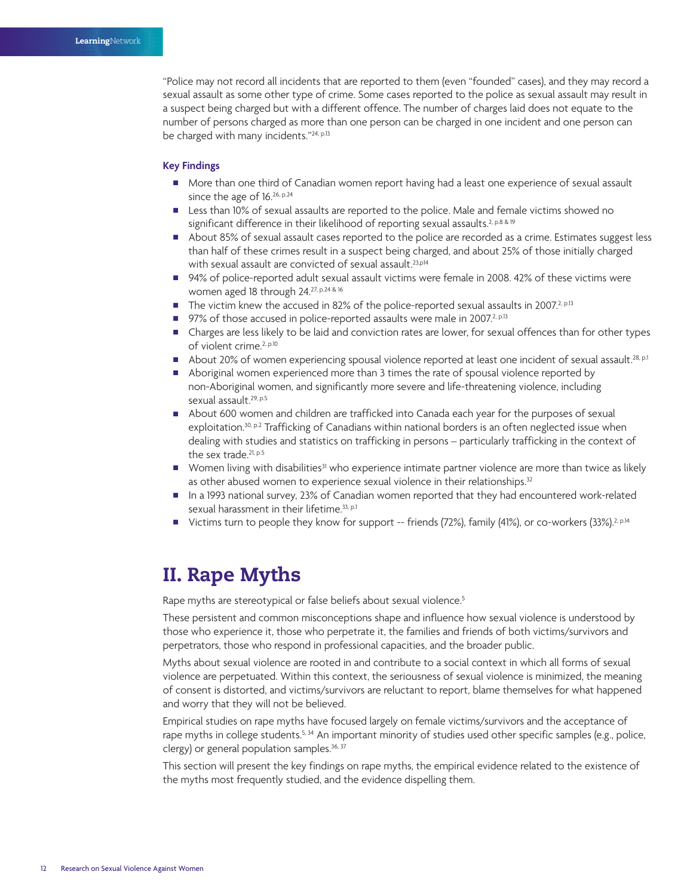"Police may not record all incidents that are reported to them (even "founded" cases), and they may record a sexual assault as some other type of crime. Some cases reported to the police as sexual assault may result in a suspect being charged but with a different offence. The number of charges laid does not equate to the number of persons charged as more than one person can be charged in one incident and one person can be charged with many incidents."[24, p.13]

### Key Findings

- More than one third of Canadian women report having had a least one experience of sexual assault since the age of 16.[26, p.24]
- Less than 10% of sexual assaults are reported to the police. Male and female victims showed no significant difference in their likelihood of reporting sexual assaults.[2, p.8 & 19]
- About 85% of sexual assault cases reported to the police are recorded as a crime. Estimates suggest less than half of these crimes result in a suspect being charged, and about 25% of those initially charged with sexual assault are convicted of sexual assault.[23,p14]
- 94% of police-reported adult sexual assault victims were female in 2008. 42% of these victims were women aged 18 through 24.[27, p.24 & 16]
- The victim knew the accused in 82% of the police-reported sexual assaults in 2007.[2, p.13]
- 97% of those accused in police-reported assaults were male in 2007.[2, p.13]
- Charges are less likely to be laid and conviction rates are lower, for sexual offences than for other types of violent crime.[2, p.10]
- About 20% of women experiencing spousal violence reported at least one incident of sexual assault.[28, p.1]
- Aboriginal women experienced more than 3 times the rate of spousal violence reported by non-Aboriginal women, and significantly more severe and life-threatening violence, including sexual assault.[29, p.5]
- About 600 women and children are trafficked into Canada each year for the purposes of sexual exploitation.[30, p.2] Trafficking of Canadians within national borders is an often neglected issue when dealing with studies and statistics on trafficking in persons – particularly trafficking in the context of the sex trade.[21, p.5]
- Women living with disabilities[31] who experience intimate partner violence are more than twice as likely as other abused women to experience sexual violence in their relationships.[32]
- In a 1993 national survey, 23% of Canadian women reported that they had encountered work-related sexual harassment in their lifetime.[33, p.1]
- Victims turn to people they know for support -- friends (72%), family (41%), or co-workers (33%).[2, p.14]

# II. Rape Myths

Rape myths are stereotypical or false beliefs about sexual violence.[5]

These persistent and common misconceptions shape and influence how sexual violence is understood by those who experience it, those who perpetrate it, the families and friends of both victims/survivors and perpetrators, those who respond in professional capacities, and the broader public.

Myths about sexual violence are rooted in and contribute to a social context in which all forms of sexual violence are perpetuated. Within this context, the seriousness of sexual violence is minimized, the meaning of consent is distorted, and victims/survivors are reluctant to report, blame themselves for what happened and worry that they will not be believed.

Empirical studies on rape myths have focused largely on female victims/survivors and the acceptance of rape myths in college students.[5, 34] An important minority of studies used other specific samples (e.g., police, clergy) or general population samples.[36, 37]

This section will present the key findings on rape myths, the empirical evidence related to the existence of the myths most frequently studied, and the evidence dispelling them.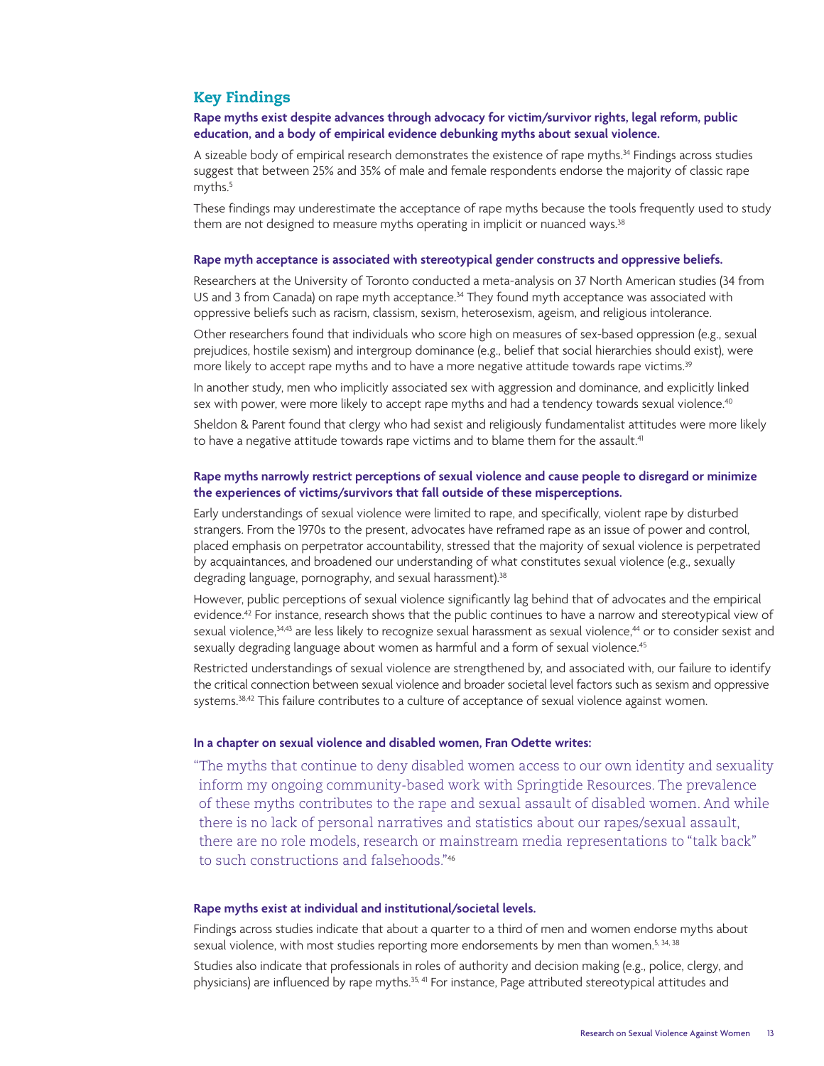## Key Findings

**Rape myths exist despite advances through advocacy for victim/survivor rights, legal reform, public education, and a body of empirical evidence debunking myths about sexual violence.**

A sizeable body of empirical research demonstrates the existence of rape myths.[34] Findings across studies suggest that between 25% and 35% of male and female respondents endorse the majority of classic rape myths.[5]

These findings may underestimate the acceptance of rape myths because the tools frequently used to study them are not designed to measure myths operating in implicit or nuanced ways.[38]

**Rape myth acceptance is associated with stereotypical gender constructs and oppressive beliefs.**

Researchers at the University of Toronto conducted a meta-analysis on 37 North American studies (34 from US and 3 from Canada) on rape myth acceptance.[34] They found myth acceptance was associated with oppressive beliefs such as racism, classism, sexism, heterosexism, ageism, and religious intolerance.

Other researchers found that individuals who score high on measures of sex-based oppression (e.g., sexual prejudices, hostile sexism) and intergroup dominance (e.g., belief that social hierarchies should exist), were more likely to accept rape myths and to have a more negative attitude towards rape victims.[39]

In another study, men who implicitly associated sex with aggression and dominance, and explicitly linked sex with power, were more likely to accept rape myths and had a tendency towards sexual violence.[40]

Sheldon & Parent found that clergy who had sexist and religiously fundamentalist attitudes were more likely to have a negative attitude towards rape victims and to blame them for the assault.[41]

**Rape myths narrowly restrict perceptions of sexual violence and cause people to disregard or minimize the experiences of victims/survivors that fall outside of these misperceptions.**

Early understandings of sexual violence were limited to rape, and specifically, violent rape by disturbed strangers. From the 1970s to the present, advocates have reframed rape as an issue of power and control, placed emphasis on perpetrator accountability, stressed that the majority of sexual violence is perpetrated by acquaintances, and broadened our understanding of what constitutes sexual violence (e.g., sexually degrading language, pornography, and sexual harassment).[38]

However, public perceptions of sexual violence significantly lag behind that of advocates and the empirical evidence.[42] For instance, research shows that the public continues to have a narrow and stereotypical view of sexual violence,[34,43] are less likely to recognize sexual harassment as sexual violence,[44] or to consider sexist and sexually degrading language about women as harmful and a form of sexual violence.[45]

Restricted understandings of sexual violence are strengthened by, and associated with, our failure to identify the critical connection between sexual violence and broader societal level factors such as sexism and oppressive systems.[38,42] This failure contributes to a culture of acceptance of sexual violence against women.

**In a chapter on sexual violence and disabled women, Fran Odette writes:**

> "The myths that continue to deny disabled women access to our own identity and sexuality inform my ongoing community-based work with Springtide Resources. The prevalence of these myths contributes to the rape and sexual assault of disabled women. And while there is no lack of personal narratives and statistics about our rapes/sexual assault, there are no role models, research or mainstream media representations to "talk back" to such constructions and falsehoods."[46]

**Rape myths exist at individual and institutional/societal levels.**

Findings across studies indicate that about a quarter to a third of men and women endorse myths about sexual violence, with most studies reporting more endorsements by men than women.[5, 34, 38]

Studies also indicate that professionals in roles of authority and decision making (e.g., police, clergy, and physicians) are influenced by rape myths.[35, 41] For instance, Page attributed stereotypical attitudes and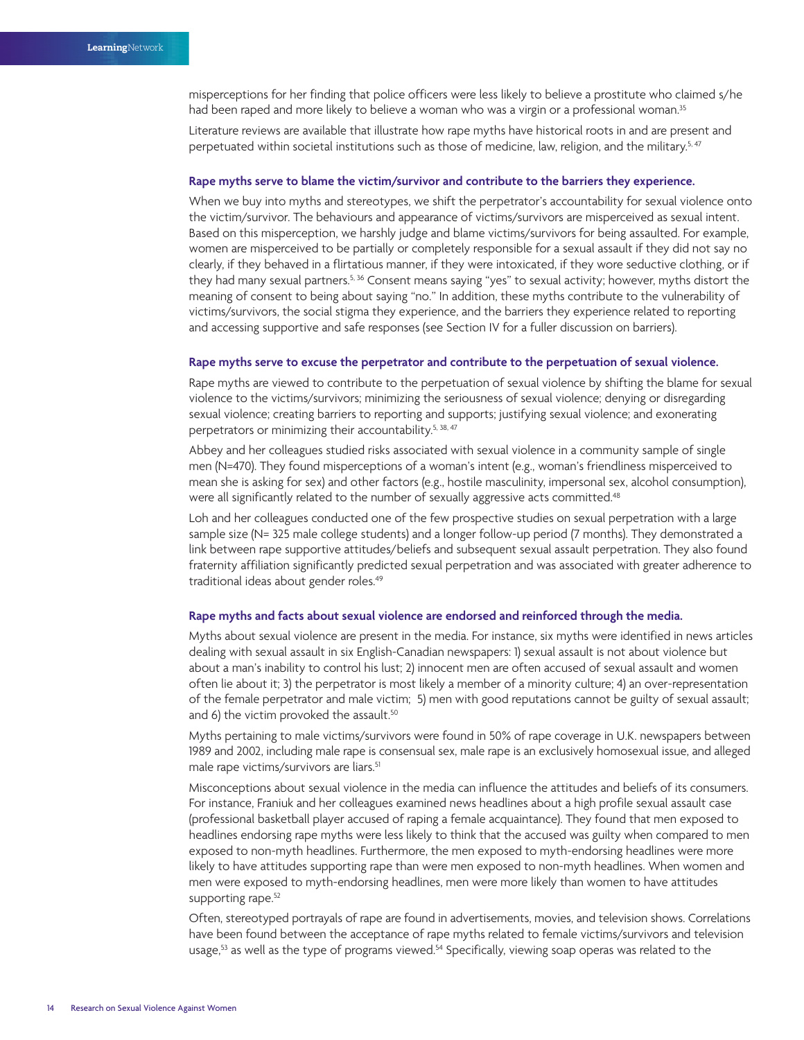misperceptions for her finding that police officers were less likely to believe a prostitute who claimed s/he had been raped and more likely to believe a woman who was a virgin or a professional woman.[35]

Literature reviews are available that illustrate how rape myths have historical roots in and are present and perpetuated within societal institutions such as those of medicine, law, religion, and the military.[5, 47]

### Rape myths serve to blame the victim/survivor and contribute to the barriers they experience.

When we buy into myths and stereotypes, we shift the perpetrator's accountability for sexual violence onto the victim/survivor. The behaviours and appearance of victims/survivors are misperceived as sexual intent. Based on this misperception, we harshly judge and blame victims/survivors for being assaulted. For example, women are misperceived to be partially or completely responsible for a sexual assault if they did not say no clearly, if they behaved in a flirtatious manner, if they were intoxicated, if they wore seductive clothing, or if they had many sexual partners.[5, 36] Consent means saying "yes" to sexual activity; however, myths distort the meaning of consent to being about saying "no." In addition, these myths contribute to the vulnerability of victims/survivors, the social stigma they experience, and the barriers they experience related to reporting and accessing supportive and safe responses (see Section IV for a fuller discussion on barriers).

### Rape myths serve to excuse the perpetrator and contribute to the perpetuation of sexual violence.

Rape myths are viewed to contribute to the perpetuation of sexual violence by shifting the blame for sexual violence to the victims/survivors; minimizing the seriousness of sexual violence; denying or disregarding sexual violence; creating barriers to reporting and supports; justifying sexual violence; and exonerating perpetrators or minimizing their accountability.[5, 38, 47]

Abbey and her colleagues studied risks associated with sexual violence in a community sample of single men (N=470). They found misperceptions of a woman's intent (e.g., woman's friendliness misperceived to mean she is asking for sex) and other factors (e.g., hostile masculinity, impersonal sex, alcohol consumption), were all significantly related to the number of sexually aggressive acts committed.[48]

Loh and her colleagues conducted one of the few prospective studies on sexual perpetration with a large sample size (N= 325 male college students) and a longer follow-up period (7 months). They demonstrated a link between rape supportive attitudes/beliefs and subsequent sexual assault perpetration. They also found fraternity affiliation significantly predicted sexual perpetration and was associated with greater adherence to traditional ideas about gender roles.[49]

### Rape myths and facts about sexual violence are endorsed and reinforced through the media.

Myths about sexual violence are present in the media. For instance, six myths were identified in news articles dealing with sexual assault in six English-Canadian newspapers: 1) sexual assault is not about violence but about a man's inability to control his lust; 2) innocent men are often accused of sexual assault and women often lie about it; 3) the perpetrator is most likely a member of a minority culture; 4) an over-representation of the female perpetrator and male victim; 5) men with good reputations cannot be guilty of sexual assault; and 6) the victim provoked the assault.[50]

Myths pertaining to male victims/survivors were found in 50% of rape coverage in U.K. newspapers between 1989 and 2002, including male rape is consensual sex, male rape is an exclusively homosexual issue, and alleged male rape victims/survivors are liars.[51]

Misconceptions about sexual violence in the media can influence the attitudes and beliefs of its consumers. For instance, Franiuk and her colleagues examined news headlines about a high profile sexual assault case (professional basketball player accused of raping a female acquaintance). They found that men exposed to headlines endorsing rape myths were less likely to think that the accused was guilty when compared to men exposed to non-myth headlines. Furthermore, the men exposed to myth-endorsing headlines were more likely to have attitudes supporting rape than were men exposed to non-myth headlines. When women and men were exposed to myth-endorsing headlines, men were more likely than women to have attitudes supporting rape.[52]

Often, stereotyped portrayals of rape are found in advertisements, movies, and television shows. Correlations have been found between the acceptance of rape myths related to female victims/survivors and television usage,[53] as well as the type of programs viewed.[54] Specifically, viewing soap operas was related to the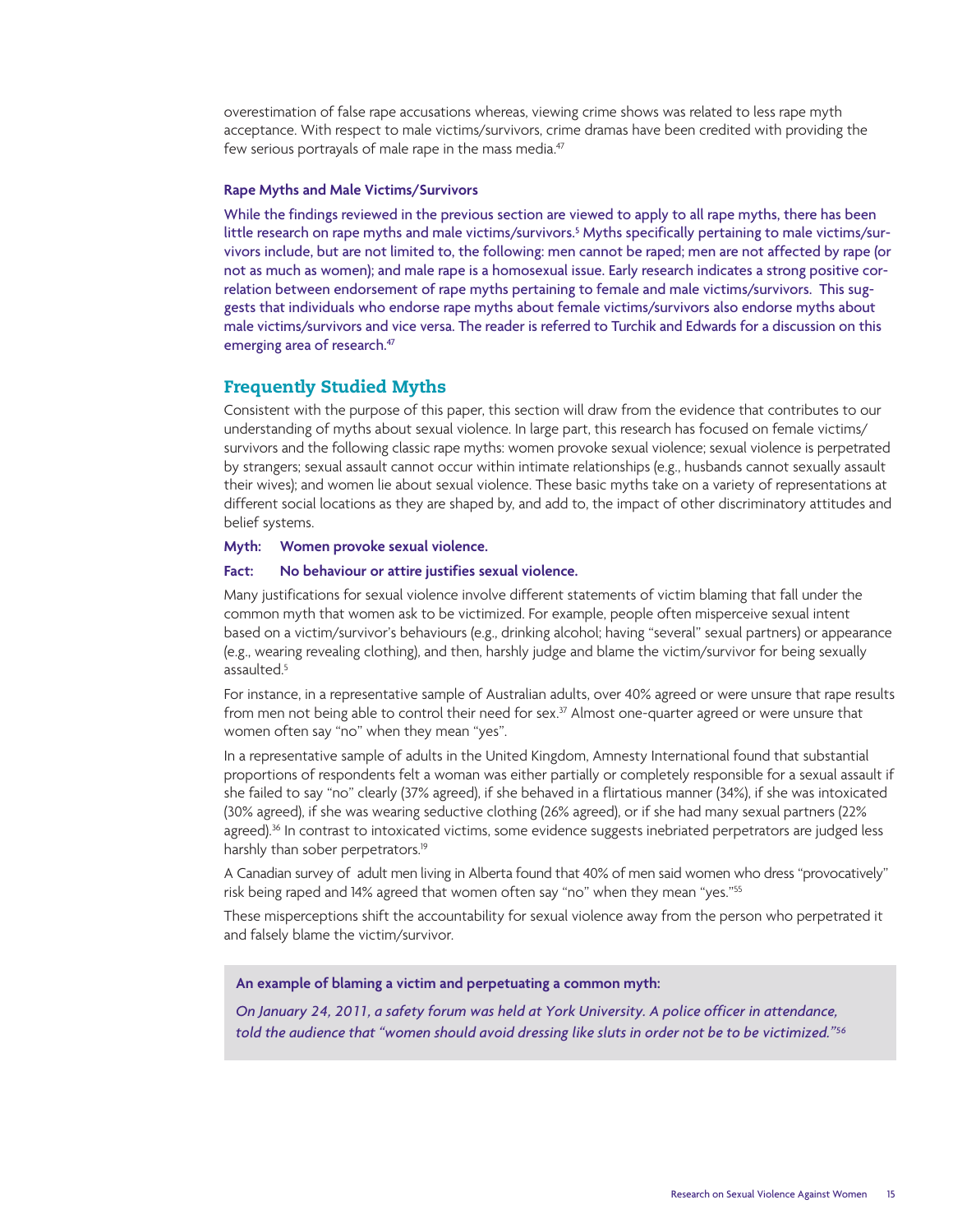overestimation of false rape accusations whereas, viewing crime shows was related to less rape myth acceptance. With respect to male victims/survivors, crime dramas have been credited with providing the few serious portrayals of male rape in the mass media.[47]

### Rape Myths and Male Victims/Survivors

While the findings reviewed in the previous section are viewed to apply to all rape myths, there has been little research on rape myths and male victims/survivors.[5] Myths specifically pertaining to male victims/survivors include, but are not limited to, the following: men cannot be raped; men are not affected by rape (or not as much as women); and male rape is a homosexual issue. Early research indicates a strong positive correlation between endorsement of rape myths pertaining to female and male victims/survivors. This suggests that individuals who endorse rape myths about female victims/survivors also endorse myths about male victims/survivors and vice versa. The reader is referred to Turchik and Edwards for a discussion on this emerging area of research.[47]

## Frequently Studied Myths

Consistent with the purpose of this paper, this section will draw from the evidence that contributes to our understanding of myths about sexual violence. In large part, this research has focused on female victims/survivors and the following classic rape myths: women provoke sexual violence; sexual violence is perpetrated by strangers; sexual assault cannot occur within intimate relationships (e.g., husbands cannot sexually assault their wives); and women lie about sexual violence. These basic myths take on a variety of representations at different social locations as they are shaped by, and add to, the impact of other discriminatory attitudes and belief systems.

**Myth: Women provoke sexual violence.**

**Fact: No behaviour or attire justifies sexual violence.**

Many justifications for sexual violence involve different statements of victim blaming that fall under the common myth that women ask to be victimized. For example, people often misperceive sexual intent based on a victim/survivor's behaviours (e.g., drinking alcohol; having "several" sexual partners) or appearance (e.g., wearing revealing clothing), and then, harshly judge and blame the victim/survivor for being sexually assaulted.[5]

For instance, in a representative sample of Australian adults, over 40% agreed or were unsure that rape results from men not being able to control their need for sex.[37] Almost one-quarter agreed or were unsure that women often say "no" when they mean "yes".

In a representative sample of adults in the United Kingdom, Amnesty International found that substantial proportions of respondents felt a woman was either partially or completely responsible for a sexual assault if she failed to say "no" clearly (37% agreed), if she behaved in a flirtatious manner (34%), if she was intoxicated (30% agreed), if she was wearing seductive clothing (26% agreed), or if she had many sexual partners (22% agreed).[36] In contrast to intoxicated victims, some evidence suggests inebriated perpetrators are judged less harshly than sober perpetrators.[19]

A Canadian survey of adult men living in Alberta found that 40% of men said women who dress "provocatively" risk being raped and 14% agreed that women often say "no" when they mean "yes."[55]

These misperceptions shift the accountability for sexual violence away from the person who perpetrated it and falsely blame the victim/survivor.

**An example of blaming a victim and perpetuating a common myth:**

*On January 24, 2011, a safety forum was held at York University. A police officer in attendance, told the audience that "women should avoid dressing like sluts in order not be to be victimized."[56]*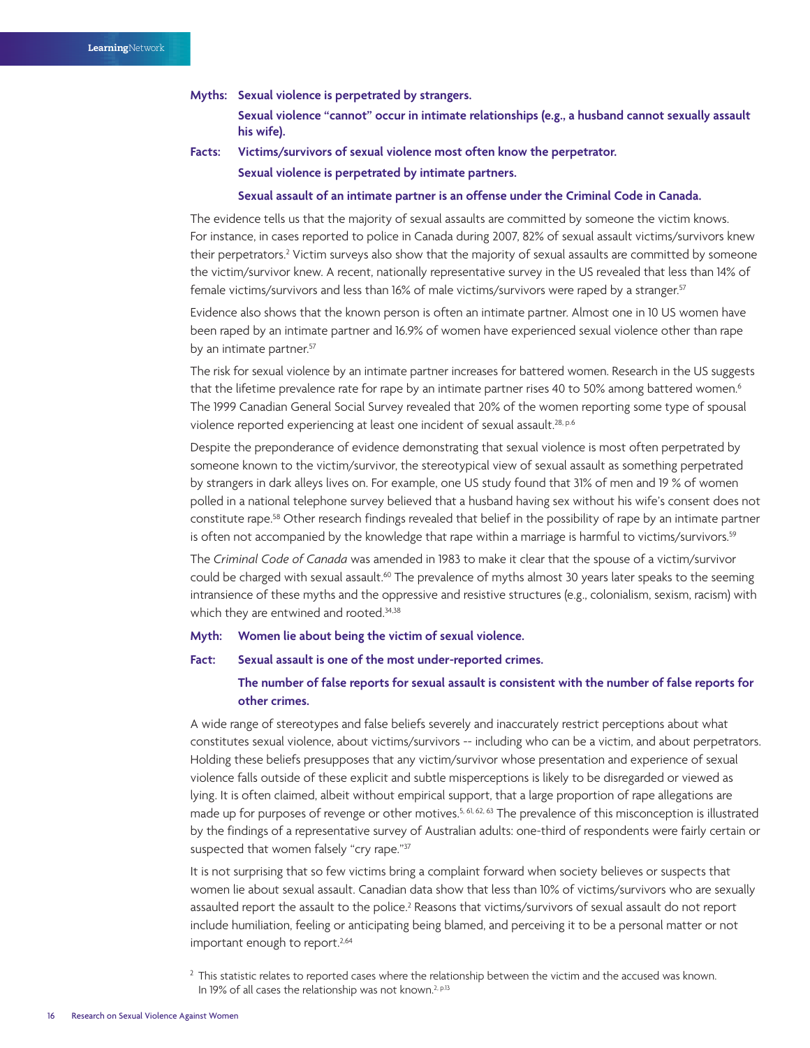**Myths: Sexual violence is perpetrated by strangers.**

**Sexual violence "cannot" occur in intimate relationships (e.g., a husband cannot sexually assault his wife).**

**Facts: Victims/survivors of sexual violence most often know the perpetrator.**

**Sexual violence is perpetrated by intimate partners.**

**Sexual assault of an intimate partner is an offense under the Criminal Code in Canada.**

The evidence tells us that the majority of sexual assaults are committed by someone the victim knows. For instance, in cases reported to police in Canada during 2007, 82% of sexual assault victims/survivors knew their perpetrators.[2] Victim surveys also show that the majority of sexual assaults are committed by someone the victim/survivor knew. A recent, nationally representative survey in the US revealed that less than 14% of female victims/survivors and less than 16% of male victims/survivors were raped by a stranger.[57]

Evidence also shows that the known person is often an intimate partner. Almost one in 10 US women have been raped by an intimate partner and 16.9% of women have experienced sexual violence other than rape by an intimate partner.[57]

The risk for sexual violence by an intimate partner increases for battered women. Research in the US suggests that the lifetime prevalence rate for rape by an intimate partner rises 40 to 50% among battered women.[6] The 1999 Canadian General Social Survey revealed that 20% of the women reporting some type of spousal violence reported experiencing at least one incident of sexual assault.[28, p.6]

Despite the preponderance of evidence demonstrating that sexual violence is most often perpetrated by someone known to the victim/survivor, the stereotypical view of sexual assault as something perpetrated by strangers in dark alleys lives on. For example, one US study found that 31% of men and 19 % of women polled in a national telephone survey believed that a husband having sex without his wife's consent does not constitute rape.[58] Other research findings revealed that belief in the possibility of rape by an intimate partner is often not accompanied by the knowledge that rape within a marriage is harmful to victims/survivors.[59]

The *Criminal Code of Canada* was amended in 1983 to make it clear that the spouse of a victim/survivor could be charged with sexual assault.[60] The prevalence of myths almost 30 years later speaks to the seeming intransience of these myths and the oppressive and resistive structures (e.g., colonialism, sexism, racism) with which they are entwined and rooted.[34,38]

**Myth: Women lie about being the victim of sexual violence.**

**Fact: Sexual assault is one of the most under-reported crimes.**

**The number of false reports for sexual assault is consistent with the number of false reports for other crimes.**

A wide range of stereotypes and false beliefs severely and inaccurately restrict perceptions about what constitutes sexual violence, about victims/survivors -- including who can be a victim, and about perpetrators. Holding these beliefs presupposes that any victim/survivor whose presentation and experience of sexual violence falls outside of these explicit and subtle misperceptions is likely to be disregarded or viewed as lying. It is often claimed, albeit without empirical support, that a large proportion of rape allegations are made up for purposes of revenge or other motives.[5, 61, 62, 63] The prevalence of this misconception is illustrated by the findings of a representative survey of Australian adults: one-third of respondents were fairly certain or suspected that women falsely "cry rape."[37]

It is not surprising that so few victims bring a complaint forward when society believes or suspects that women lie about sexual assault. Canadian data show that less than 10% of victims/survivors who are sexually assaulted report the assault to the police.[2] Reasons that victims/survivors of sexual assault do not report include humiliation, feeling or anticipating being blamed, and perceiving it to be a personal matter or not important enough to report.[2,64]

[2] This statistic relates to reported cases where the relationship between the victim and the accused was known. In 19% of all cases the relationship was not known.[2, p.13]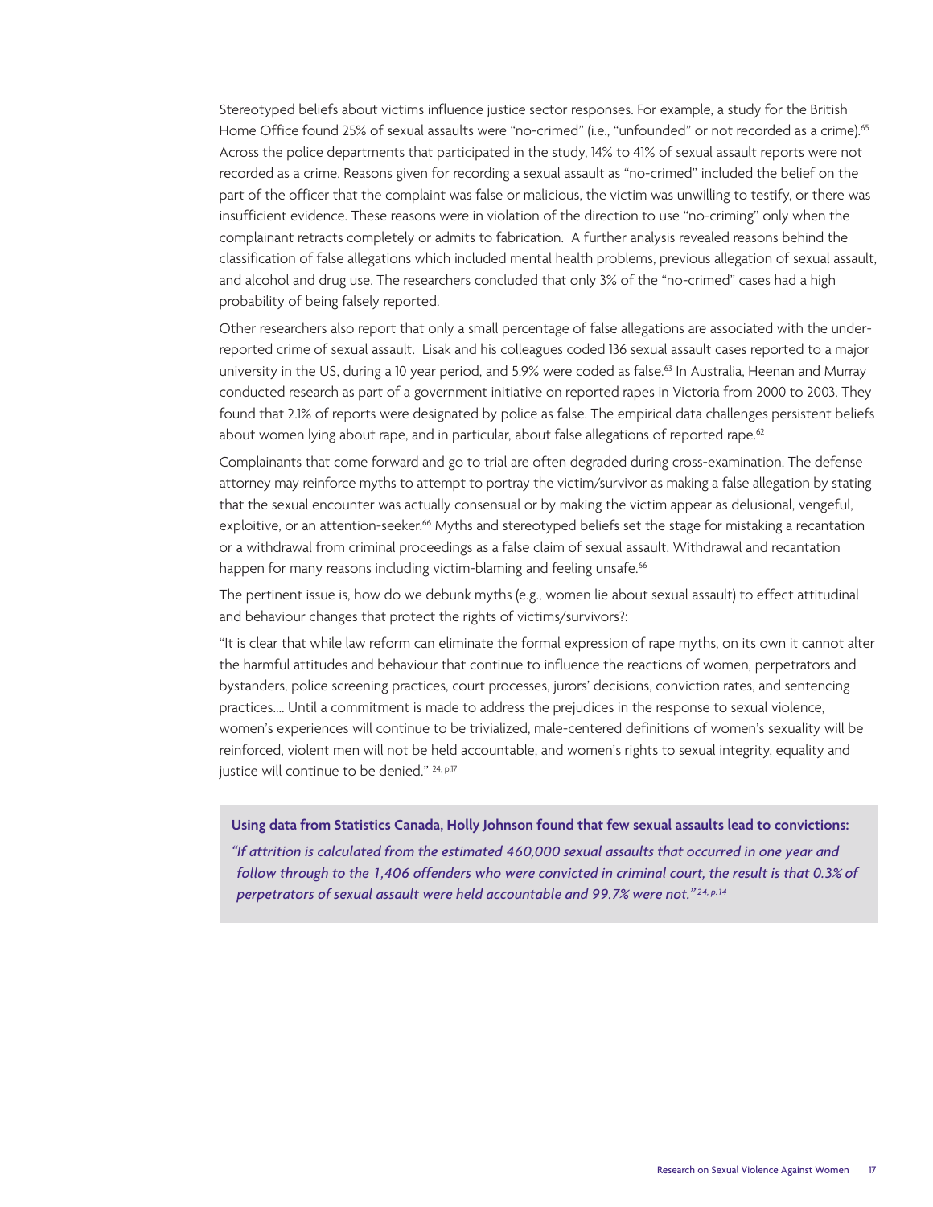Stereotyped beliefs about victims influence justice sector responses. For example, a study for the British Home Office found 25% of sexual assaults were "no-crimed" (i.e., "unfounded" or not recorded as a crime).[65] Across the police departments that participated in the study, 14% to 41% of sexual assault reports were not recorded as a crime. Reasons given for recording a sexual assault as "no-crimed" included the belief on the part of the officer that the complaint was false or malicious, the victim was unwilling to testify, or there was insufficient evidence. These reasons were in violation of the direction to use "no-criming" only when the complainant retracts completely or admits to fabrication. A further analysis revealed reasons behind the classification of false allegations which included mental health problems, previous allegation of sexual assault, and alcohol and drug use. The researchers concluded that only 3% of the "no-crimed" cases had a high probability of being falsely reported.

Other researchers also report that only a small percentage of false allegations are associated with the under-reported crime of sexual assault. Lisak and his colleagues coded 136 sexual assault cases reported to a major university in the US, during a 10 year period, and 5.9% were coded as false.[63] In Australia, Heenan and Murray conducted research as part of a government initiative on reported rapes in Victoria from 2000 to 2003. They found that 2.1% of reports were designated by police as false. The empirical data challenges persistent beliefs about women lying about rape, and in particular, about false allegations of reported rape.[62]

Complainants that come forward and go to trial are often degraded during cross-examination. The defense attorney may reinforce myths to attempt to portray the victim/survivor as making a false allegation by stating that the sexual encounter was actually consensual or by making the victim appear as delusional, vengeful, exploitive, or an attention-seeker.[66] Myths and stereotyped beliefs set the stage for mistaking a recantation or a withdrawal from criminal proceedings as a false claim of sexual assault. Withdrawal and recantation happen for many reasons including victim-blaming and feeling unsafe.[66]

The pertinent issue is, how do we debunk myths (e.g., women lie about sexual assault) to effect attitudinal and behaviour changes that protect the rights of victims/survivors?:

"It is clear that while law reform can eliminate the formal expression of rape myths, on its own it cannot alter the harmful attitudes and behaviour that continue to influence the reactions of women, perpetrators and bystanders, police screening practices, court processes, jurors' decisions, conviction rates, and sentencing practices.... Until a commitment is made to address the prejudices in the response to sexual violence, women's experiences will continue to be trivialized, male-centered definitions of women's sexuality will be reinforced, violent men will not be held accountable, and women's rights to sexual integrity, equality and justice will continue to be denied." [24, p.17]

**Using data from Statistics Canada, Holly Johnson found that few sexual assaults lead to convictions:**

*"If attrition is calculated from the estimated 460,000 sexual assaults that occurred in one year and follow through to the 1,406 offenders who were convicted in criminal court, the result is that 0.3% of perpetrators of sexual assault were held accountable and 99.7% were not."* [24, p.14]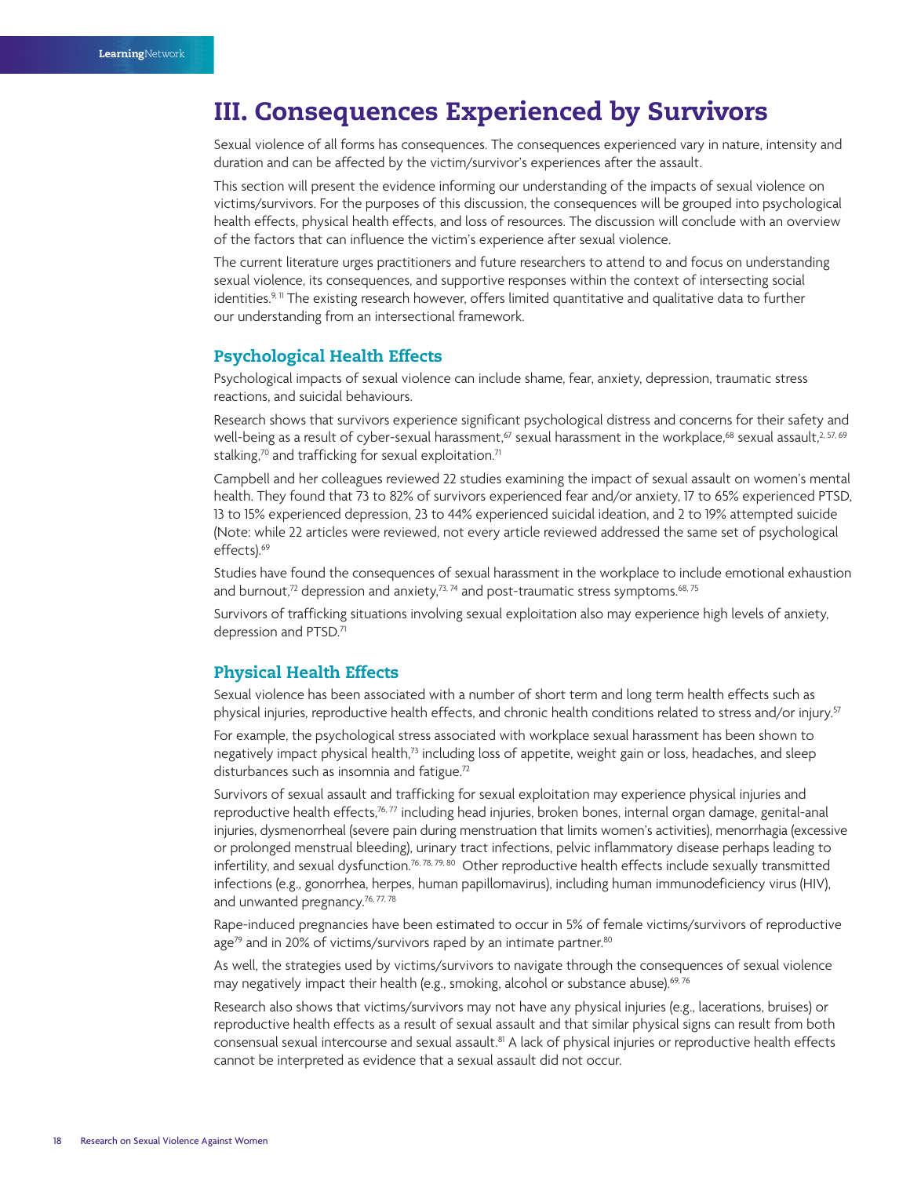# III. Consequences Experienced by Survivors

Sexual violence of all forms has consequences. The consequences experienced vary in nature, intensity and duration and can be affected by the victim/survivor's experiences after the assault.

This section will present the evidence informing our understanding of the impacts of sexual violence on victims/survivors. For the purposes of this discussion, the consequences will be grouped into psychological health effects, physical health effects, and loss of resources. The discussion will conclude with an overview of the factors that can influence the victim's experience after sexual violence.

The current literature urges practitioners and future researchers to attend to and focus on understanding sexual violence, its consequences, and supportive responses within the context of intersecting social identities.[9, 11] The existing research however, offers limited quantitative and qualitative data to further our understanding from an intersectional framework.

## Psychological Health Effects

Psychological impacts of sexual violence can include shame, fear, anxiety, depression, traumatic stress reactions, and suicidal behaviours.

Research shows that survivors experience significant psychological distress and concerns for their safety and well-being as a result of cyber-sexual harassment,[67] sexual harassment in the workplace,[68] sexual assault,[2, 57, 69] stalking,[70] and trafficking for sexual exploitation.[71]

Campbell and her colleagues reviewed 22 studies examining the impact of sexual assault on women's mental health. They found that 73 to 82% of survivors experienced fear and/or anxiety, 17 to 65% experienced PTSD, 13 to 15% experienced depression, 23 to 44% experienced suicidal ideation, and 2 to 19% attempted suicide (Note: while 22 articles were reviewed, not every article reviewed addressed the same set of psychological effects).[69]

Studies have found the consequences of sexual harassment in the workplace to include emotional exhaustion and burnout,[72] depression and anxiety,[73, 74] and post-traumatic stress symptoms.[68, 75]

Survivors of trafficking situations involving sexual exploitation also may experience high levels of anxiety, depression and PTSD.[71]

## Physical Health Effects

Sexual violence has been associated with a number of short term and long term health effects such as physical injuries, reproductive health effects, and chronic health conditions related to stress and/or injury.[57]

For example, the psychological stress associated with workplace sexual harassment has been shown to negatively impact physical health,[73] including loss of appetite, weight gain or loss, headaches, and sleep disturbances such as insomnia and fatigue.[72]

Survivors of sexual assault and trafficking for sexual exploitation may experience physical injuries and reproductive health effects,[76, 77] including head injuries, broken bones, internal organ damage, genital-anal injuries, dysmenorrheal (severe pain during menstruation that limits women's activities), menorrhagia (excessive or prolonged menstrual bleeding), urinary tract infections, pelvic inflammatory disease perhaps leading to infertility, and sexual dysfunction.[76, 78, 79, 80] Other reproductive health effects include sexually transmitted infections (e.g., gonorrhea, herpes, human papillomavirus), including human immunodeficiency virus (HIV), and unwanted pregnancy.[76, 77, 78]

Rape-induced pregnancies have been estimated to occur in 5% of female victims/survivors of reproductive age[79] and in 20% of victims/survivors raped by an intimate partner.[80]

As well, the strategies used by victims/survivors to navigate through the consequences of sexual violence may negatively impact their health (e.g., smoking, alcohol or substance abuse).[69, 76]

Research also shows that victims/survivors may not have any physical injuries (e.g., lacerations, bruises) or reproductive health effects as a result of sexual assault and that similar physical signs can result from both consensual sexual intercourse and sexual assault.[81] A lack of physical injuries or reproductive health effects cannot be interpreted as evidence that a sexual assault did not occur.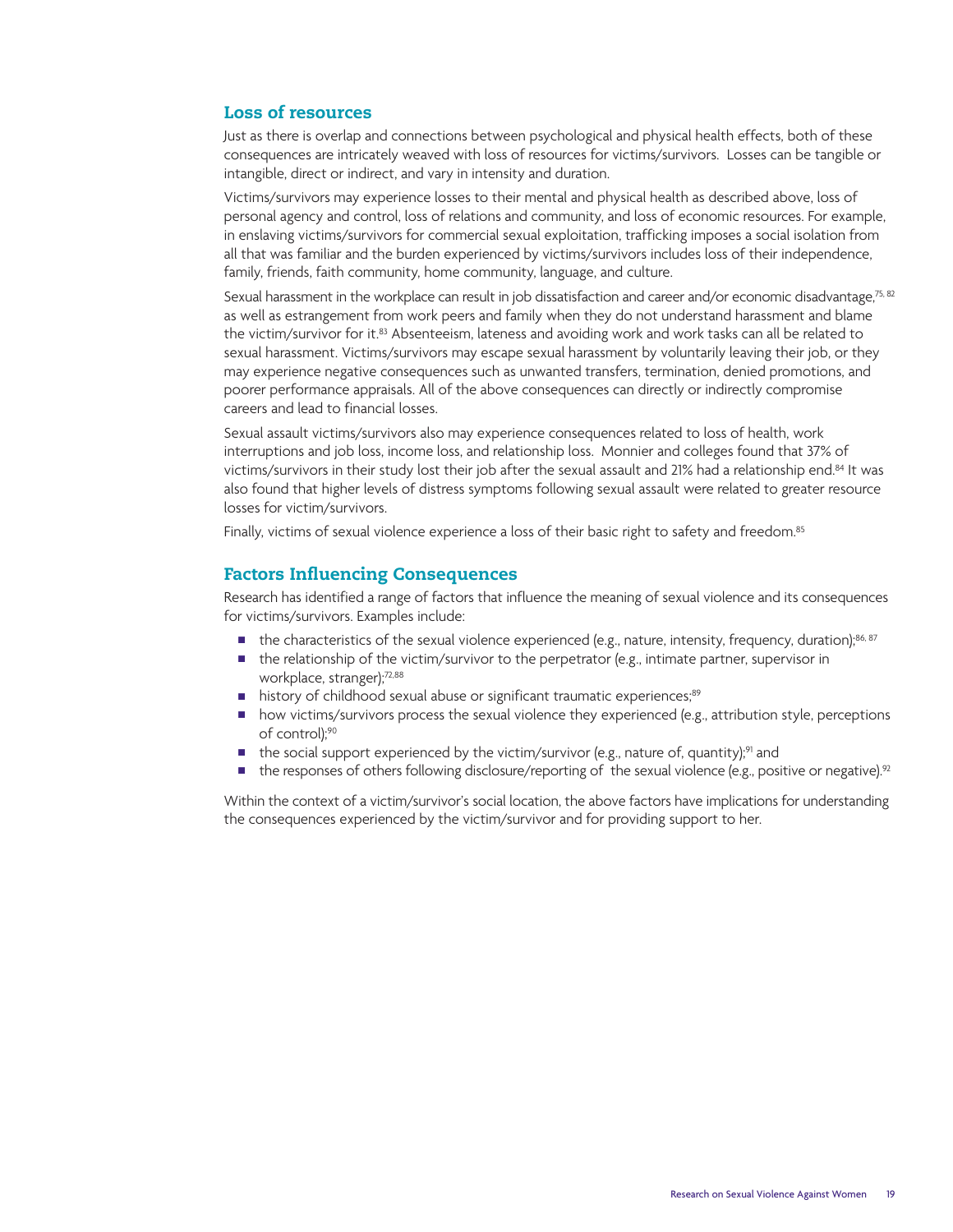## Loss of resources

Just as there is overlap and connections between psychological and physical health effects, both of these consequences are intricately weaved with loss of resources for victims/survivors. Losses can be tangible or intangible, direct or indirect, and vary in intensity and duration.

Victims/survivors may experience losses to their mental and physical health as described above, loss of personal agency and control, loss of relations and community, and loss of economic resources. For example, in enslaving victims/survivors for commercial sexual exploitation, trafficking imposes a social isolation from all that was familiar and the burden experienced by victims/survivors includes loss of their independence, family, friends, faith community, home community, language, and culture.

Sexual harassment in the workplace can result in job dissatisfaction and career and/or economic disadvantage,[75, 82] as well as estrangement from work peers and family when they do not understand harassment and blame the victim/survivor for it.[83] Absenteeism, lateness and avoiding work and work tasks can all be related to sexual harassment. Victims/survivors may escape sexual harassment by voluntarily leaving their job, or they may experience negative consequences such as unwanted transfers, termination, denied promotions, and poorer performance appraisals. All of the above consequences can directly or indirectly compromise careers and lead to financial losses.

Sexual assault victims/survivors also may experience consequences related to loss of health, work interruptions and job loss, income loss, and relationship loss. Monnier and colleges found that 37% of victims/survivors in their study lost their job after the sexual assault and 21% had a relationship end.[84] It was also found that higher levels of distress symptoms following sexual assault were related to greater resource losses for victim/survivors.

Finally, victims of sexual violence experience a loss of their basic right to safety and freedom.[85]

## Factors Influencing Consequences

Research has identified a range of factors that influence the meaning of sexual violence and its consequences for victims/survivors. Examples include:

- the characteristics of the sexual violence experienced (e.g., nature, intensity, frequency, duration);[86, 87]
- the relationship of the victim/survivor to the perpetrator (e.g., intimate partner, supervisor in workplace, stranger);[72,88]
- history of childhood sexual abuse or significant traumatic experiences;[89]
- how victims/survivors process the sexual violence they experienced (e.g., attribution style, perceptions of control);[90]
- the social support experienced by the victim/survivor (e.g., nature of, quantity);[91] and
- the responses of others following disclosure/reporting of the sexual violence (e.g., positive or negative).[92]

Within the context of a victim/survivor's social location, the above factors have implications for understanding the consequences experienced by the victim/survivor and for providing support to her.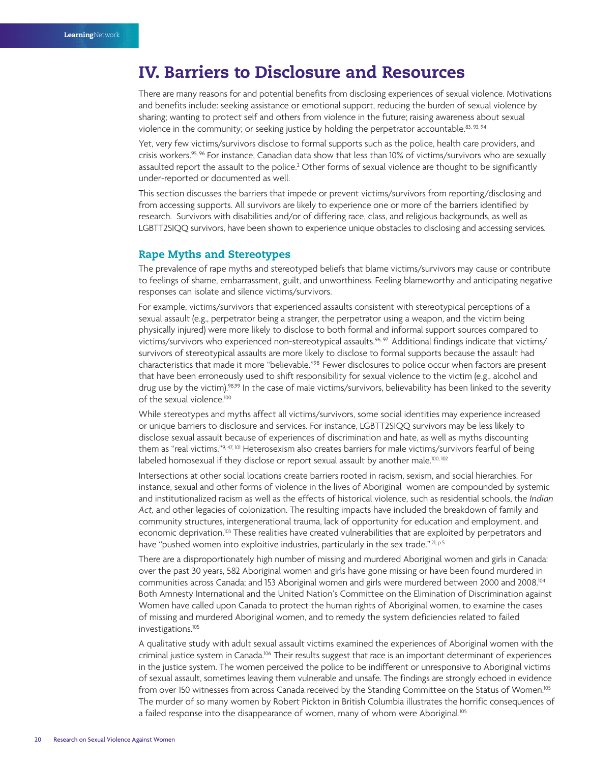# IV. Barriers to Disclosure and Resources

There are many reasons for and potential benefits from disclosing experiences of sexual violence. Motivations and benefits include: seeking assistance or emotional support, reducing the burden of sexual violence by sharing; wanting to protect self and others from violence in the future; raising awareness about sexual violence in the community; or seeking justice by holding the perpetrator accountable.[83, 93, 94]

Yet, very few victims/survivors disclose to formal supports such as the police, health care providers, and crisis workers.[95, 96] For instance, Canadian data show that less than 10% of victims/survivors who are sexually assaulted report the assault to the police.[2] Other forms of sexual violence are thought to be significantly under-reported or documented as well.

This section discusses the barriers that impede or prevent victims/survivors from reporting/disclosing and from accessing supports. All survivors are likely to experience one or more of the barriers identified by research. Survivors with disabilities and/or of differing race, class, and religious backgrounds, as well as LGBTT2SIQQ survivors, have been shown to experience unique obstacles to disclosing and accessing services.

## Rape Myths and Stereotypes

The prevalence of rape myths and stereotyped beliefs that blame victims/survivors may cause or contribute to feelings of shame, embarrassment, guilt, and unworthiness. Feeling blameworthy and anticipating negative responses can isolate and silence victims/survivors.

For example, victims/survivors that experienced assaults consistent with stereotypical perceptions of a sexual assault (e.g., perpetrator being a stranger, the perpetrator using a weapon, and the victim being physically injured) were more likely to disclose to both formal and informal support sources compared to victims/survivors who experienced non-stereotypical assaults.[96, 97] Additional findings indicate that victims/survivors of stereotypical assaults are more likely to disclose to formal supports because the assault had characteristics that made it more "believable."[98] Fewer disclosures to police occur when factors are present that have been erroneously used to shift responsibility for sexual violence to the victim (e.g., alcohol and drug use by the victim).[98,99] In the case of male victims/survivors, believability has been linked to the severity of the sexual violence.[100]

While stereotypes and myths affect all victims/survivors, some social identities may experience increased or unique barriers to disclosure and services. For instance, LGBTT2SIQQ survivors may be less likely to disclose sexual assault because of experiences of discrimination and hate, as well as myths discounting them as "real victims."[9, 47, 101] Heterosexism also creates barriers for male victims/survivors fearful of being labeled homosexual if they disclose or report sexual assault by another male.[100, 102]

Intersections at other social locations create barriers rooted in racism, sexism, and social hierarchies. For instance, sexual and other forms of violence in the lives of Aboriginal women are compounded by systemic and institutionalized racism as well as the effects of historical violence, such as residential schools, the *Indian Act,* and other legacies of colonization. The resulting impacts have included the breakdown of family and community structures, intergenerational trauma, lack of opportunity for education and employment, and economic deprivation.[103] These realities have created vulnerabilities that are exploited by perpetrators and have "pushed women into exploitive industries, particularly in the sex trade."[21, p.5]

There are a disproportionately high number of missing and murdered Aboriginal women and girls in Canada: over the past 30 years, 582 Aboriginal women and girls have gone missing or have been found murdered in communities across Canada; and 153 Aboriginal women and girls were murdered between 2000 and 2008.[104] Both Amnesty International and the United Nation's Committee on the Elimination of Discrimination against Women have called upon Canada to protect the human rights of Aboriginal women, to examine the cases of missing and murdered Aboriginal women, and to remedy the system deficiencies related to failed investigations.[105]

A qualitative study with adult sexual assault victims examined the experiences of Aboriginal women with the criminal justice system in Canada.[106] Their results suggest that race is an important determinant of experiences in the justice system. The women perceived the police to be indifferent or unresponsive to Aboriginal victims of sexual assault, sometimes leaving them vulnerable and unsafe. The findings are strongly echoed in evidence from over 150 witnesses from across Canada received by the Standing Committee on the Status of Women.[105] The murder of so many women by Robert Pickton in British Columbia illustrates the horrific consequences of a failed response into the disappearance of women, many of whom were Aboriginal.[105]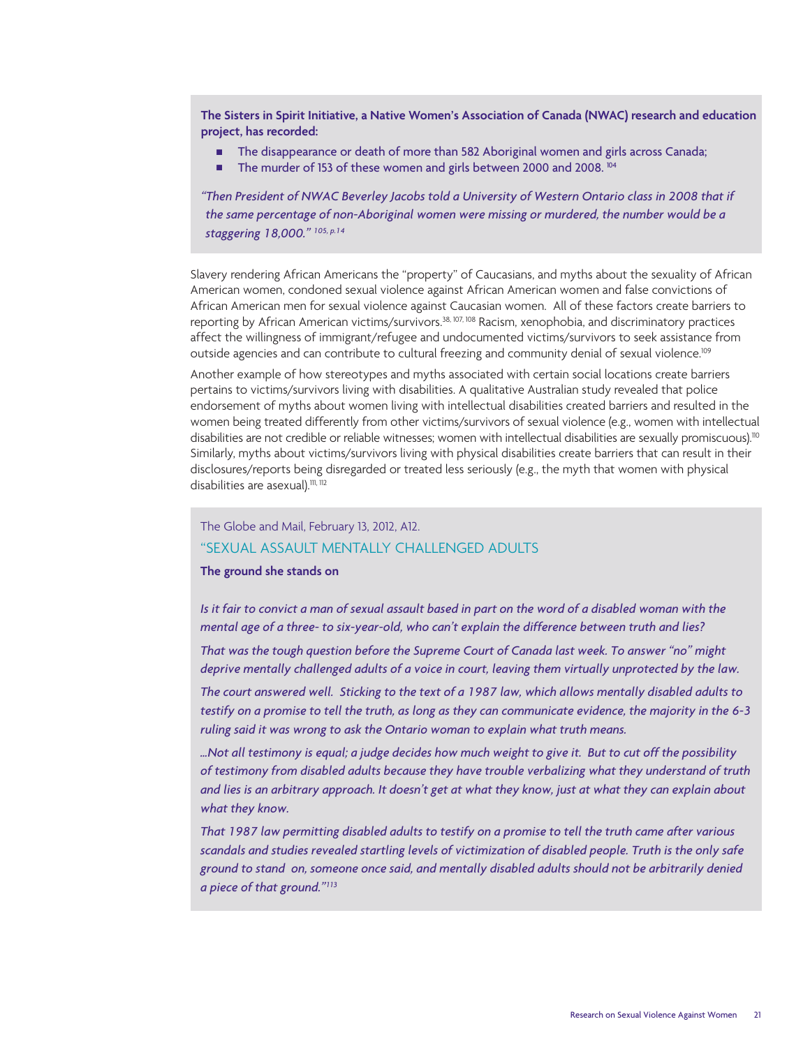**The Sisters in Spirit Initiative, a Native Women's Association of Canada (NWAC) research and education project, has recorded:**

- The disappearance or death of more than 582 Aboriginal women and girls across Canada;
- The murder of 153 of these women and girls between 2000 and 2008. [104]

*"Then President of NWAC Beverley Jacobs told a University of Western Ontario class in 2008 that if the same percentage of non-Aboriginal women were missing or murdered, the number would be a staggering 18,000."* [105, p.14]

Slavery rendering African Americans the "property" of Caucasians, and myths about the sexuality of African American women, condoned sexual violence against African American women and false convictions of African American men for sexual violence against Caucasian women. All of these factors create barriers to reporting by African American victims/survivors.[38, 107, 108] Racism, xenophobia, and discriminatory practices affect the willingness of immigrant/refugee and undocumented victims/survivors to seek assistance from outside agencies and can contribute to cultural freezing and community denial of sexual violence.[109]

Another example of how stereotypes and myths associated with certain social locations create barriers pertains to victims/survivors living with disabilities. A qualitative Australian study revealed that police endorsement of myths about women living with intellectual disabilities created barriers and resulted in the women being treated differently from other victims/survivors of sexual violence (e.g., women with intellectual disabilities are not credible or reliable witnesses; women with intellectual disabilities are sexually promiscuous).[110] Similarly, myths about victims/survivors living with physical disabilities create barriers that can result in their disclosures/reports being disregarded or treated less seriously (e.g., the myth that women with physical disabilities are asexual).[111, 112]

The Globe and Mail, February 13, 2012, A12.

"SEXUAL ASSAULT MENTALLY CHALLENGED ADULTS

**The ground she stands on**

*Is it fair to convict a man of sexual assault based in part on the word of a disabled woman with the mental age of a three- to six-year-old, who can't explain the difference between truth and lies?*

*That was the tough question before the Supreme Court of Canada last week. To answer "no" might deprive mentally challenged adults of a voice in court, leaving them virtually unprotected by the law.*

*The court answered well. Sticking to the text of a 1987 law, which allows mentally disabled adults to testify on a promise to tell the truth, as long as they can communicate evidence, the majority in the 6-3 ruling said it was wrong to ask the Ontario woman to explain what truth means.*

*...Not all testimony is equal; a judge decides how much weight to give it. But to cut off the possibility of testimony from disabled adults because they have trouble verbalizing what they understand of truth and lies is an arbitrary approach. It doesn't get at what they know, just at what they can explain about what they know.*

*That 1987 law permitting disabled adults to testify on a promise to tell the truth came after various scandals and studies revealed startling levels of victimization of disabled people. Truth is the only safe ground to stand on, someone once said, and mentally disabled adults should not be arbitrarily denied a piece of that ground."*[113]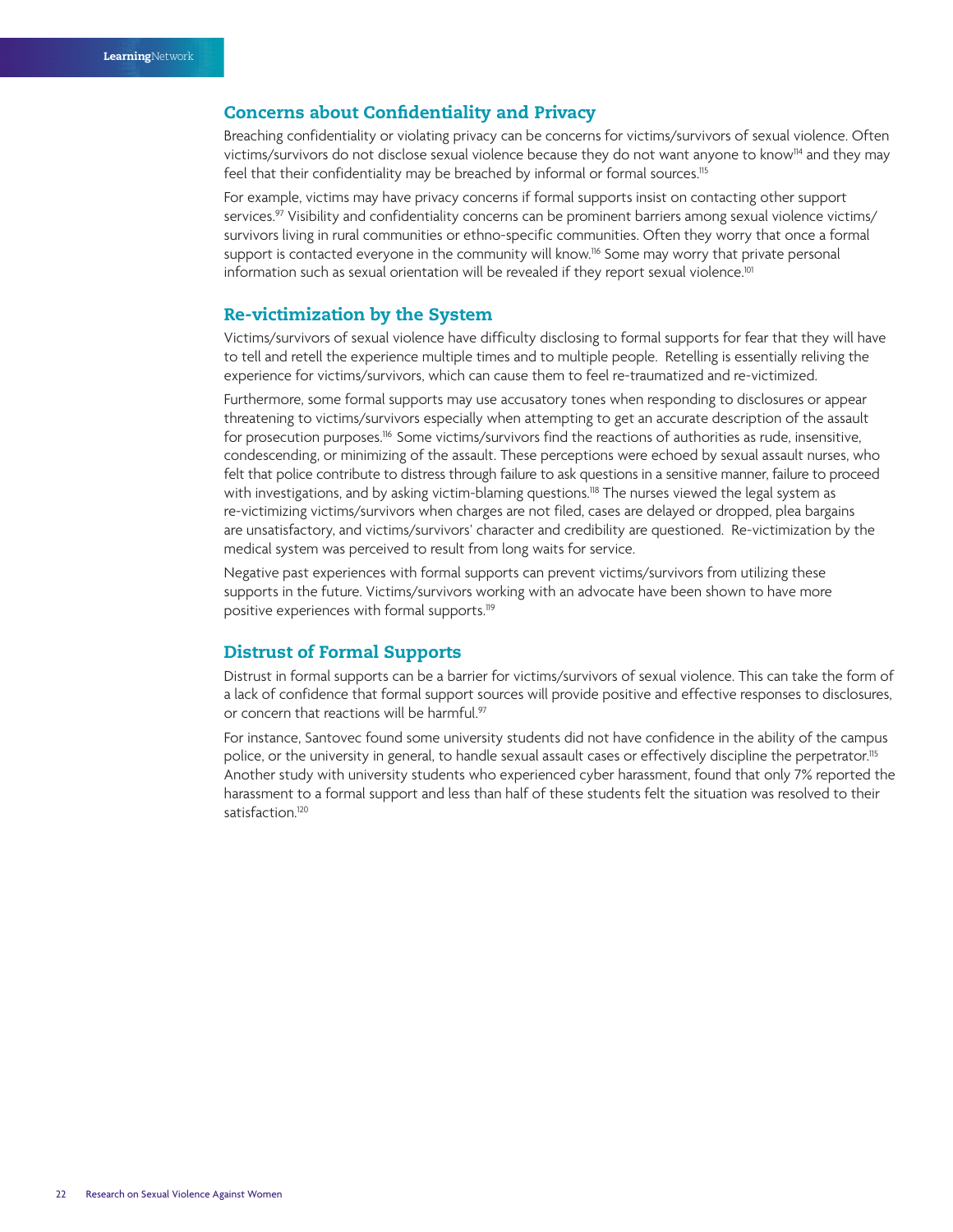## Concerns about Confidentiality and Privacy

Breaching confidentiality or violating privacy can be concerns for victims/survivors of sexual violence. Often victims/survivors do not disclose sexual violence because they do not want anyone to know[114] and they may feel that their confidentiality may be breached by informal or formal sources.[115]

For example, victims may have privacy concerns if formal supports insist on contacting other support services.[97] Visibility and confidentiality concerns can be prominent barriers among sexual violence victims/survivors living in rural communities or ethno-specific communities. Often they worry that once a formal support is contacted everyone in the community will know.[116] Some may worry that private personal information such as sexual orientation will be revealed if they report sexual violence.[101]

## Re-victimization by the System

Victims/survivors of sexual violence have difficulty disclosing to formal supports for fear that they will have to tell and retell the experience multiple times and to multiple people. Retelling is essentially reliving the experience for victims/survivors, which can cause them to feel re-traumatized and re-victimized.

Furthermore, some formal supports may use accusatory tones when responding to disclosures or appear threatening to victims/survivors especially when attempting to get an accurate description of the assault for prosecution purposes.[116] Some victims/survivors find the reactions of authorities as rude, insensitive, condescending, or minimizing of the assault. These perceptions were echoed by sexual assault nurses, who felt that police contribute to distress through failure to ask questions in a sensitive manner, failure to proceed with investigations, and by asking victim-blaming questions.[118] The nurses viewed the legal system as re-victimizing victims/survivors when charges are not filed, cases are delayed or dropped, plea bargains are unsatisfactory, and victims/survivors' character and credibility are questioned. Re-victimization by the medical system was perceived to result from long waits for service.

Negative past experiences with formal supports can prevent victims/survivors from utilizing these supports in the future. Victims/survivors working with an advocate have been shown to have more positive experiences with formal supports.[119]

## Distrust of Formal Supports

Distrust in formal supports can be a barrier for victims/survivors of sexual violence. This can take the form of a lack of confidence that formal support sources will provide positive and effective responses to disclosures, or concern that reactions will be harmful.[97]

For instance, Santovec found some university students did not have confidence in the ability of the campus police, or the university in general, to handle sexual assault cases or effectively discipline the perpetrator.[115] Another study with university students who experienced cyber harassment, found that only 7% reported the harassment to a formal support and less than half of these students felt the situation was resolved to their satisfaction.[120]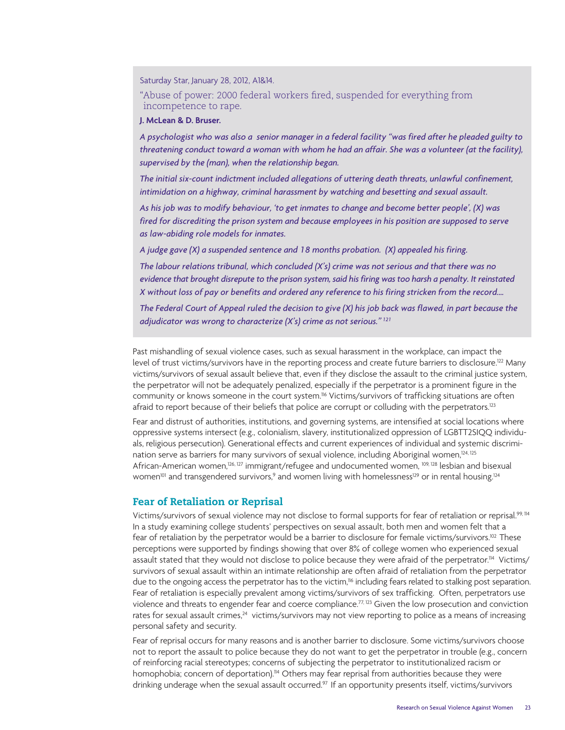Saturday Star, January 28, 2012, A1&14.

"Abuse of power: 2000 federal workers fired, suspended for everything from incompetence to rape.

**J. McLean & D. Bruser.**

*A psychologist who was also a senior manager in a federal facility "was fired after he pleaded guilty to threatening conduct toward a woman with whom he had an affair. She was a volunteer (at the facility), supervised by the (man), when the relationship began.*

*The initial six-count indictment included allegations of uttering death threats, unlawful confinement, intimidation on a highway, criminal harassment by watching and besetting and sexual assault.*

*As his job was to modify behaviour, 'to get inmates to change and become better people', (X) was fired for discrediting the prison system and because employees in his position are supposed to serve as law-abiding role models for inmates.*

*A judge gave (X) a suspended sentence and 18 months probation. (X) appealed his firing.*

*The labour relations tribunal, which concluded (X's) crime was not serious and that there was no evidence that brought disrepute to the prison system, said his firing was too harsh a penalty. It reinstated X without loss of pay or benefits and ordered any reference to his firing stricken from the record....*

*The Federal Court of Appeal ruled the decision to give (X) his job back was flawed, in part because the adjudicator was wrong to characterize (X's) crime as not serious."* [121]

Past mishandling of sexual violence cases, such as sexual harassment in the workplace, can impact the level of trust victims/survivors have in the reporting process and create future barriers to disclosure.[122] Many victims/survivors of sexual assault believe that, even if they disclose the assault to the criminal justice system, the perpetrator will not be adequately penalized, especially if the perpetrator is a prominent figure in the community or knows someone in the court system.[116] Victims/survivors of trafficking situations are often afraid to report because of their beliefs that police are corrupt or colluding with the perpetrators.[123]

Fear and distrust of authorities, institutions, and governing systems, are intensified at social locations where oppressive systems intersect (e.g., colonialism, slavery, institutionalized oppression of LGBTT2SIQQ individuals, religious persecution). Generational effects and current experiences of individual and systemic discrimination serve as barriers for many survivors of sexual violence, including Aboriginal women,[124, 125] African-American women,[126, 127] immigrant/refugee and undocumented women, [109, 128] lesbian and bisexual women[101] and transgendered survivors,[9] and women living with homelessness[129] or in rental housing.[124]

## Fear of Retaliation or Reprisal

Victims/survivors of sexual violence may not disclose to formal supports for fear of retaliation or reprisal.[99, 114] In a study examining college students' perspectives on sexual assault, both men and women felt that a fear of retaliation by the perpetrator would be a barrier to disclosure for female victims/survivors.[102] These perceptions were supported by findings showing that over 8% of college women who experienced sexual assault stated that they would not disclose to police because they were afraid of the perpetrator.[114] Victims/survivors of sexual assault within an intimate relationship are often afraid of retaliation from the perpetrator due to the ongoing access the perpetrator has to the victim,[116] including fears related to stalking post separation. Fear of retaliation is especially prevalent among victims/survivors of sex trafficking. Often, perpetrators use violence and threats to engender fear and coerce compliance.[77, 123] Given the low prosecution and conviction rates for sexual assault crimes,[24] victims/survivors may not view reporting to police as a means of increasing personal safety and security.

Fear of reprisal occurs for many reasons and is another barrier to disclosure. Some victims/survivors choose not to report the assault to police because they do not want to get the perpetrator in trouble (e.g., concern of reinforcing racial stereotypes; concerns of subjecting the perpetrator to institutionalized racism or homophobia; concern of deportation).[114] Others may fear reprisal from authorities because they were drinking underage when the sexual assault occurred.[97] If an opportunity presents itself, victims/survivors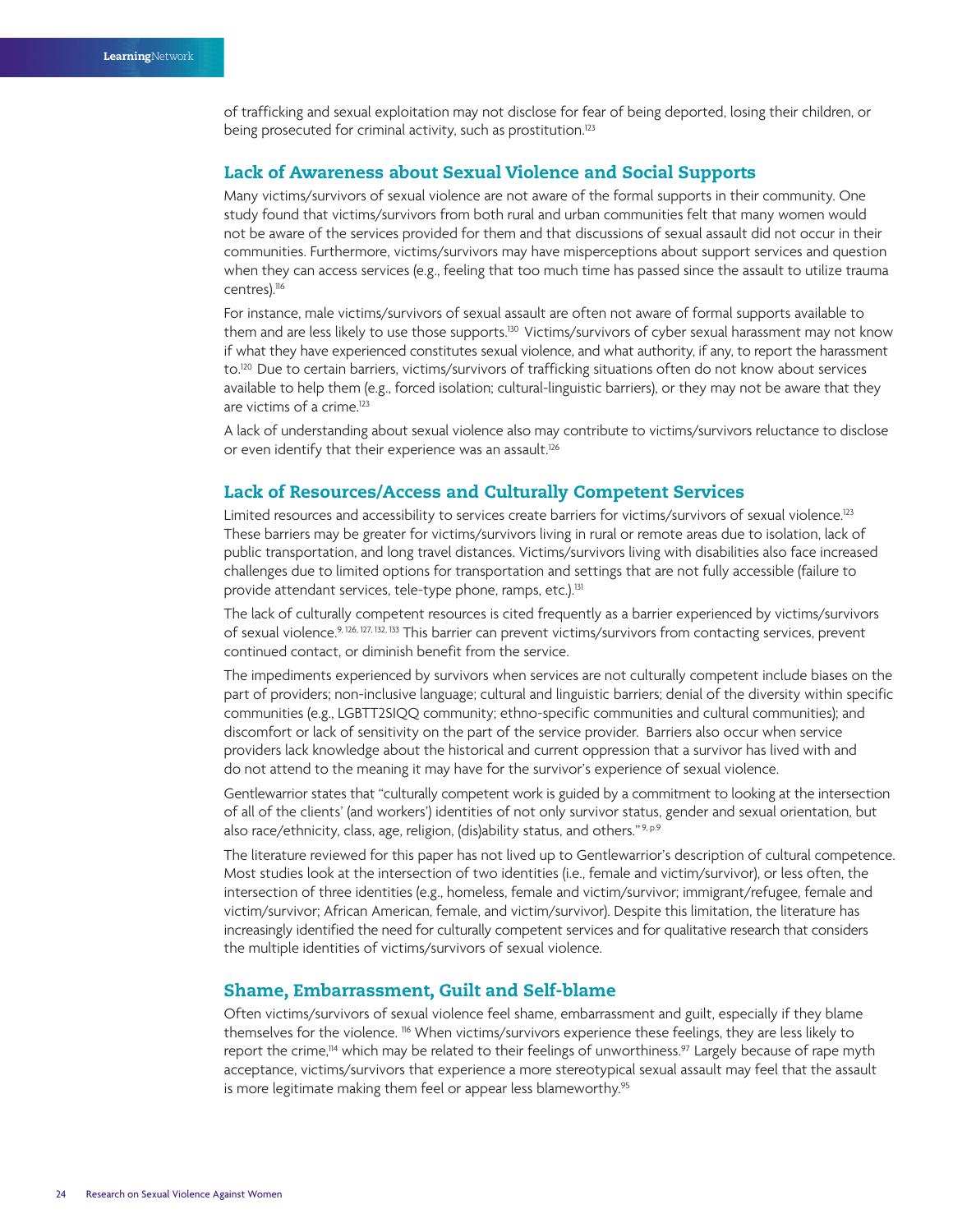of trafficking and sexual exploitation may not disclose for fear of being deported, losing their children, or being prosecuted for criminal activity, such as prostitution.[123]

## Lack of Awareness about Sexual Violence and Social Supports

Many victims/survivors of sexual violence are not aware of the formal supports in their community. One study found that victims/survivors from both rural and urban communities felt that many women would not be aware of the services provided for them and that discussions of sexual assault did not occur in their communities. Furthermore, victims/survivors may have misperceptions about support services and question when they can access services (e.g., feeling that too much time has passed since the assault to utilize trauma centres).[116]

For instance, male victims/survivors of sexual assault are often not aware of formal supports available to them and are less likely to use those supports.[130] Victims/survivors of cyber sexual harassment may not know if what they have experienced constitutes sexual violence, and what authority, if any, to report the harassment to.[120] Due to certain barriers, victims/survivors of trafficking situations often do not know about services available to help them (e.g., forced isolation; cultural-linguistic barriers), or they may not be aware that they are victims of a crime.[123]

A lack of understanding about sexual violence also may contribute to victims/survivors reluctance to disclose or even identify that their experience was an assault.[126]

## Lack of Resources/Access and Culturally Competent Services

Limited resources and accessibility to services create barriers for victims/survivors of sexual violence.[123] These barriers may be greater for victims/survivors living in rural or remote areas due to isolation, lack of public transportation, and long travel distances. Victims/survivors living with disabilities also face increased challenges due to limited options for transportation and settings that are not fully accessible (failure to provide attendant services, tele-type phone, ramps, etc.).[131]

The lack of culturally competent resources is cited frequently as a barrier experienced by victims/survivors of sexual violence.[9, 126, 127, 132, 133] This barrier can prevent victims/survivors from contacting services, prevent continued contact, or diminish benefit from the service.

The impediments experienced by survivors when services are not culturally competent include biases on the part of providers; non-inclusive language; cultural and linguistic barriers; denial of the diversity within specific communities (e.g., LGBTT2SIQQ community; ethno-specific communities and cultural communities); and discomfort or lack of sensitivity on the part of the service provider. Barriers also occur when service providers lack knowledge about the historical and current oppression that a survivor has lived with and do not attend to the meaning it may have for the survivor's experience of sexual violence.

Gentlewarrior states that "culturally competent work is guided by a commitment to looking at the intersection of all of the clients' (and workers') identities of not only survivor status, gender and sexual orientation, but also race/ethnicity, class, age, religion, (dis)ability status, and others."[9, p.9]

The literature reviewed for this paper has not lived up to Gentlewarrior's description of cultural competence. Most studies look at the intersection of two identities (i.e., female and victim/survivor), or less often, the intersection of three identities (e.g., homeless, female and victim/survivor; immigrant/refugee, female and victim/survivor; African American, female, and victim/survivor). Despite this limitation, the literature has increasingly identified the need for culturally competent services and for qualitative research that considers the multiple identities of victims/survivors of sexual violence.

## Shame, Embarrassment, Guilt and Self-blame

Often victims/survivors of sexual violence feel shame, embarrassment and guilt, especially if they blame themselves for the violence. [116] When victims/survivors experience these feelings, they are less likely to report the crime,[114] which may be related to their feelings of unworthiness.[97] Largely because of rape myth acceptance, victims/survivors that experience a more stereotypical sexual assault may feel that the assault is more legitimate making them feel or appear less blameworthy.[95]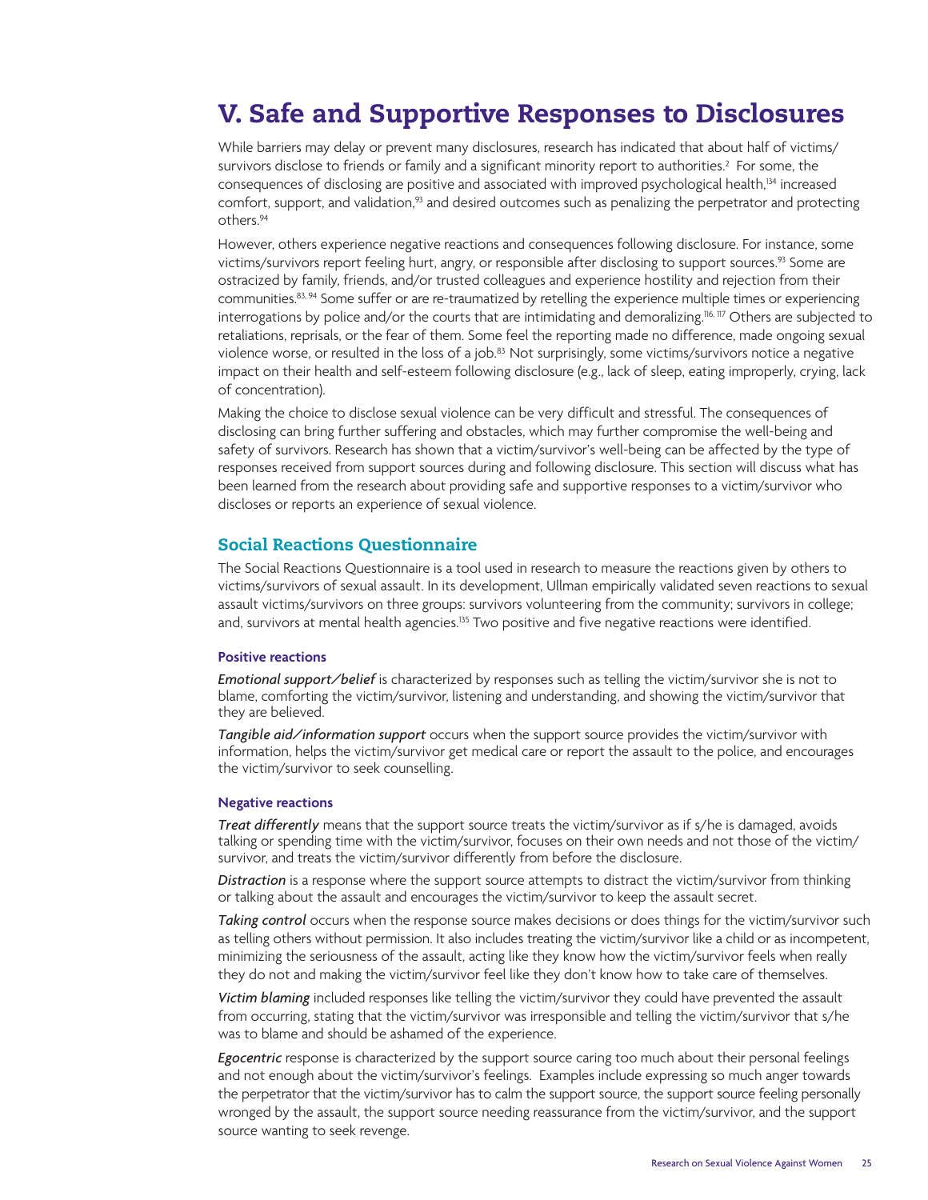# V. Safe and Supportive Responses to Disclosures

While barriers may delay or prevent many disclosures, research has indicated that about half of victims/survivors disclose to friends or family and a significant minority report to authorities.[2] For some, the consequences of disclosing are positive and associated with improved psychological health,[134] increased comfort, support, and validation,[93] and desired outcomes such as penalizing the perpetrator and protecting others.[94]

However, others experience negative reactions and consequences following disclosure. For instance, some victims/survivors report feeling hurt, angry, or responsible after disclosing to support sources.[93] Some are ostracized by family, friends, and/or trusted colleagues and experience hostility and rejection from their communities.[83, 94] Some suffer or are re-traumatized by retelling the experience multiple times or experiencing interrogations by police and/or the courts that are intimidating and demoralizing.[116, 117] Others are subjected to retaliations, reprisals, or the fear of them. Some feel the reporting made no difference, made ongoing sexual violence worse, or resulted in the loss of a job.[83] Not surprisingly, some victims/survivors notice a negative impact on their health and self-esteem following disclosure (e.g., lack of sleep, eating improperly, crying, lack of concentration).

Making the choice to disclose sexual violence can be very difficult and stressful. The consequences of disclosing can bring further suffering and obstacles, which may further compromise the well-being and safety of survivors. Research has shown that a victim/survivor's well-being can be affected by the type of responses received from support sources during and following disclosure. This section will discuss what has been learned from the research about providing safe and supportive responses to a victim/survivor who discloses or reports an experience of sexual violence.

## Social Reactions Questionnaire

The Social Reactions Questionnaire is a tool used in research to measure the reactions given by others to victims/survivors of sexual assault. In its development, Ullman empirically validated seven reactions to sexual assault victims/survivors on three groups: survivors volunteering from the community; survivors in college; and, survivors at mental health agencies.[135] Two positive and five negative reactions were identified.

#### Positive reactions

***Emotional support/belief*** is characterized by responses such as telling the victim/survivor she is not to blame, comforting the victim/survivor, listening and understanding, and showing the victim/survivor that they are believed.

***Tangible aid/information support*** occurs when the support source provides the victim/survivor with information, helps the victim/survivor get medical care or report the assault to the police, and encourages the victim/survivor to seek counselling.

#### Negative reactions

***Treat differently*** means that the support source treats the victim/survivor as if s/he is damaged, avoids talking or spending time with the victim/survivor, focuses on their own needs and not those of the victim/survivor, and treats the victim/survivor differently from before the disclosure.

***Distraction*** is a response where the support source attempts to distract the victim/survivor from thinking or talking about the assault and encourages the victim/survivor to keep the assault secret.

***Taking control*** occurs when the response source makes decisions or does things for the victim/survivor such as telling others without permission. It also includes treating the victim/survivor like a child or as incompetent, minimizing the seriousness of the assault, acting like they know how the victim/survivor feels when really they do not and making the victim/survivor feel like they don't know how to take care of themselves.

***Victim blaming*** included responses like telling the victim/survivor they could have prevented the assault from occurring, stating that the victim/survivor was irresponsible and telling the victim/survivor that s/he was to blame and should be ashamed of the experience.

***Egocentric*** response is characterized by the support source caring too much about their personal feelings and not enough about the victim/survivor's feelings. Examples include expressing so much anger towards the perpetrator that the victim/survivor has to calm the support source, the support source feeling personally wronged by the assault, the support source needing reassurance from the victim/survivor, and the support source wanting to seek revenge.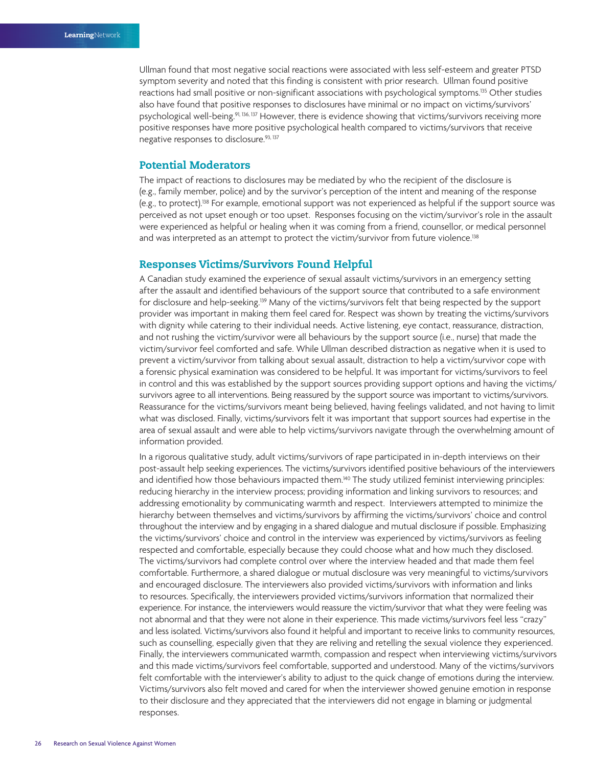Ullman found that most negative social reactions were associated with less self-esteem and greater PTSD symptom severity and noted that this finding is consistent with prior research. Ullman found positive reactions had small positive or non-significant associations with psychological symptoms.[135] Other studies also have found that positive responses to disclosures have minimal or no impact on victims/survivors' psychological well-being.[91, 136, 137] However, there is evidence showing that victims/survivors receiving more positive responses have more positive psychological health compared to victims/survivors that receive negative responses to disclosure.[93, 137]

## Potential Moderators

The impact of reactions to disclosures may be mediated by who the recipient of the disclosure is (e.g., family member, police) and by the survivor's perception of the intent and meaning of the response (e.g., to protect).[138] For example, emotional support was not experienced as helpful if the support source was perceived as not upset enough or too upset. Responses focusing on the victim/survivor's role in the assault were experienced as helpful or healing when it was coming from a friend, counsellor, or medical personnel and was interpreted as an attempt to protect the victim/survivor from future violence.[138]

## Responses Victims/Survivors Found Helpful

A Canadian study examined the experience of sexual assault victims/survivors in an emergency setting after the assault and identified behaviours of the support source that contributed to a safe environment for disclosure and help-seeking.[139] Many of the victims/survivors felt that being respected by the support provider was important in making them feel cared for. Respect was shown by treating the victims/survivors with dignity while catering to their individual needs. Active listening, eye contact, reassurance, distraction, and not rushing the victim/survivor were all behaviours by the support source (i.e., nurse) that made the victim/survivor feel comforted and safe. While Ullman described distraction as negative when it is used to prevent a victim/survivor from talking about sexual assault, distraction to help a victim/survivor cope with a forensic physical examination was considered to be helpful. It was important for victims/survivors to feel in control and this was established by the support sources providing support options and having the victims/survivors agree to all interventions. Being reassured by the support source was important to victims/survivors. Reassurance for the victims/survivors meant being believed, having feelings validated, and not having to limit what was disclosed. Finally, victims/survivors felt it was important that support sources had expertise in the area of sexual assault and were able to help victims/survivors navigate through the overwhelming amount of information provided.

In a rigorous qualitative study, adult victims/survivors of rape participated in in-depth interviews on their post-assault help seeking experiences. The victims/survivors identified positive behaviours of the interviewers and identified how those behaviours impacted them.[140] The study utilized feminist interviewing principles: reducing hierarchy in the interview process; providing information and linking survivors to resources; and addressing emotionality by communicating warmth and respect. Interviewers attempted to minimize the hierarchy between themselves and victims/survivors by affirming the victims/survivors' choice and control throughout the interview and by engaging in a shared dialogue and mutual disclosure if possible. Emphasizing the victims/survivors' choice and control in the interview was experienced by victims/survivors as feeling respected and comfortable, especially because they could choose what and how much they disclosed. The victims/survivors had complete control over where the interview headed and that made them feel comfortable. Furthermore, a shared dialogue or mutual disclosure was very meaningful to victims/survivors and encouraged disclosure. The interviewers also provided victims/survivors with information and links to resources. Specifically, the interviewers provided victims/survivors information that normalized their experience. For instance, the interviewers would reassure the victim/survivor that what they were feeling was not abnormal and that they were not alone in their experience. This made victims/survivors feel less "crazy" and less isolated. Victims/survivors also found it helpful and important to receive links to community resources, such as counselling, especially given that they are reliving and retelling the sexual violence they experienced. Finally, the interviewers communicated warmth, compassion and respect when interviewing victims/survivors and this made victims/survivors feel comfortable, supported and understood. Many of the victims/survivors felt comfortable with the interviewer's ability to adjust to the quick change of emotions during the interview. Victims/survivors also felt moved and cared for when the interviewer showed genuine emotion in response to their disclosure and they appreciated that the interviewers did not engage in blaming or judgmental responses.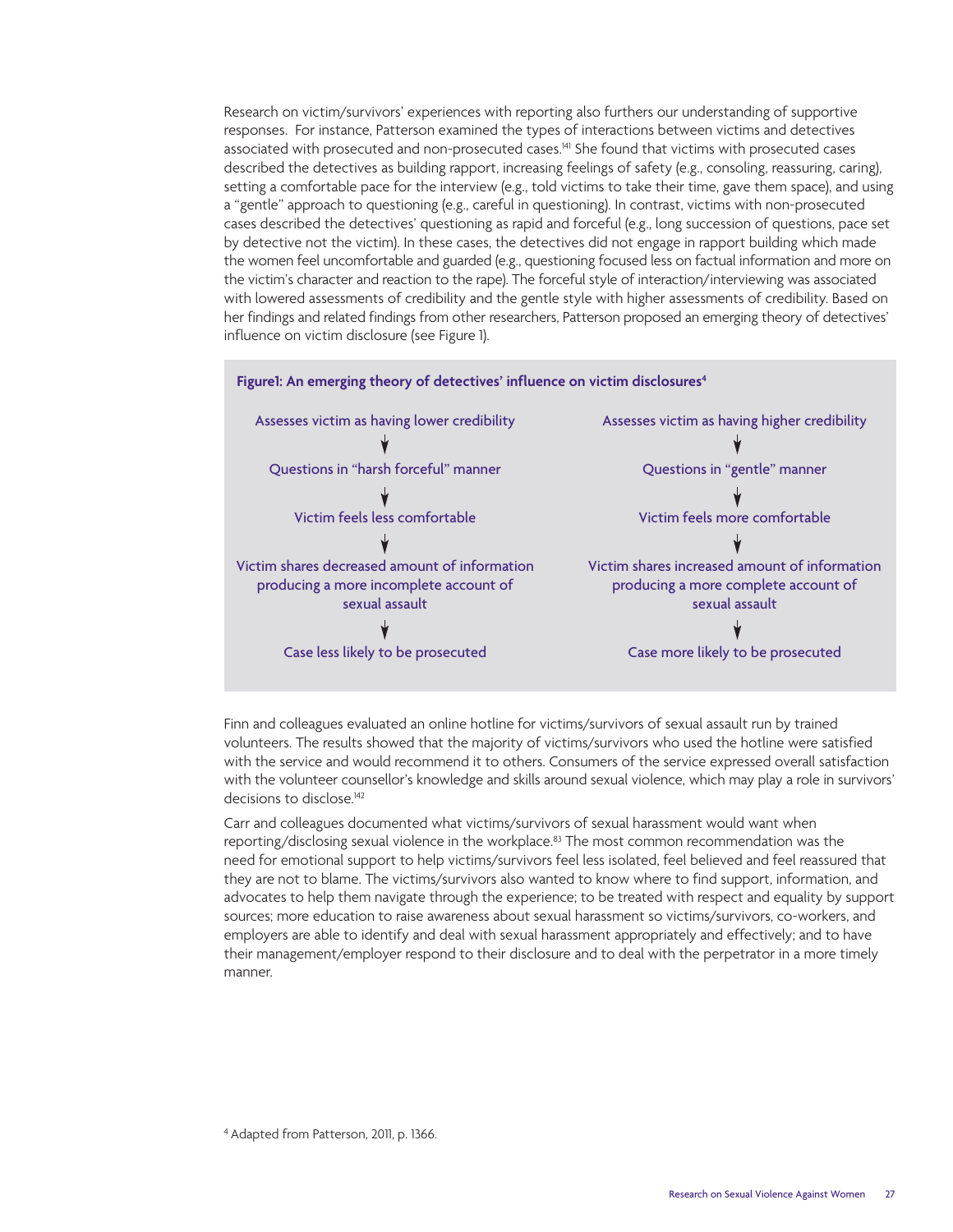Research on victim/survivors' experiences with reporting also furthers our understanding of supportive responses. For instance, Patterson examined the types of interactions between victims and detectives associated with prosecuted and non-prosecuted cases.[141] She found that victims with prosecuted cases described the detectives as building rapport, increasing feelings of safety (e.g., consoling, reassuring, caring), setting a comfortable pace for the interview (e.g., told victims to take their time, gave them space), and using a "gentle" approach to questioning (e.g., careful in questioning). In contrast, victims with non-prosecuted cases described the detectives' questioning as rapid and forceful (e.g., long succession of questions, pace set by detective not the victim). In these cases, the detectives did not engage in rapport building which made the women feel uncomfortable and guarded (e.g., questioning focused less on factual information and more on the victim's character and reaction to the rape). The forceful style of interaction/interviewing was associated with lowered assessments of credibility and the gentle style with higher assessments of credibility. Based on her findings and related findings from other researchers, Patterson proposed an emerging theory of detectives' influence on victim disclosure (see Figure 1).

**Figure1: An emerging theory of detectives' influence on victim disclosures[4]**

Assesses victim as having lower credibility

Questions in "harsh forceful" manner

Victim feels less comfortable

Victim shares decreased amount of information producing a more incomplete account of sexual assault

Case less likely to be prosecuted

Assesses victim as having higher credibility

Questions in "gentle" manner

Victim feels more comfortable

Victim shares increased amount of information producing a more complete account of sexual assault

Case more likely to be prosecuted

Finn and colleagues evaluated an online hotline for victims/survivors of sexual assault run by trained volunteers. The results showed that the majority of victims/survivors who used the hotline were satisfied with the service and would recommend it to others. Consumers of the service expressed overall satisfaction with the volunteer counsellor's knowledge and skills around sexual violence, which may play a role in survivors' decisions to disclose.[142]

Carr and colleagues documented what victims/survivors of sexual harassment would want when reporting/disclosing sexual violence in the workplace.[83] The most common recommendation was the need for emotional support to help victims/survivors feel less isolated, feel believed and feel reassured that they are not to blame. The victims/survivors also wanted to know where to find support, information, and advocates to help them navigate through the experience; to be treated with respect and equality by support sources; more education to raise awareness about sexual harassment so victims/survivors, co-workers, and employers are able to identify and deal with sexual harassment appropriately and effectively; and to have their management/employer respond to their disclosure and to deal with the perpetrator in a more timely manner.

[4] Adapted from Patterson, 2011, p. 1366.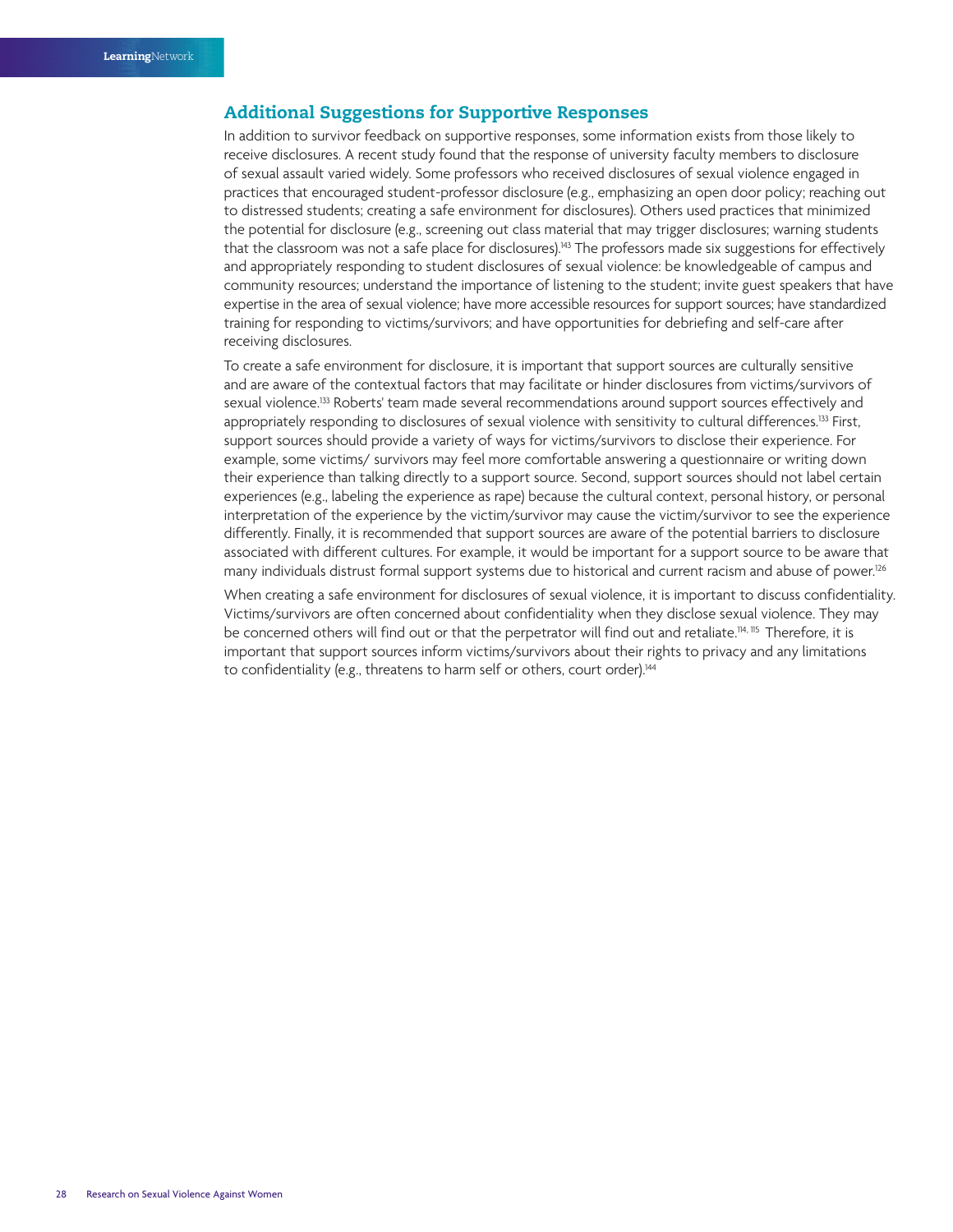## Additional Suggestions for Supportive Responses

In addition to survivor feedback on supportive responses, some information exists from those likely to receive disclosures. A recent study found that the response of university faculty members to disclosure of sexual assault varied widely. Some professors who received disclosures of sexual violence engaged in practices that encouraged student-professor disclosure (e.g., emphasizing an open door policy; reaching out to distressed students; creating a safe environment for disclosures). Others used practices that minimized the potential for disclosure (e.g., screening out class material that may trigger disclosures; warning students that the classroom was not a safe place for disclosures).[143] The professors made six suggestions for effectively and appropriately responding to student disclosures of sexual violence: be knowledgeable of campus and community resources; understand the importance of listening to the student; invite guest speakers that have expertise in the area of sexual violence; have more accessible resources for support sources; have standardized training for responding to victims/survivors; and have opportunities for debriefing and self-care after receiving disclosures.

To create a safe environment for disclosure, it is important that support sources are culturally sensitive and are aware of the contextual factors that may facilitate or hinder disclosures from victims/survivors of sexual violence.[133] Roberts' team made several recommendations around support sources effectively and appropriately responding to disclosures of sexual violence with sensitivity to cultural differences.[133] First, support sources should provide a variety of ways for victims/survivors to disclose their experience. For example, some victims/ survivors may feel more comfortable answering a questionnaire or writing down their experience than talking directly to a support source. Second, support sources should not label certain experiences (e.g., labeling the experience as rape) because the cultural context, personal history, or personal interpretation of the experience by the victim/survivor may cause the victim/survivor to see the experience differently. Finally, it is recommended that support sources are aware of the potential barriers to disclosure associated with different cultures. For example, it would be important for a support source to be aware that many individuals distrust formal support systems due to historical and current racism and abuse of power.[126]

When creating a safe environment for disclosures of sexual violence, it is important to discuss confidentiality. Victims/survivors are often concerned about confidentiality when they disclose sexual violence. They may be concerned others will find out or that the perpetrator will find out and retaliate.[114, 115] Therefore, it is important that support sources inform victims/survivors about their rights to privacy and any limitations to confidentiality (e.g., threatens to harm self or others, court order).[144]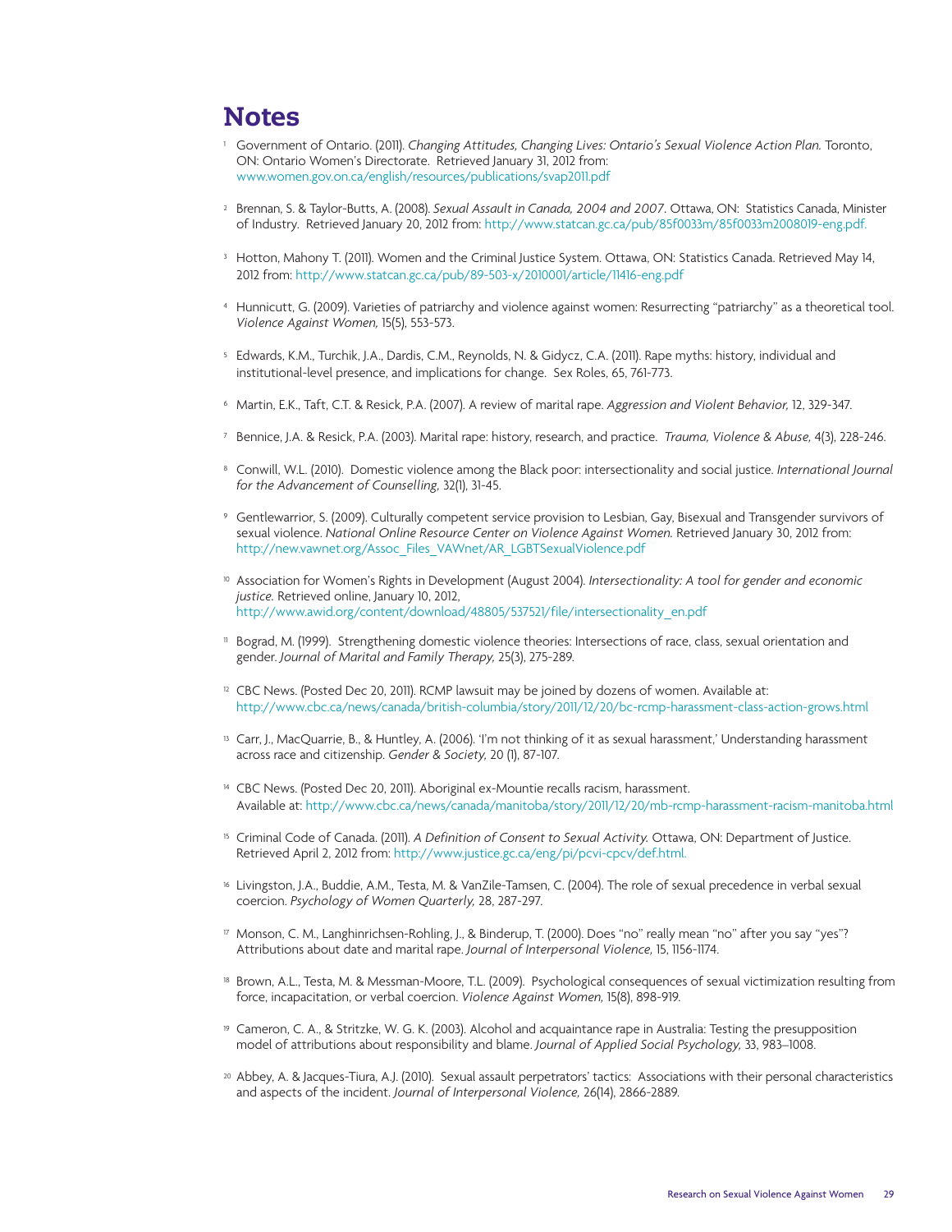# Notes

[1] Government of Ontario. (2011). *Changing Attitudes, Changing Lives: Ontario's Sexual Violence Action Plan.* Toronto, ON: Ontario Women's Directorate. Retrieved January 31, 2012 from: www.women.gov.on.ca/english/resources/publications/svap2011.pdf

[2] Brennan, S. & Taylor-Butts, A. (2008). *Sexual Assault in Canada, 2004 and 2007*. Ottawa, ON: Statistics Canada, Minister of Industry. Retrieved January 20, 2012 from: http://www.statcan.gc.ca/pub/85f0033m/85f0033m2008019-eng.pdf.

[3] Hotton, Mahony T. (2011). Women and the Criminal Justice System. Ottawa, ON: Statistics Canada. Retrieved May 14, 2012 from: http://www.statcan.gc.ca/pub/89-503-x/2010001/article/11416-eng.pdf

[4] Hunnicutt, G. (2009). Varieties of patriarchy and violence against women: Resurrecting "patriarchy" as a theoretical tool. *Violence Against Women,* 15(5), 553-573.

[5] Edwards, K.M., Turchik, J.A., Dardis, C.M., Reynolds, N. & Gidycz, C.A. (2011). Rape myths: history, individual and institutional-level presence, and implications for change. Sex Roles, 65, 761-773.

[6] Martin, E.K., Taft, C.T. & Resick, P.A. (2007). A review of marital rape. *Aggression and Violent Behavior,* 12, 329-347.

[7] Bennice, J.A. & Resick, P.A. (2003). Marital rape: history, research, and practice. *Trauma, Violence & Abuse,* 4(3), 228-246.

[8] Conwill, W.L. (2010). Domestic violence among the Black poor: intersectionality and social justice. *International Journal for the Advancement of Counselling,* 32(1), 31-45.

[9] Gentlewarrior, S. (2009). Culturally competent service provision to Lesbian, Gay, Bisexual and Transgender survivors of sexual violence. *National Online Resource Center on Violence Against Women.* Retrieved January 30, 2012 from: http://new.vawnet.org/Assoc_Files_VAWnet/AR_LGBTSexualViolence.pdf

[10] Association for Women's Rights in Development (August 2004). *Intersectionality: A tool for gender and economic justice.* Retrieved online, January 10, 2012, http://www.awid.org/content/download/48805/537521/file/intersectionality_en.pdf

[11] Bograd, M. (1999). Strengthening domestic violence theories: Intersections of race, class, sexual orientation and gender. *Journal of Marital and Family Therapy,* 25(3), 275-289.

[12] CBC News. (Posted Dec 20, 2011). RCMP lawsuit may be joined by dozens of women. Available at: http://www.cbc.ca/news/canada/british-columbia/story/2011/12/20/bc-rcmp-harassment-class-action-grows.html

[13] Carr, J., MacQuarrie, B., & Huntley, A. (2006). 'I'm not thinking of it as sexual harassment,' Understanding harassment across race and citizenship. *Gender & Society,* 20 (1), 87-107.

[14] CBC News. (Posted Dec 20, 2011). Aboriginal ex-Mountie recalls racism, harassment. Available at: http://www.cbc.ca/news/canada/manitoba/story/2011/12/20/mb-rcmp-harassment-racism-manitoba.html

[15] Criminal Code of Canada. (2011). *A Definition of Consent to Sexual Activity.* Ottawa, ON: Department of Justice. Retrieved April 2, 2012 from: http://www.justice.gc.ca/eng/pi/pcvi-cpcv/def.html.

[16] Livingston, J.A., Buddie, A.M., Testa, M. & VanZile-Tamsen, C. (2004). The role of sexual precedence in verbal sexual coercion. *Psychology of Women Quarterly,* 28, 287-297.

[17] Monson, C. M., Langhinrichsen-Rohling, J., & Binderup, T. (2000). Does "no" really mean "no" after you say "yes"? Attributions about date and marital rape. *Journal of Interpersonal Violence,* 15, 1156-1174.

[18] Brown, A.L., Testa, M. & Messman-Moore, T.L. (2009). Psychological consequences of sexual victimization resulting from force, incapacitation, or verbal coercion. *Violence Against Women,* 15(8), 898-919.

[19] Cameron, C. A., & Stritzke, W. G. K. (2003). Alcohol and acquaintance rape in Australia: Testing the presupposition model of attributions about responsibility and blame. *Journal of Applied Social Psychology,* 33, 983–1008.

[20] Abbey, A. & Jacques-Tiura, A.J. (2010). Sexual assault perpetrators' tactics: Associations with their personal characteristics and aspects of the incident. *Journal of Interpersonal Violence,* 26(14), 2866-2889.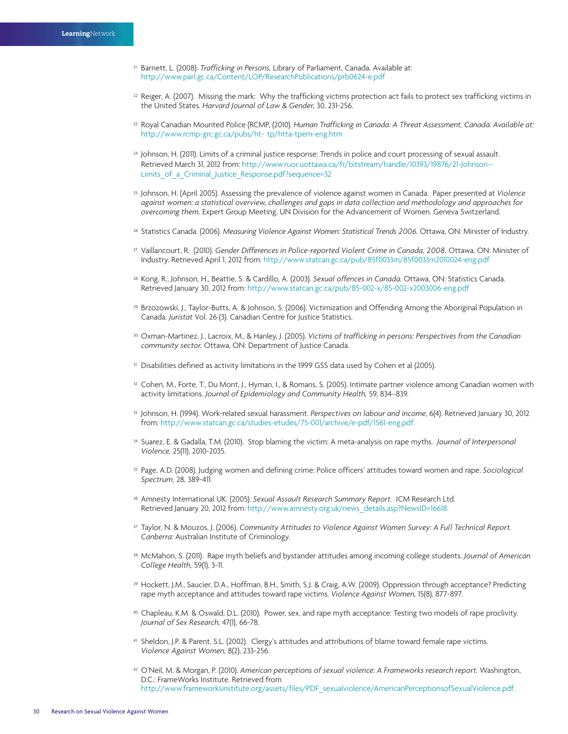[21] Barnett, L. (2008). *Trafficking in Persons,* Library of Parliament, Canada. Available at: http://www.parl.gc.ca/Content/LOP/ResearchPublications/prb0624-e.pdf

[22] Reiger, A. (2007). Missing the mark: Why the trafficking victims protection act fails to protect sex trafficking victims in the United States. *Harvard Journal of Law & Gender,* 30, 231-256.

[23] Royal Canadian Mounted Police (RCMP, (2010). *Human Trafficking in Canada: A Threat Assessment, Canada. Available at:* http://www.rcmp-grc.gc.ca/pubs/ht- tp/htta-tpem-eng.htm

[24] Johnson, H. (2011). Limits of a criminal justice response: Trends in police and court processing of sexual assault. Retrieved March 31, 2012 from: http://www.ruor.uottawa.ca/fr/bitstream/handle/10393/19876/21-Johnson--Limits_of_a_Criminal_Justice_Response.pdf?sequence=32

[25] Johnson, H. (April 2005). Assessing the prevalence of violence against women in Canada. Paper presented at *Violence against women: a statistical overview, challenges and gaps in data collection and methodology and approaches for overcoming them.* Expert Group Meeting, UN Division for the Advancement of Women. Geneva Switzerland.

[26] Statistics Canada. (2006). *Measuring Violence Against Women: Statistical Trends 2006.* Ottawa, ON: Minister of Industry.

[27] Vaillancourt, R. (2010). *Gender Differences in Police-reported Violent Crime in Canada, 2008*. Ottawa, ON: Minister of Industry. Retrieved April 1, 2012 from: http://www.statcan.gc.ca/pub/85f0033m/85f0033m2010024-eng.pdf

[28] Kong, R., Johnson, H., Beattie, S. & Cardillo, A. (2003). *Sexual offences in Canada.* Ottawa, ON: Statistics Canada. Retrieved January 30, 2012 from: http://www.statcan.gc.ca/pub/85-002-x/85-002-x2003006-eng.pdf

[29] Brzozowski, J., Taylor-Butts, A. & Johnson, S. (2006). Victimization and Offending Among the Aboriginal Population in Canada. *Juristat* Vol. 26 (3). Canadian Centre for Justice Statistics.

[30] Oxman-Martinez, J., Lacroix, M., & Hanley, J. (2005). *Victims of trafficking in persons: Perspectives from the Canadian community sector.* Ottawa, ON: Department of Justice Canada.

[31] Disabilities defined as activity limitations in the 1999 GSS data used by Cohen et al (2005).

[32] Cohen, M., Forte, T., Du Mont, J., Hyman, I., & Romans, S. (2005). Intimate partner violence among Canadian women with activity limitations. *Journal of Epidemiology and Community Health,* 59, 834–839.

[33] Johnson, H. (1994). Work-related sexual harassment. *Perspectives on labour and income,* 6(4). Retrieved January 30, 2012 from: http://www.statcan.gc.ca/studies-etudes/75-001/archive/e-pdf/1561-eng.pdf.

[34] Suarez, E. & Gadalla, T.M. (2010). Stop blaming the victim: A meta-analysis on rape myths. *Journal of Interpersonal Violence,* 25(11), 2010-2035.

[35] Page, A.D. (2008). Judging women and defining crime: Police officers' attitudes toward women and rape. *Sociological Spectrum*, 28, 389-411.

[36] Amnesty International UK. (2005). *Sexual Assault Research Summary Report.* ICM Research Ltd. Retrieved January 20, 2012 from: http://www.amnesty.org.uk/news_details.asp?NewsID=16618.

[37] Taylor, N. & Mouzos, J. (2006). *Community Attitudes to Violence Against Women Survey: A Full Technical Report. Canberra:* Australian Institute of Criminology.

[38] McMahon, S. (2011). Rape myth beliefs and bystander attitudes among incoming college students. *Journal of American College Health,* 59(1), 3-11.

[39] Hockett, J.M., Saucier, D.A., Hoffman, B.H., Smith, S.J. & Craig, A.W. (2009). Oppression through acceptance? Predicting rape myth acceptance and attitudes toward rape victims. *Violence Against Women,* 15(8), 877-897.

[40] Chapleau, K.M. & Oswald, D.L. (2010). Power, sex, and rape myth acceptance: Testing two models of rape proclivity. *Journal of Sex Research,* 47(1), 66-78.

[41] Sheldon, J.P. & Parent, S.L. (2002). Clergy's attitudes and attributions of blame toward female rape victims. *Violence Against Women,* 8(2), 233-256.

[42] O'Neil, M. & Morgan, P. (2010). *American perceptions of sexual violence: A Frameworks research report.* Washington, D.C.: FrameWorks Institute. Retrieved from http://www.frameworksinstitute.org/assets/files/PDF_sexualviolence/AmericanPerceptionsofSexualViolence.pdf.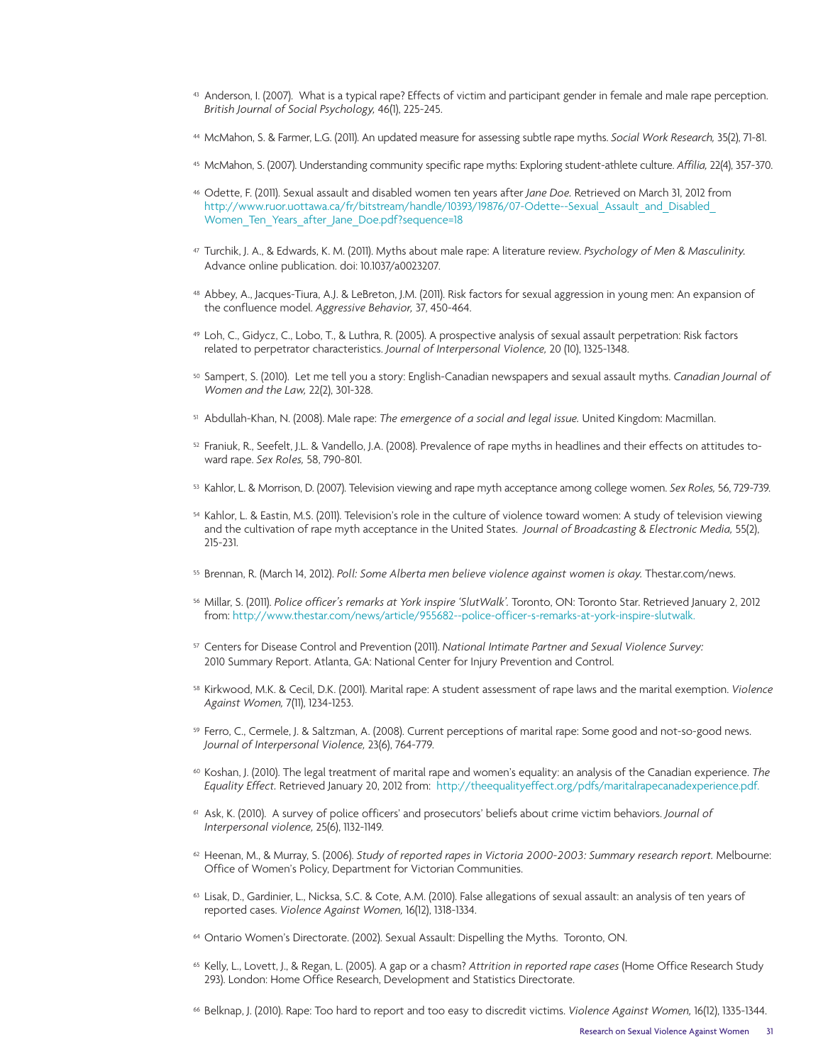[43] Anderson, I. (2007). What is a typical rape? Effects of victim and participant gender in female and male rape perception. *British Journal of Social Psychology,* 46(1), 225-245.

[44] McMahon, S. & Farmer, L.G. (2011). An updated measure for assessing subtle rape myths. *Social Work Research,* 35(2), 71-81.

[45] McMahon, S. (2007). Understanding community specific rape myths: Exploring student-athlete culture. *Affilia,* 22(4), 357-370.

[46] Odette, F. (2011). Sexual assault and disabled women ten years after *Jane Doe.* Retrieved on March 31, 2012 from http://www.ruor.uottawa.ca/fr/bitstream/handle/10393/19876/07-Odette--Sexual_Assault_and_Disabled_Women_Ten_Years_after_Jane_Doe.pdf?sequence=18

[47] Turchik, J. A., & Edwards, K. M. (2011). Myths about male rape: A literature review. *Psychology of Men & Masculinity.* Advance online publication. doi: 10.1037/a0023207.

[48] Abbey, A., Jacques-Tiura, A.J. & LeBreton, J.M. (2011). Risk factors for sexual aggression in young men: An expansion of the confluence model. *Aggressive Behavior,* 37, 450-464.

[49] Loh, C., Gidycz, C., Lobo, T., & Luthra, R. (2005). A prospective analysis of sexual assault perpetration: Risk factors related to perpetrator characteristics. *Journal of Interpersonal Violence,* 20 (10), 1325-1348.

[50] Sampert, S. (2010). Let me tell you a story: English-Canadian newspapers and sexual assault myths. *Canadian Journal of Women and the Law,* 22(2), 301-328.

[51] Abdullah-Khan, N. (2008). Male rape: *The emergence of a social and legal issue.* United Kingdom: Macmillan.

[52] Franiuk, R., Seefelt, J.L. & Vandello, J.A. (2008). Prevalence of rape myths in headlines and their effects on attitudes toward rape. *Sex Roles,* 58, 790-801.

[53] Kahlor, L. & Morrison, D. (2007). Television viewing and rape myth acceptance among college women. *Sex Roles,* 56, 729-739.

[54] Kahlor, L. & Eastin, M.S. (2011). Television's role in the culture of violence toward women: A study of television viewing and the cultivation of rape myth acceptance in the United States. *Journal of Broadcasting & Electronic Media,* 55(2), 215-231.

[55] Brennan, R. (March 14, 2012). *Poll: Some Alberta men believe violence against women is okay.* Thestar.com/news.

[56] Millar, S. (2011). *Police officer's remarks at York inspire 'SlutWalk'.* Toronto, ON: Toronto Star. Retrieved January 2, 2012 from: http://www.thestar.com/news/article/955682--police-officer-s-remarks-at-york-inspire-slutwalk.

[57] Centers for Disease Control and Prevention (2011). *National Intimate Partner and Sexual Violence Survey:* 2010 Summary Report. Atlanta, GA: National Center for Injury Prevention and Control.

[58] Kirkwood, M.K. & Cecil, D.K. (2001). Marital rape: A student assessment of rape laws and the marital exemption. *Violence Against Women,* 7(11), 1234-1253.

[59] Ferro, C., Cermele, J. & Saltzman, A. (2008). Current perceptions of marital rape: Some good and not-so-good news. *Journal of Interpersonal Violence,* 23(6), 764-779.

[60] Koshan, J. (2010). The legal treatment of marital rape and women's equality: an analysis of the Canadian experience. *The Equality Effect.* Retrieved January 20, 2012 from: http://theequalityeffect.org/pdfs/maritalrapecanadexperience.pdf.

[61] Ask, K. (2010). A survey of police officers' and prosecutors' beliefs about crime victim behaviors. *Journal of Interpersonal violence,* 25(6), 1132-1149.

[62] Heenan, M., & Murray, S. (2006). *Study of reported rapes in Victoria 2000-2003: Summary research report.* Melbourne: Office of Women's Policy, Department for Victorian Communities.

[63] Lisak, D., Gardinier, L., Nicksa, S.C. & Cote, A.M. (2010). False allegations of sexual assault: an analysis of ten years of reported cases. *Violence Against Women,* 16(12), 1318-1334.

[64] Ontario Women's Directorate. (2002). Sexual Assault: Dispelling the Myths. Toronto, ON.

[65] Kelly, L., Lovett, J., & Regan, L. (2005). A gap or a chasm? *Attrition in reported rape cases* (Home Office Research Study 293). London: Home Office Research, Development and Statistics Directorate.

[66] Belknap, J. (2010). Rape: Too hard to report and too easy to discredit victims. *Violence Against Women,* 16(12), 1335-1344.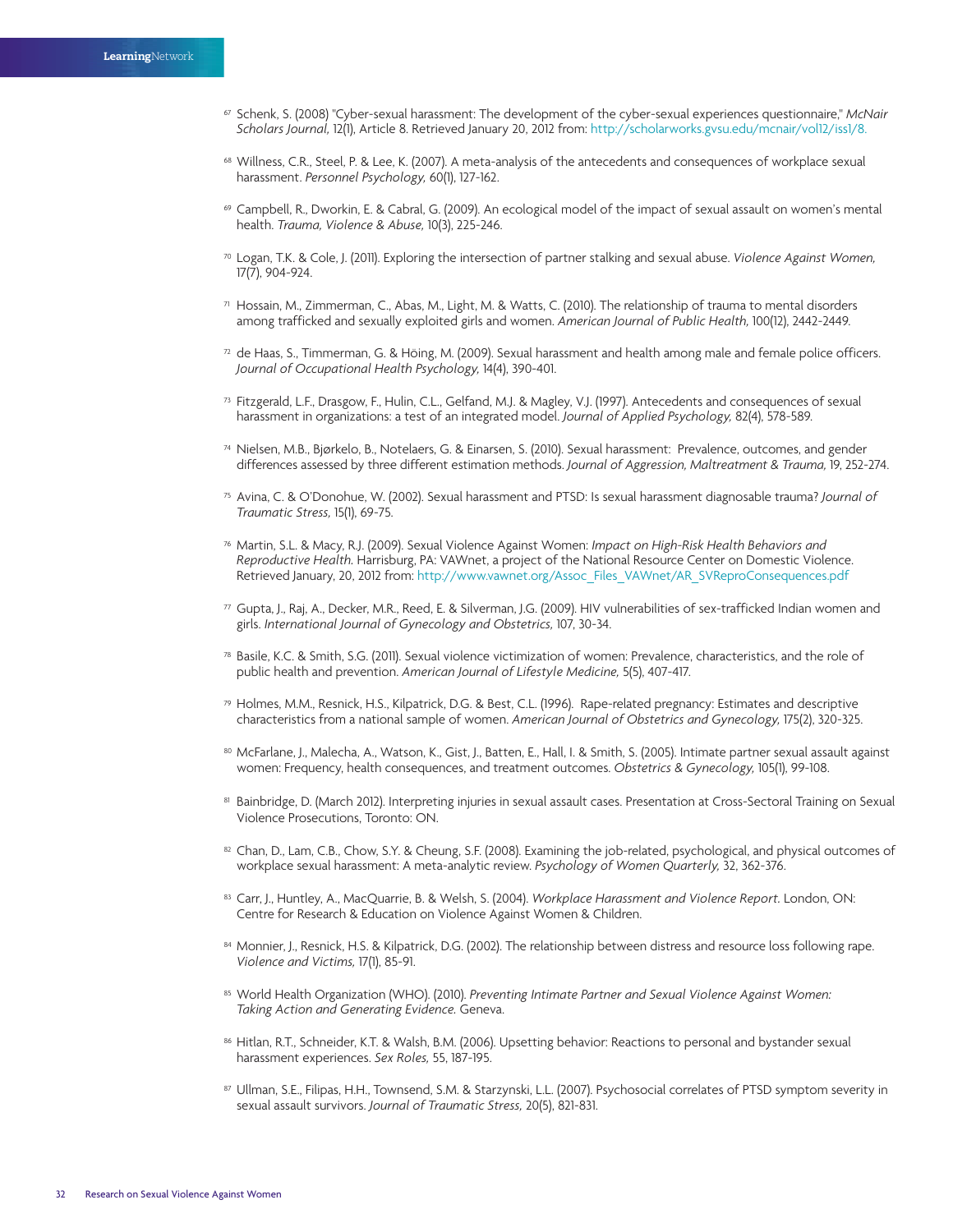[67] Schenk, S. (2008) "Cyber-sexual harassment: The development of the cyber-sexual experiences questionnaire," *McNair Scholars Journal,* 12(1), Article 8. Retrieved January 20, 2012 from: http://scholarworks.gvsu.edu/mcnair/vol12/iss1/8.

[68] Willness, C.R., Steel, P. & Lee, K. (2007). A meta-analysis of the antecedents and consequences of workplace sexual harassment. *Personnel Psychology,* 60(1), 127-162.

[69] Campbell, R., Dworkin, E. & Cabral, G. (2009). An ecological model of the impact of sexual assault on women's mental health. *Trauma, Violence & Abuse,* 10(3), 225-246.

[70] Logan, T.K. & Cole, J. (2011). Exploring the intersection of partner stalking and sexual abuse. *Violence Against Women,* 17(7), 904-924.

[71] Hossain, M., Zimmerman, C., Abas, M., Light, M. & Watts, C. (2010). The relationship of trauma to mental disorders among trafficked and sexually exploited girls and women. *American Journal of Public Health,* 100(12), 2442-2449.

[72] de Haas, S., Timmerman, G. & Höing, M. (2009). Sexual harassment and health among male and female police officers. *Journal of Occupational Health Psychology,* 14(4), 390-401.

[73] Fitzgerald, L.F., Drasgow, F., Hulin, C.L., Gelfand, M.J. & Magley, V.J. (1997). Antecedents and consequences of sexual harassment in organizations: a test of an integrated model. *Journal of Applied Psychology,* 82(4), 578-589.

[74] Nielsen, M.B., Bjørkelo, B., Notelaers, G. & Einarsen, S. (2010). Sexual harassment: Prevalence, outcomes, and gender differences assessed by three different estimation methods. *Journal of Aggression, Maltreatment & Trauma,* 19, 252-274.

[75] Avina, C. & O'Donohue, W. (2002). Sexual harassment and PTSD: Is sexual harassment diagnosable trauma? *Journal of Traumatic Stress,* 15(1), 69-75.

[76] Martin, S.L. & Macy, R.J. (2009). Sexual Violence Against Women: *Impact on High-Risk Health Behaviors and Reproductive Health.* Harrisburg, PA: VAWnet, a project of the National Resource Center on Domestic Violence. Retrieved January, 20, 2012 from: http://www.vawnet.org/Assoc_Files_VAWnet/AR_SVReproConsequences.pdf

[77] Gupta, J., Raj, A., Decker, M.R., Reed, E. & Silverman, J.G. (2009). HIV vulnerabilities of sex-trafficked Indian women and girls. *International Journal of Gynecology and Obstetrics,* 107, 30-34.

[78] Basile, K.C. & Smith, S.G. (2011). Sexual violence victimization of women: Prevalence, characteristics, and the role of public health and prevention. *American Journal of Lifestyle Medicine,* 5(5), 407-417.

[79] Holmes, M.M., Resnick, H.S., Kilpatrick, D.G. & Best, C.L. (1996). Rape-related pregnancy: Estimates and descriptive characteristics from a national sample of women. *American Journal of Obstetrics and Gynecology,* 175(2), 320-325.

[80] McFarlane, J., Malecha, A., Watson, K., Gist, J., Batten, E., Hall, I. & Smith, S. (2005). Intimate partner sexual assault against women: Frequency, health consequences, and treatment outcomes. *Obstetrics & Gynecology,* 105(1), 99-108.

[81] Bainbridge, D. (March 2012). Interpreting injuries in sexual assault cases. Presentation at Cross-Sectoral Training on Sexual Violence Prosecutions, Toronto: ON.

[82] Chan, D., Lam, C.B., Chow, S.Y. & Cheung, S.F. (2008). Examining the job-related, psychological, and physical outcomes of workplace sexual harassment: A meta-analytic review. *Psychology of Women Quarterly,* 32, 362-376.

[83] Carr, J., Huntley, A., MacQuarrie, B. & Welsh, S. (2004). *Workplace Harassment and Violence Report.* London, ON: Centre for Research & Education on Violence Against Women & Children.

[84] Monnier, J., Resnick, H.S. & Kilpatrick, D.G. (2002). The relationship between distress and resource loss following rape. *Violence and Victims,* 17(1), 85-91.

[85] World Health Organization (WHO). (2010). *Preventing Intimate Partner and Sexual Violence Against Women: Taking Action and Generating Evidence.* Geneva.

[86] Hitlan, R.T., Schneider, K.T. & Walsh, B.M. (2006). Upsetting behavior: Reactions to personal and bystander sexual harassment experiences. *Sex Roles,* 55, 187-195.

[87] Ullman, S.E., Filipas, H.H., Townsend, S.M. & Starzynski, L.L. (2007). Psychosocial correlates of PTSD symptom severity in sexual assault survivors. *Journal of Traumatic Stress,* 20(5), 821-831.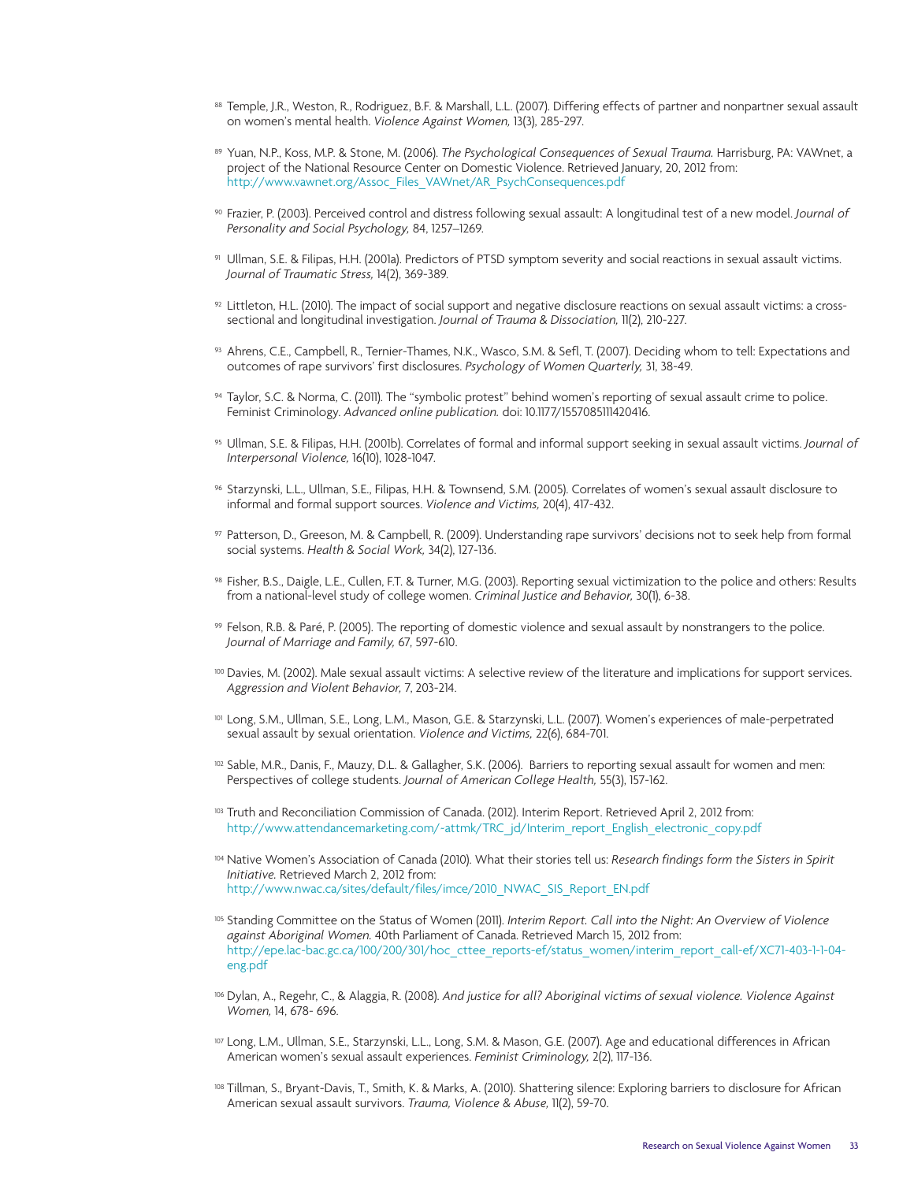[88] Temple, J.R., Weston, R., Rodriguez, B.F. & Marshall, L.L. (2007). Differing effects of partner and nonpartner sexual assault on women's mental health. *Violence Against Women,* 13(3), 285-297.

[89] Yuan, N.P., Koss, M.P. & Stone, M. (2006). *The Psychological Consequences of Sexual Trauma.* Harrisburg, PA: VAWnet, a project of the National Resource Center on Domestic Violence. Retrieved January, 20, 2012 from: http://www.vawnet.org/Assoc_Files_VAWnet/AR_PsychConsequences.pdf

[90] Frazier, P. (2003). Perceived control and distress following sexual assault: A longitudinal test of a new model. *Journal of Personality and Social Psychology,* 84, 1257–1269.

[91] Ullman, S.E. & Filipas, H.H. (2001a). Predictors of PTSD symptom severity and social reactions in sexual assault victims. *Journal of Traumatic Stress,* 14(2), 369-389.

[92] Littleton, H.L. (2010). The impact of social support and negative disclosure reactions on sexual assault victims: a cross-sectional and longitudinal investigation. *Journal of Trauma & Dissociation,* 11(2), 210-227.

[93] Ahrens, C.E., Campbell, R., Ternier-Thames, N.K., Wasco, S.M. & Sefl, T. (2007). Deciding whom to tell: Expectations and outcomes of rape survivors' first disclosures. *Psychology of Women Quarterly,* 31, 38-49.

[94] Taylor, S.C. & Norma, C. (2011). The "symbolic protest" behind women's reporting of sexual assault crime to police. Feminist Criminology. *Advanced online publication.* doi: 10.1177/1557085111420416.

[95] Ullman, S.E. & Filipas, H.H. (2001b). Correlates of formal and informal support seeking in sexual assault victims. *Journal of Interpersonal Violence,* 16(10), 1028-1047.

[96] Starzynski, L.L., Ullman, S.E., Filipas, H.H. & Townsend, S.M. (2005). Correlates of women's sexual assault disclosure to informal and formal support sources. *Violence and Victims,* 20(4), 417-432.

[97] Patterson, D., Greeson, M. & Campbell, R. (2009). Understanding rape survivors' decisions not to seek help from formal social systems. *Health & Social Work,* 34(2), 127-136.

[98] Fisher, B.S., Daigle, L.E., Cullen, F.T. & Turner, M.G. (2003). Reporting sexual victimization to the police and others: Results from a national-level study of college women. *Criminal Justice and Behavior,* 30(1), 6-38.

[99] Felson, R.B. & Paré, P. (2005). The reporting of domestic violence and sexual assault by nonstrangers to the police. *Journal of Marriage and Family,* 67, 597-610.

[100] Davies, M. (2002). Male sexual assault victims: A selective review of the literature and implications for support services. *Aggression and Violent Behavior,* 7, 203-214.

[101] Long, S.M., Ullman, S.E., Long, L.M., Mason, G.E. & Starzynski, L.L. (2007). Women's experiences of male-perpetrated sexual assault by sexual orientation. *Violence and Victims,* 22(6), 684-701.

[102] Sable, M.R., Danis, F., Mauzy, D.L. & Gallagher, S.K. (2006). Barriers to reporting sexual assault for women and men: Perspectives of college students. *Journal of American College Health,* 55(3), 157-162.

[103] Truth and Reconciliation Commission of Canada. (2012). Interim Report. Retrieved April 2, 2012 from: http://www.attendancemarketing.com/~attmk/TRC_jd/Interim_report_English_electronic_copy.pdf

[104] Native Women's Association of Canada (2010). What their stories tell us: *Research findings form the Sisters in Spirit Initiative.* Retrieved March 2, 2012 from: http://www.nwac.ca/sites/default/files/imce/2010_NWAC_SIS_Report_EN.pdf

[105] Standing Committee on the Status of Women (2011). *Interim Report. Call into the Night: An Overview of Violence against Aboriginal Women.* 40th Parliament of Canada. Retrieved March 15, 2012 from: http://epe.lac-bac.gc.ca/100/200/301/hoc_cttee_reports-ef/status_women/interim_report_call-ef/XC71-403-1-1-04-eng.pdf

[106] Dylan, A., Regehr, C., & Alaggia, R. (2008). *And justice for all? Aboriginal victims of sexual violence. Violence Against Women,* 14, 678- 696.

[107] Long, L.M., Ullman, S.E., Starzynski, L.L., Long, S.M. & Mason, G.E. (2007). Age and educational differences in African American women's sexual assault experiences. *Feminist Criminology,* 2(2), 117-136.

[108] Tillman, S., Bryant-Davis, T., Smith, K. & Marks, A. (2010). Shattering silence: Exploring barriers to disclosure for African American sexual assault survivors. *Trauma, Violence & Abuse,* 11(2), 59-70.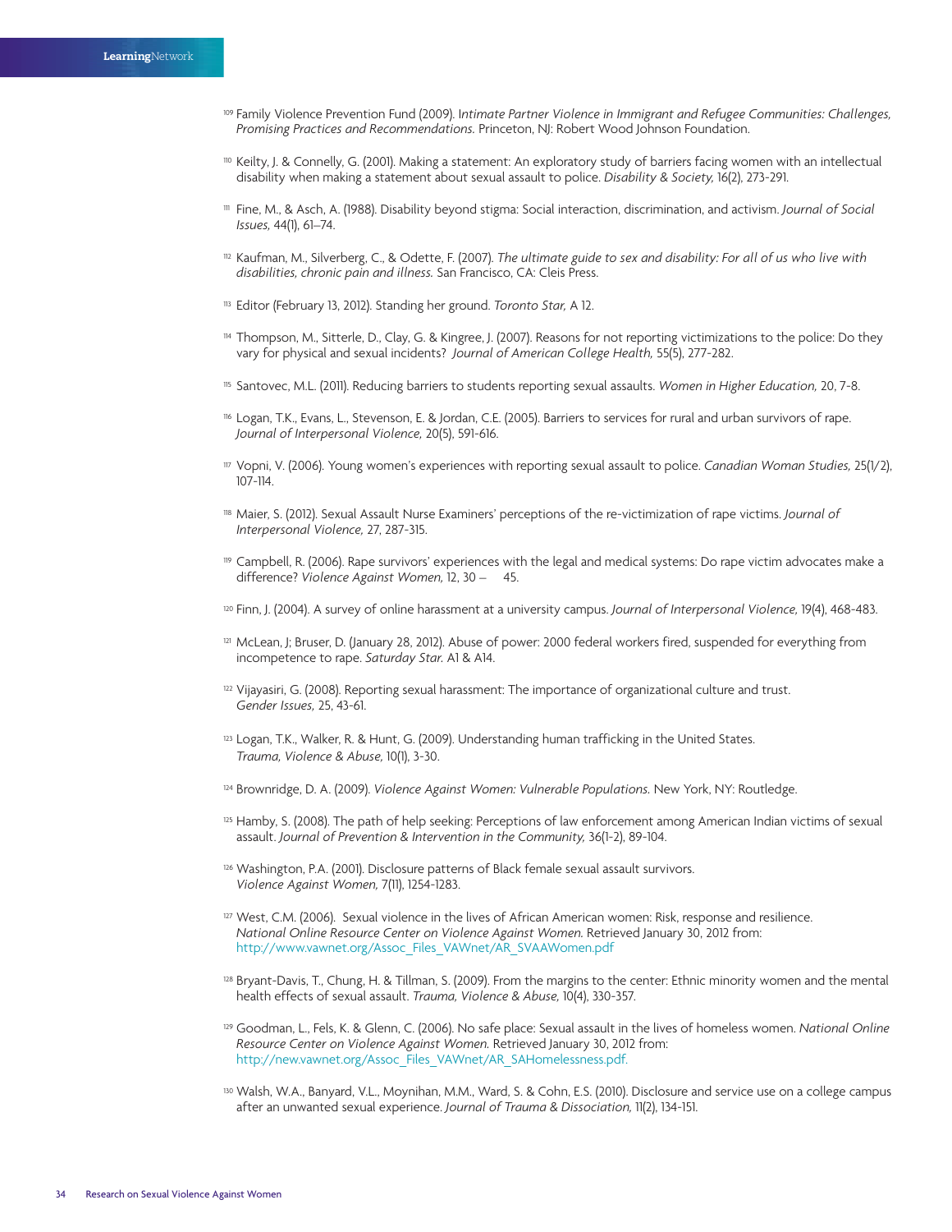[109] Family Violence Prevention Fund (2009). I*ntimate Partner Violence in Immigrant and Refugee Communities: Challenges, Promising Practices and Recommendations.* Princeton, NJ: Robert Wood Johnson Foundation.

[110] Keilty, J. & Connelly, G. (2001). Making a statement: An exploratory study of barriers facing women with an intellectual disability when making a statement about sexual assault to police. *Disability & Society,* 16(2), 273-291.

[111] Fine, M., & Asch, A. (1988). Disability beyond stigma: Social interaction, discrimination, and activism. *Journal of Social Issues,* 44(1), 61–74.

[112] Kaufman, M., Silverberg, C., & Odette, F. (2007). *The ultimate guide to sex and disability: For all of us who live with disabilities, chronic pain and illness.* San Francisco, CA: Cleis Press.

[113] Editor (February 13, 2012). Standing her ground. *Toronto Star,* A 12.

[114] Thompson, M., Sitterle, D., Clay, G. & Kingree, J. (2007). Reasons for not reporting victimizations to the police: Do they vary for physical and sexual incidents? *Journal of American College Health,* 55(5), 277-282.

[115] Santovec, M.L. (2011). Reducing barriers to students reporting sexual assaults. *Women in Higher Education,* 20, 7-8.

[116] Logan, T.K., Evans, L., Stevenson, E. & Jordan, C.E. (2005). Barriers to services for rural and urban survivors of rape. *Journal of Interpersonal Violence,* 20(5), 591-616.

[117] Vopni, V. (2006). Young women's experiences with reporting sexual assault to police. *Canadian Woman Studies,* 25(1/2), 107-114.

[118] Maier, S. (2012). Sexual Assault Nurse Examiners' perceptions of the re-victimization of rape victims. *Journal of Interpersonal Violence,* 27, 287-315.

[119] Campbell, R. (2006). Rape survivors' experiences with the legal and medical systems: Do rape victim advocates make a difference? *Violence Against Women,* 12, 30 – 45.

[120] Finn, J. (2004). A survey of online harassment at a university campus. *Journal of Interpersonal Violence,* 19(4), 468-483.

[121] McLean, J; Bruser, D. (January 28, 2012). Abuse of power: 2000 federal workers fired, suspended for everything from incompetence to rape. *Saturday Star.* A1 & A14.

[122] Vijayasiri, G. (2008). Reporting sexual harassment: The importance of organizational culture and trust. *Gender Issues,* 25, 43-61.

[123] Logan, T.K., Walker, R. & Hunt, G. (2009). Understanding human trafficking in the United States. *Trauma, Violence & Abuse,* 10(1), 3-30.

[124] Brownridge, D. A. (2009). *Violence Against Women: Vulnerable Populations.* New York, NY: Routledge.

[125] Hamby, S. (2008). The path of help seeking: Perceptions of law enforcement among American Indian victims of sexual assault. *Journal of Prevention & Intervention in the Community,* 36(1-2), 89-104.

[126] Washington, P.A. (2001). Disclosure patterns of Black female sexual assault survivors. *Violence Against Women,* 7(11), 1254-1283.

[127] West, C.M. (2006). Sexual violence in the lives of African American women: Risk, response and resilience. *National Online Resource Center on Violence Against Women.* Retrieved January 30, 2012 from: http://www.vawnet.org/Assoc_Files_VAWnet/AR_SVAAWomen.pdf

[128] Bryant-Davis, T., Chung, H. & Tillman, S. (2009). From the margins to the center: Ethnic minority women and the mental health effects of sexual assault. *Trauma, Violence & Abuse,* 10(4), 330-357.

[129] Goodman, L., Fels, K. & Glenn, C. (2006). No safe place: Sexual assault in the lives of homeless women. *National Online Resource Center on Violence Against Women.* Retrieved January 30, 2012 from: http://new.vawnet.org/Assoc_Files_VAWnet/AR_SAHomelessness.pdf.

[130] Walsh, W.A., Banyard, V.L., Moynihan, M.M., Ward, S. & Cohn, E.S. (2010). Disclosure and service use on a college campus after an unwanted sexual experience. *Journal of Trauma & Dissociation,* 11(2), 134-151.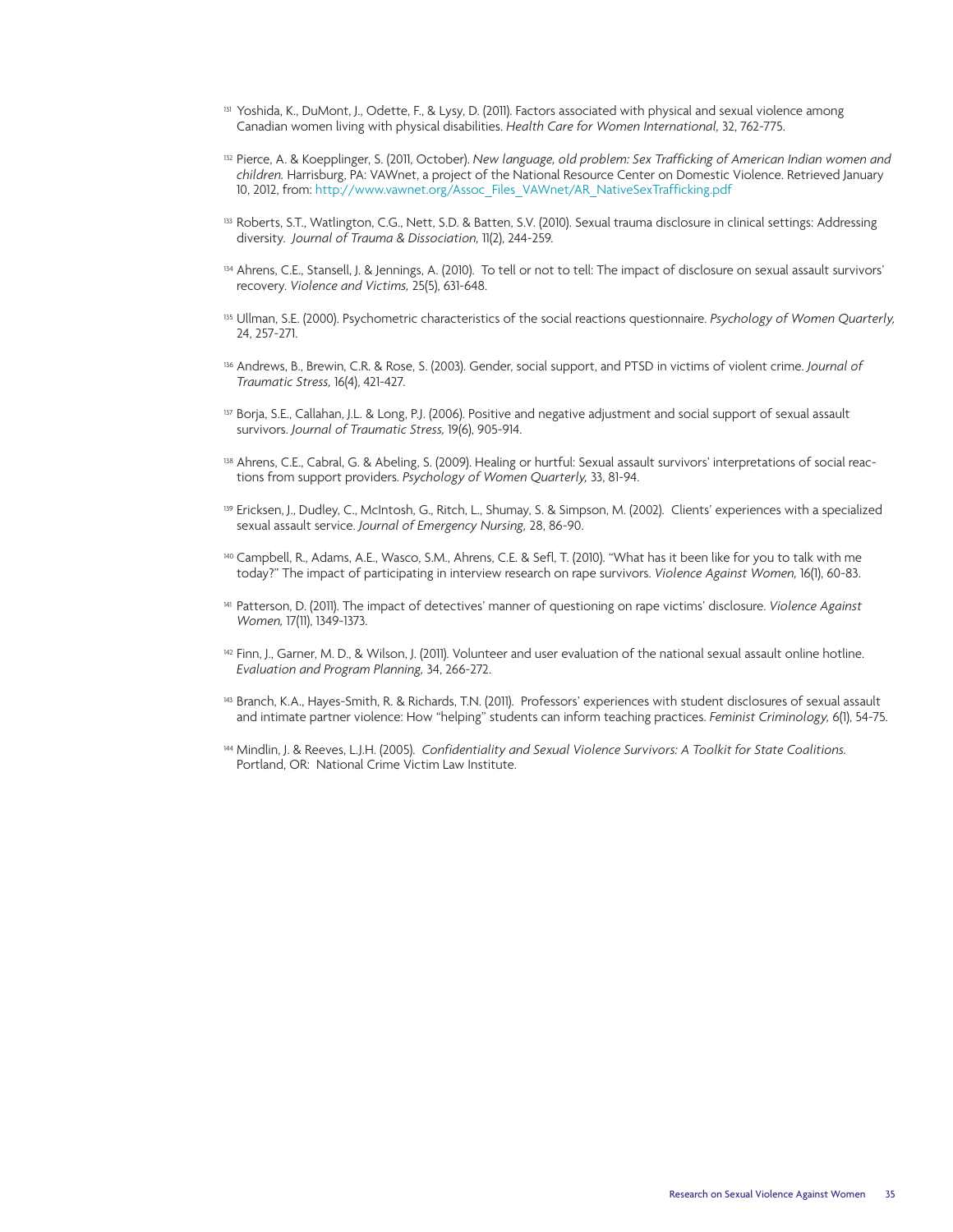[131] Yoshida, K., DuMont, J., Odette, F., & Lysy, D. (2011). Factors associated with physical and sexual violence among Canadian women living with physical disabilities. *Health Care for Women International,* 32, 762-775.

[132] Pierce, A. & Koepplinger, S. (2011, October). *New language, old problem: Sex Trafficking of American Indian women and children.* Harrisburg, PA: VAWnet, a project of the National Resource Center on Domestic Violence. Retrieved January 10, 2012, from: http://www.vawnet.org/Assoc_Files_VAWnet/AR_NativeSexTrafficking.pdf

[133] Roberts, S.T., Watlington, C.G., Nett, S.D. & Batten, S.V. (2010). Sexual trauma disclosure in clinical settings: Addressing diversity. *Journal of Trauma & Dissociation,* 11(2), 244-259.

[134] Ahrens, C.E., Stansell, J. & Jennings, A. (2010). To tell or not to tell: The impact of disclosure on sexual assault survivors' recovery. *Violence and Victims,* 25(5), 631-648.

[135] Ullman, S.E. (2000). Psychometric characteristics of the social reactions questionnaire. *Psychology of Women Quarterly,* 24, 257-271.

[136] Andrews, B., Brewin, C.R. & Rose, S. (2003). Gender, social support, and PTSD in victims of violent crime. *Journal of Traumatic Stress,* 16(4), 421-427.

[137] Borja, S.E., Callahan, J.L. & Long, P.J. (2006). Positive and negative adjustment and social support of sexual assault survivors. *Journal of Traumatic Stress,* 19(6), 905-914.

[138] Ahrens, C.E., Cabral, G. & Abeling, S. (2009). Healing or hurtful: Sexual assault survivors' interpretations of social reactions from support providers. *Psychology of Women Quarterly,* 33, 81-94.

[139] Ericksen, J., Dudley, C., McIntosh, G., Ritch, L., Shumay, S. & Simpson, M. (2002). Clients' experiences with a specialized sexual assault service. *Journal of Emergency Nursing,* 28, 86-90.

[140] Campbell, R., Adams, A.E., Wasco, S.M., Ahrens, C.E. & Sefl, T. (2010). "What has it been like for you to talk with me today?" The impact of participating in interview research on rape survivors. *Violence Against Women,* 16(1), 60-83.

[141] Patterson, D. (2011). The impact of detectives' manner of questioning on rape victims' disclosure. *Violence Against Women,* 17(11), 1349-1373.

[142] Finn, J., Garner, M. D., & Wilson, J. (2011). Volunteer and user evaluation of the national sexual assault online hotline. *Evaluation and Program Planning,* 34, 266-272.

[143] Branch, K.A., Hayes-Smith, R. & Richards, T.N. (2011). Professors' experiences with student disclosures of sexual assault and intimate partner violence: How "helping" students can inform teaching practices. *Feminist Criminology,* 6(1), 54-75.

[144] Mindlin, J. & Reeves, L.J.H. (2005). *Confidentiality and Sexual Violence Survivors: A Toolkit for State Coalitions.* Portland, OR: National Crime Victim Law Institute.